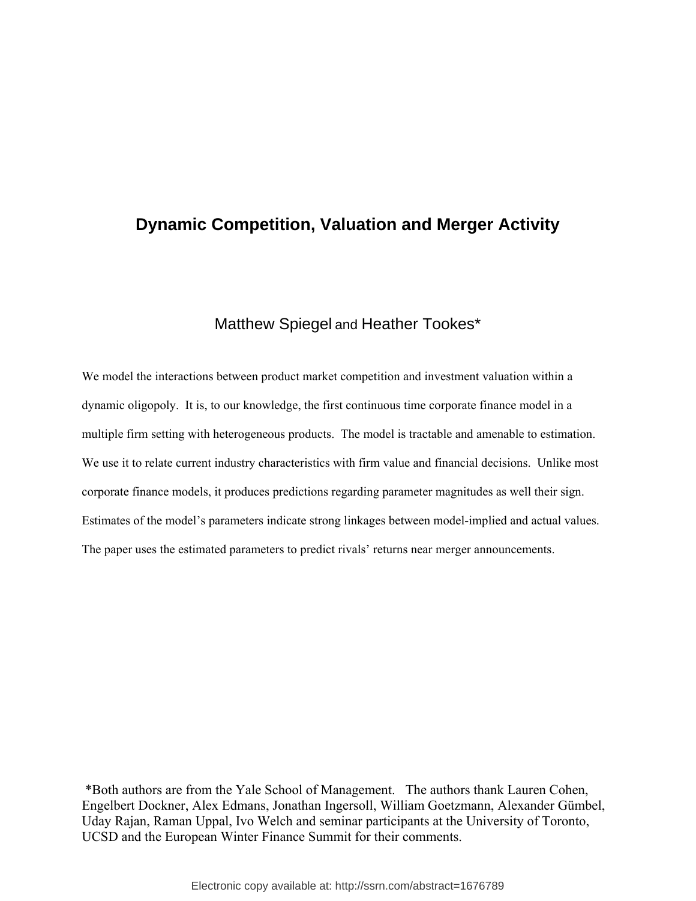# Dynamic Competition, Valuation and Merger Activity

Matthew Spiegel and Heather Tookes*

We model the interactions between product market competition and investment valuation within a dynamic oligopoly. It is, to our knowledge, the first continuous time corporate finance model in a multiple firm setting with heterogeneous products. The model is tractable and amenable to estimation. We use it to relate current industry characteristics with firm value and financial decisions. Unlike most corporate finance models, it produces predictions regarding parameter magnitudes as well their sign. Estimates of the model's parameters indicate strong linkages between model-implied and actual values. The paper uses the estimated parameters to predict rivals' returns near merger announcements.

*Both authors are from the Yale School of Management. The authors thank Lauren Cohen, Engelbert Dockner, Alex Edmans, Jonathan Ingersoll, William Goetzmann, Alexander Gümbel, Uday Rajan, Raman Uppal, Ivo Welch and seminar participants at the University of Toronto, UCSD and the European Winter Finance Summit for their comments.

Electronic copy available at: http://ssrn.com/abstract=1676789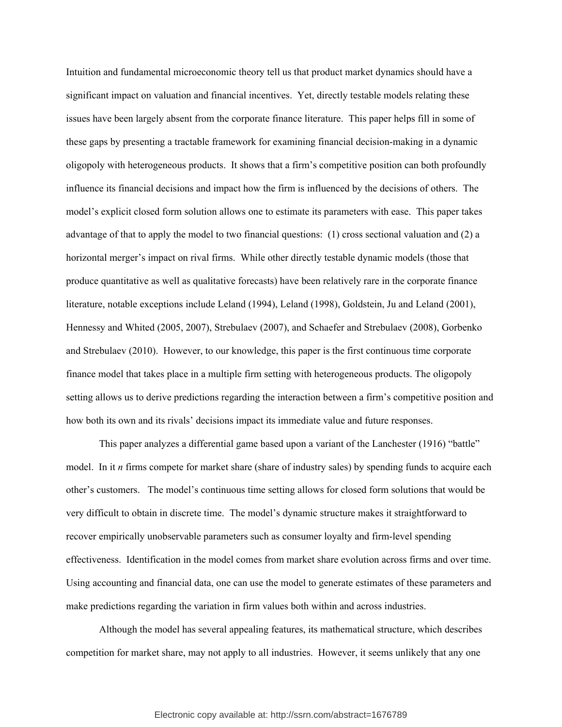Intuition and fundamental microeconomic theory tell us that product market dynamics should have a significant impact on valuation and financial incentives. Yet, directly testable models relating these issues have been largely absent from the corporate finance literature. This paper helps fill in some of these gaps by presenting a tractable framework for examining financial decision-making in a dynamic oligopoly with heterogeneous products. It shows that a firm's competitive position can both profoundly influence its financial decisions and impact how the firm is influenced by the decisions of others. The model's explicit closed form solution allows one to estimate its parameters with ease. This paper takes advantage of that to apply the model to two financial questions: (1) cross sectional valuation and (2) a horizontal merger's impact on rival firms. While other directly testable dynamic models (those that produce quantitative as well as qualitative forecasts) have been relatively rare in the corporate finance literature, notable exceptions include Leland (1994), Leland (1998), Goldstein, Ju and Leland (2001), Hennessy and Whited (2005, 2007), Strebulaev (2007), and Schaefer and Strebulaev (2008), Gorbenko and Strebulaev (2010). However, to our knowledge, this paper is the first continuous time corporate finance model that takes place in a multiple firm setting with heterogeneous products. The oligopoly setting allows us to derive predictions regarding the interaction between a firm's competitive position and how both its own and its rivals' decisions impact its immediate value and future responses.

This paper analyzes a differential game based upon a variant of the Lanchester (1916) "battle" model. In it *n* firms compete for market share (share of industry sales) by spending funds to acquire each other's customers. The model's continuous time setting allows for closed form solutions that would be very difficult to obtain in discrete time. The model's dynamic structure makes it straightforward to recover empirically unobservable parameters such as consumer loyalty and firm-level spending effectiveness. Identification in the model comes from market share evolution across firms and over time. Using accounting and financial data, one can use the model to generate estimates of these parameters and make predictions regarding the variation in firm values both within and across industries.

Although the model has several appealing features, its mathematical structure, which describes competition for market share, may not apply to all industries. However, it seems unlikely that any one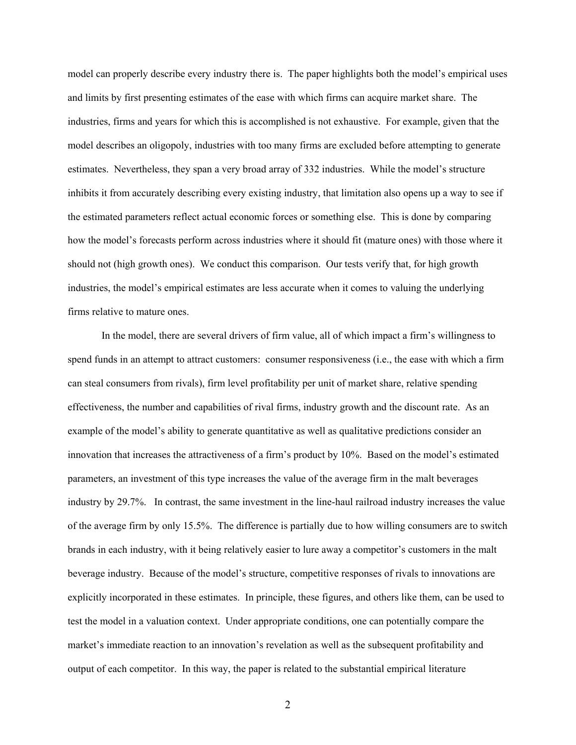model can properly describe every industry there is. The paper highlights both the model's empirical uses and limits by first presenting estimates of the ease with which firms can acquire market share. The industries, firms and years for which this is accomplished is not exhaustive. For example, given that the model describes an oligopoly, industries with too many firms are excluded before attempting to generate estimates. Nevertheless, they span a very broad array of 332 industries. While the model's structure inhibits it from accurately describing every existing industry, that limitation also opens up a way to see if the estimated parameters reflect actual economic forces or something else. This is done by comparing how the model's forecasts perform across industries where it should fit (mature ones) with those where it should not (high growth ones). We conduct this comparison. Our tests verify that, for high growth industries, the model's empirical estimates are less accurate when it comes to valuing the underlying firms relative to mature ones.

In the model, there are several drivers of firm value, all of which impact a firm's willingness to spend funds in an attempt to attract customers: consumer responsiveness (i.e., the ease with which a firm can steal consumers from rivals), firm level profitability per unit of market share, relative spending effectiveness, the number and capabilities of rival firms, industry growth and the discount rate. As an example of the model's ability to generate quantitative as well as qualitative predictions consider an innovation that increases the attractiveness of a firm's product by 10%. Based on the model's estimated parameters, an investment of this type increases the value of the average firm in the malt beverages industry by 29.7%. In contrast, the same investment in the line-haul railroad industry increases the value of the average firm by only 15.5%. The difference is partially due to how willing consumers are to switch brands in each industry, with it being relatively easier to lure away a competitor's customers in the malt beverage industry. Because of the model's structure, competitive responses of rivals to innovations are explicitly incorporated in these estimates. In principle, these figures, and others like them, can be used to test the model in a valuation context. Under appropriate conditions, one can potentially compare the market's immediate reaction to an innovation's revelation as well as the subsequent profitability and output of each competitor. In this way, the paper is related to the substantial empirical literature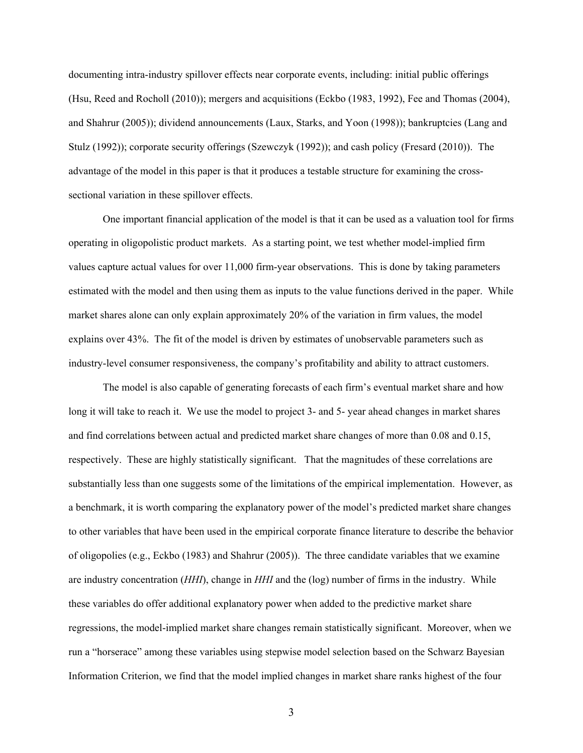documenting intra-industry spillover effects near corporate events, including: initial public offerings (Hsu, Reed and Rocholl (2010)); mergers and acquisitions (Eckbo (1983, 1992), Fee and Thomas (2004), and Shahrur (2005)); dividend announcements (Laux, Starks, and Yoon (1998)); bankruptcies (Lang and Stulz (1992)); corporate security offerings (Szewczyk (1992)); and cash policy (Fresard (2010)). The advantage of the model in this paper is that it produces a testable structure for examining the cross-sectional variation in these spillover effects.

One important financial application of the model is that it can be used as a valuation tool for firms operating in oligopolistic product markets. As a starting point, we test whether model-implied firm values capture actual values for over 11,000 firm-year observations. This is done by taking parameters estimated with the model and then using them as inputs to the value functions derived in the paper. While market shares alone can only explain approximately 20% of the variation in firm values, the model explains over 43%. The fit of the model is driven by estimates of unobservable parameters such as industry-level consumer responsiveness, the company's profitability and ability to attract customers.

The model is also capable of generating forecasts of each firm's eventual market share and how long it will take to reach it. We use the model to project 3- and 5- year ahead changes in market shares and find correlations between actual and predicted market share changes of more than 0.08 and 0.15, respectively. These are highly statistically significant. That the magnitudes of these correlations are substantially less than one suggests some of the limitations of the empirical implementation. However, as a benchmark, it is worth comparing the explanatory power of the model's predicted market share changes to other variables that have been used in the empirical corporate finance literature to describe the behavior of oligopolies (e.g., Eckbo (1983) and Shahrur (2005)). The three candidate variables that we examine are industry concentration (*HHI*), change in *HHI* and the (log) number of firms in the industry. While these variables do offer additional explanatory power when added to the predictive market share regressions, the model-implied market share changes remain statistically significant. Moreover, when we run a "horserace" among these variables using stepwise model selection based on the Schwarz Bayesian Information Criterion, we find that the model implied changes in market share ranks highest of the four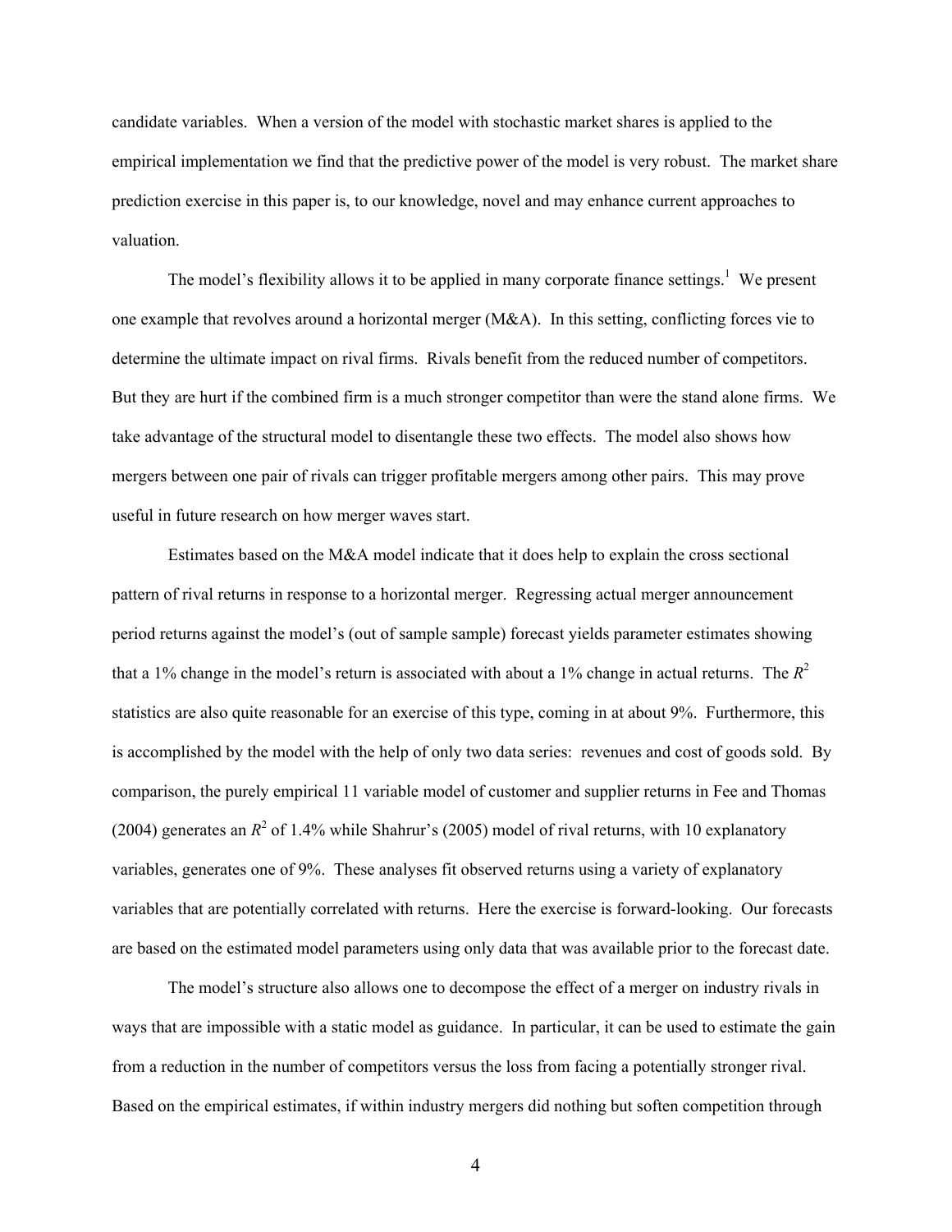candidate variables. When a version of the model with stochastic market shares is applied to the empirical implementation we find that the predictive power of the model is very robust. The market share prediction exercise in this paper is, to our knowledge, novel and may enhance current approaches to valuation.

The model's flexibility allows it to be applied in many corporate finance settings.[1] We present one example that revolves around a horizontal merger (M&A). In this setting, conflicting forces vie to determine the ultimate impact on rival firms. Rivals benefit from the reduced number of competitors. But they are hurt if the combined firm is a much stronger competitor than were the stand alone firms. We take advantage of the structural model to disentangle these two effects. The model also shows how mergers between one pair of rivals can trigger profitable mergers among other pairs. This may prove useful in future research on how merger waves start.

Estimates based on the M&A model indicate that it does help to explain the cross sectional pattern of rival returns in response to a horizontal merger. Regressing actual merger announcement period returns against the model's (out of sample sample) forecast yields parameter estimates showing that a 1% change in the model's return is associated with about a 1% change in actual returns. The $R^2$ statistics are also quite reasonable for an exercise of this type, coming in at about 9%. Furthermore, this is accomplished by the model with the help of only two data series: revenues and cost of goods sold. By comparison, the purely empirical 11 variable model of customer and supplier returns in Fee and Thomas (2004) generates an $R^2$ of 1.4% while Shahrur's (2005) model of rival returns, with 10 explanatory variables, generates one of 9%. These analyses fit observed returns using a variety of explanatory variables that are potentially correlated with returns. Here the exercise is forward-looking. Our forecasts are based on the estimated model parameters using only data that was available prior to the forecast date.

The model's structure also allows one to decompose the effect of a merger on industry rivals in ways that are impossible with a static model as guidance. In particular, it can be used to estimate the gain from a reduction in the number of competitors versus the loss from facing a potentially stronger rival. Based on the empirical estimates, if within industry mergers did nothing but soften competition through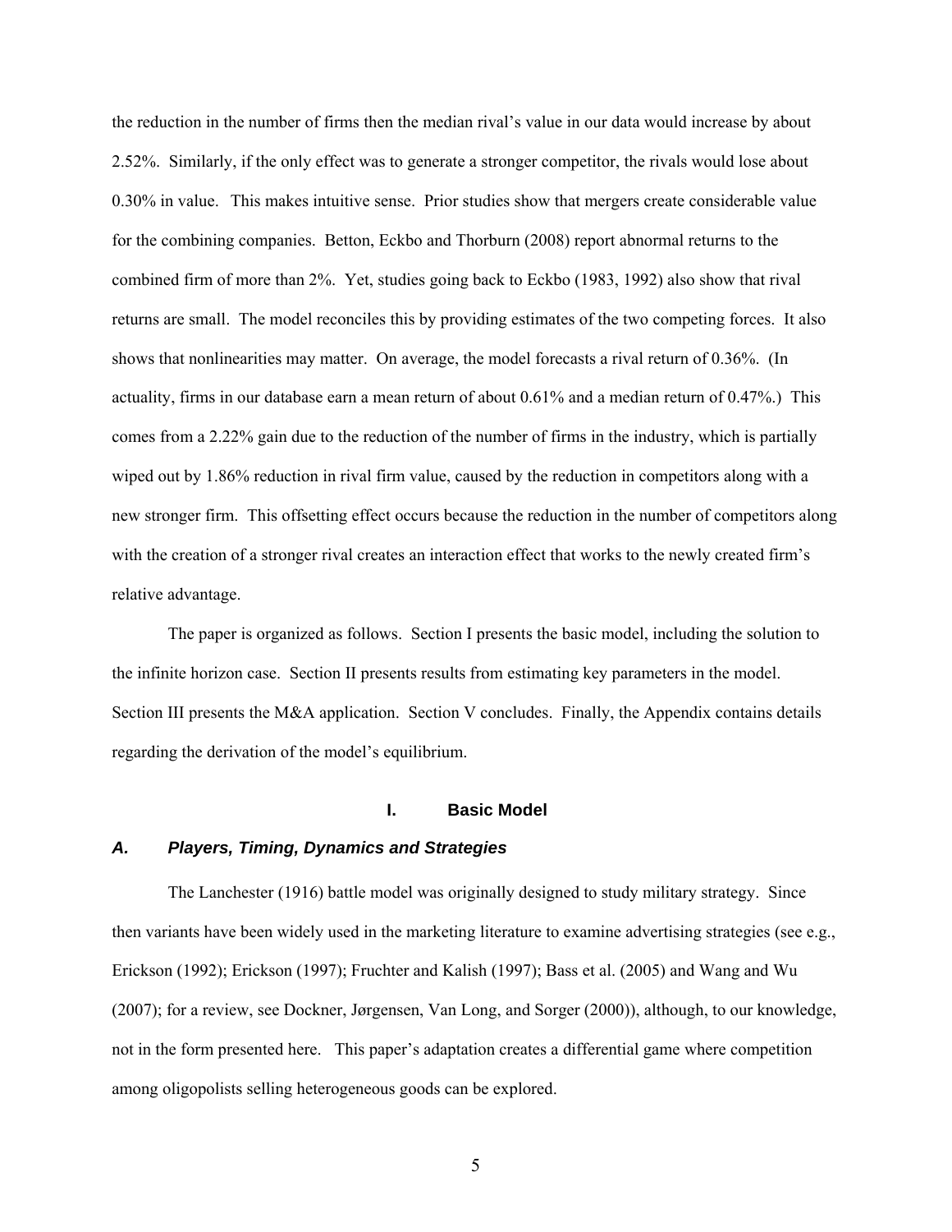the reduction in the number of firms then the median rival's value in our data would increase by about 2.52%. Similarly, if the only effect was to generate a stronger competitor, the rivals would lose about 0.30% in value. This makes intuitive sense. Prior studies show that mergers create considerable value for the combining companies. Betton, Eckbo and Thorburn (2008) report abnormal returns to the combined firm of more than 2%. Yet, studies going back to Eckbo (1983, 1992) also show that rival returns are small. The model reconciles this by providing estimates of the two competing forces. It also shows that nonlinearities may matter. On average, the model forecasts a rival return of 0.36%. (In actuality, firms in our database earn a mean return of about 0.61% and a median return of 0.47%.) This comes from a 2.22% gain due to the reduction of the number of firms in the industry, which is partially wiped out by 1.86% reduction in rival firm value, caused by the reduction in competitors along with a new stronger firm. This offsetting effect occurs because the reduction in the number of competitors along with the creation of a stronger rival creates an interaction effect that works to the newly created firm's relative advantage.

The paper is organized as follows. Section I presents the basic model, including the solution to the infinite horizon case. Section II presents results from estimating key parameters in the model. Section III presents the M&A application. Section V concludes. Finally, the Appendix contains details regarding the derivation of the model's equilibrium.

# I. Basic Model

## *A. Players, Timing, Dynamics and Strategies*

The Lanchester (1916) battle model was originally designed to study military strategy. Since then variants have been widely used in the marketing literature to examine advertising strategies (see e.g., Erickson (1992); Erickson (1997); Fruchter and Kalish (1997); Bass et al. (2005) and Wang and Wu (2007); for a review, see Dockner, Jørgensen, Van Long, and Sorger (2000)), although, to our knowledge, not in the form presented here. This paper's adaptation creates a differential game where competition among oligopolists selling heterogeneous goods can be explored.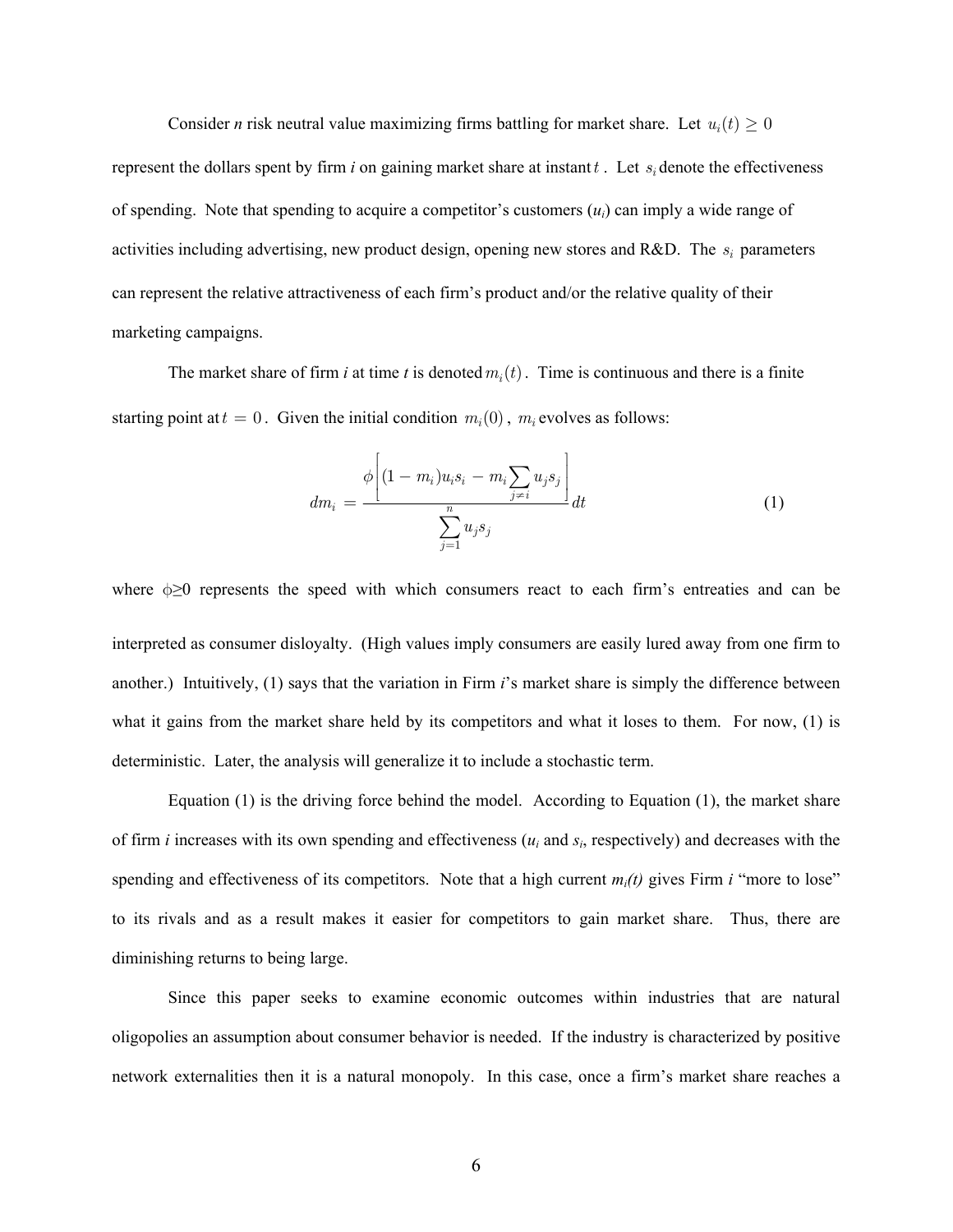Consider *n* risk neutral value maximizing firms battling for market share. Let $u_i(t) \geq 0$ represent the dollars spent by firm *i* on gaining market share at instant $t$. Let $s_i$ denote the effectiveness of spending. Note that spending to acquire a competitor's customers ($u_i$) can imply a wide range of activities including advertising, new product design, opening new stores and R&D. The $s_i$ parameters can represent the relative attractiveness of each firm's product and/or the relative quality of their marketing campaigns.

The market share of firm *i* at time *t* is denoted $m_i(t)$. Time is continuous and there is a finite starting point at $t = 0$. Given the initial condition $m_i(0)$, $m_i$ evolves as follows:

$$dm_i = \frac{\phi\left[(1 - m_i)u_i s_i - m_i \sum_{j \neq i} u_j s_j\right]}{\sum_{j=1}^{n} u_j s_j} dt \qquad (1)$$

where $\phi \geq 0$ represents the speed with which consumers react to each firm's entreaties and can be interpreted as consumer disloyalty. (High values imply consumers are easily lured away from one firm to another.) Intuitively, (1) says that the variation in Firm *i*'s market share is simply the difference between what it gains from the market share held by its competitors and what it loses to them. For now, (1) is deterministic. Later, the analysis will generalize it to include a stochastic term.

Equation (1) is the driving force behind the model. According to Equation (1), the market share of firm *i* increases with its own spending and effectiveness ($u_i$ and $s_i$, respectively) and decreases with the spending and effectiveness of its competitors. Note that a high current $m_i(t)$ gives Firm *i* "more to lose" to its rivals and as a result makes it easier for competitors to gain market share. Thus, there are diminishing returns to being large.

Since this paper seeks to examine economic outcomes within industries that are natural oligopolies an assumption about consumer behavior is needed. If the industry is characterized by positive network externalities then it is a natural monopoly. In this case, once a firm's market share reaches a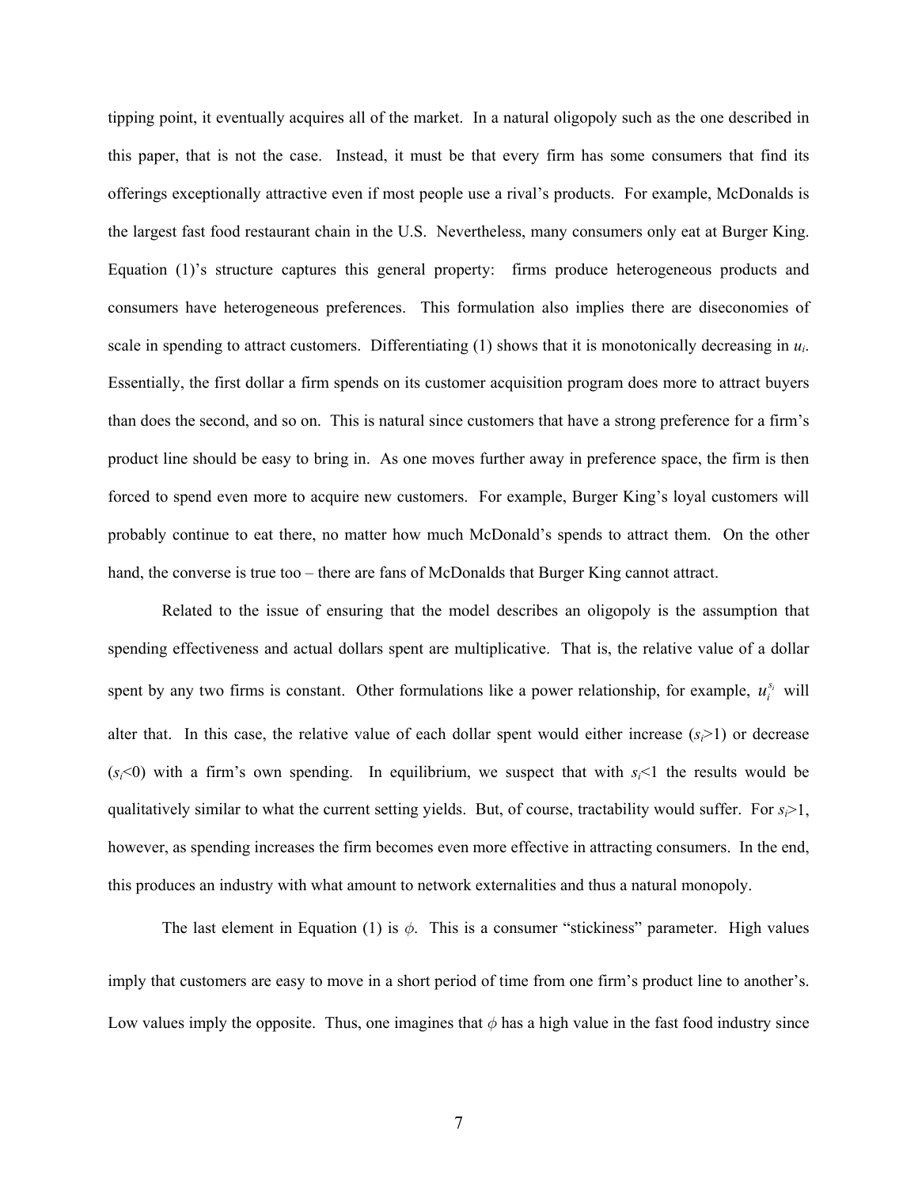tipping point, it eventually acquires all of the market. In a natural oligopoly such as the one described in this paper, that is not the case. Instead, it must be that every firm has some consumers that find its offerings exceptionally attractive even if most people use a rival's products. For example, McDonalds is the largest fast food restaurant chain in the U.S. Nevertheless, many consumers only eat at Burger King. Equation (1)'s structure captures this general property: firms produce heterogeneous products and consumers have heterogeneous preferences. This formulation also implies there are diseconomies of scale in spending to attract customers. Differentiating (1) shows that it is monotonically decreasing in $u_i$. Essentially, the first dollar a firm spends on its customer acquisition program does more to attract buyers than does the second, and so on. This is natural since customers that have a strong preference for a firm's product line should be easy to bring in. As one moves further away in preference space, the firm is then forced to spend even more to acquire new customers. For example, Burger King's loyal customers will probably continue to eat there, no matter how much McDonald's spends to attract them. On the other hand, the converse is true too – there are fans of McDonalds that Burger King cannot attract.

Related to the issue of ensuring that the model describes an oligopoly is the assumption that spending effectiveness and actual dollars spent are multiplicative. That is, the relative value of a dollar spent by any two firms is constant. Other formulations like a power relationship, for example, $u_i^{s_i}$ will alter that. In this case, the relative value of each dollar spent would either increase ($s_i$>1) or decrease ($s_i$<0) with a firm's own spending. In equilibrium, we suspect that with $s_i$<1 the results would be qualitatively similar to what the current setting yields. But, of course, tractability would suffer. For $s_i$>1, however, as spending increases the firm becomes even more effective in attracting consumers. In the end, this produces an industry with what amount to network externalities and thus a natural monopoly.

The last element in Equation (1) is $\phi$. This is a consumer "stickiness" parameter. High values imply that customers are easy to move in a short period of time from one firm's product line to another's. Low values imply the opposite. Thus, one imagines that $\phi$ has a high value in the fast food industry since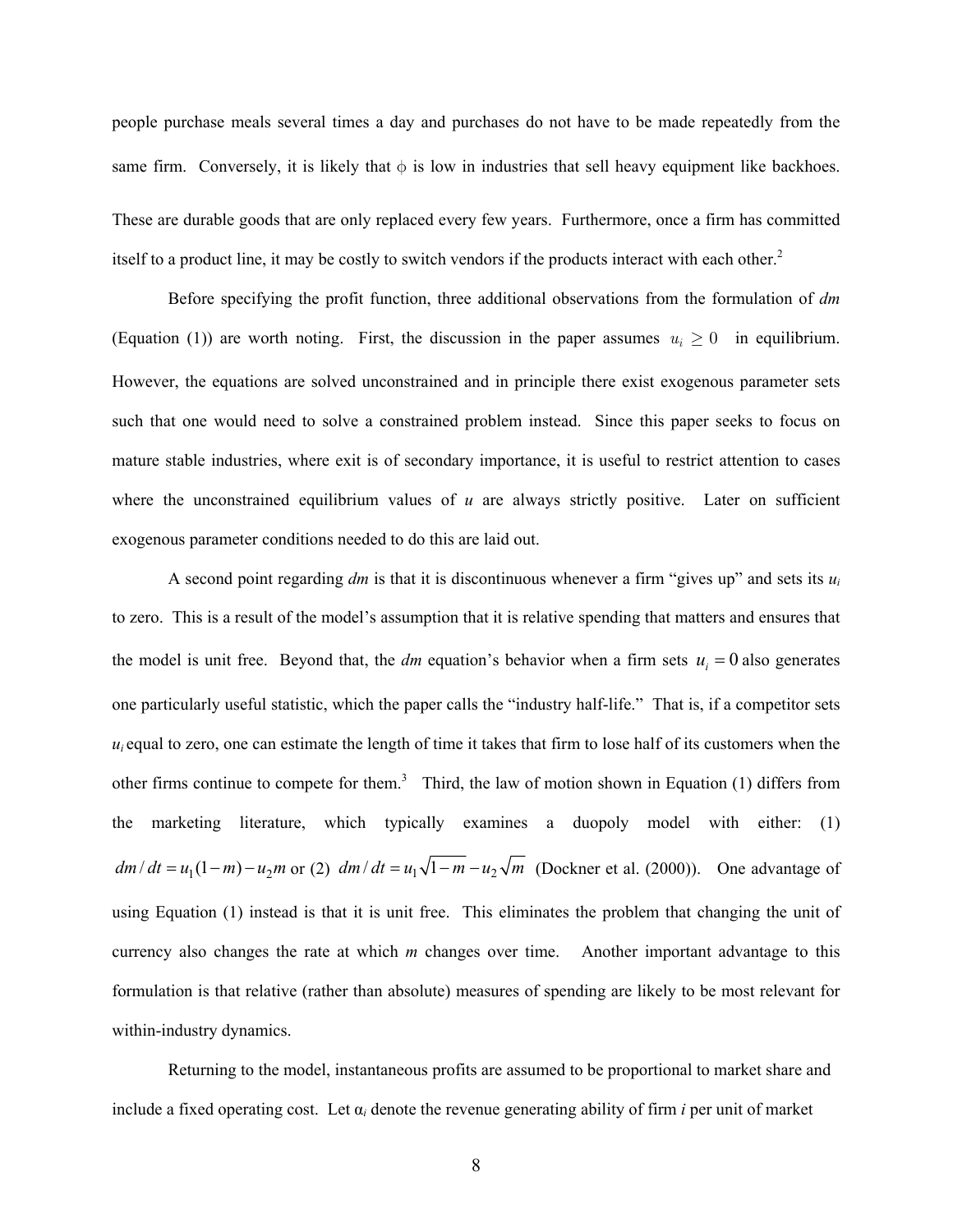people purchase meals several times a day and purchases do not have to be made repeatedly from the same firm. Conversely, it is likely that $\phi$ is low in industries that sell heavy equipment like backhoes. These are durable goods that are only replaced every few years. Furthermore, once a firm has committed itself to a product line, it may be costly to switch vendors if the products interact with each other.[2]

Before specifying the profit function, three additional observations from the formulation of *dm* (Equation (1)) are worth noting. First, the discussion in the paper assumes $u_i \geq 0$ in equilibrium. However, the equations are solved unconstrained and in principle there exist exogenous parameter sets such that one would need to solve a constrained problem instead. Since this paper seeks to focus on mature stable industries, where exit is of secondary importance, it is useful to restrict attention to cases where the unconstrained equilibrium values of *u* are always strictly positive. Later on sufficient exogenous parameter conditions needed to do this are laid out.

A second point regarding *dm* is that it is discontinuous whenever a firm "gives up" and sets its $u_i$ to zero. This is a result of the model's assumption that it is relative spending that matters and ensures that the model is unit free. Beyond that, the *dm* equation's behavior when a firm sets $u_i = 0$ also generates one particularly useful statistic, which the paper calls the "industry half-life." That is, if a competitor sets $u_i$ equal to zero, one can estimate the length of time it takes that firm to lose half of its customers when the other firms continue to compete for them.[3] Third, the law of motion shown in Equation (1) differs from the marketing literature, which typically examines a duopoly model with either: (1) $dm/dt = u_1(1-m) - u_2 m$ or (2) $dm/dt = u_1\sqrt{1-m} - u_2\sqrt{m}$ (Dockner et al. (2000)). One advantage of using Equation (1) instead is that it is unit free. This eliminates the problem that changing the unit of currency also changes the rate at which *m* changes over time. Another important advantage to this formulation is that relative (rather than absolute) measures of spending are likely to be most relevant for within-industry dynamics.

Returning to the model, instantaneous profits are assumed to be proportional to market share and include a fixed operating cost. Let $\alpha_i$ denote the revenue generating ability of firm *i* per unit of market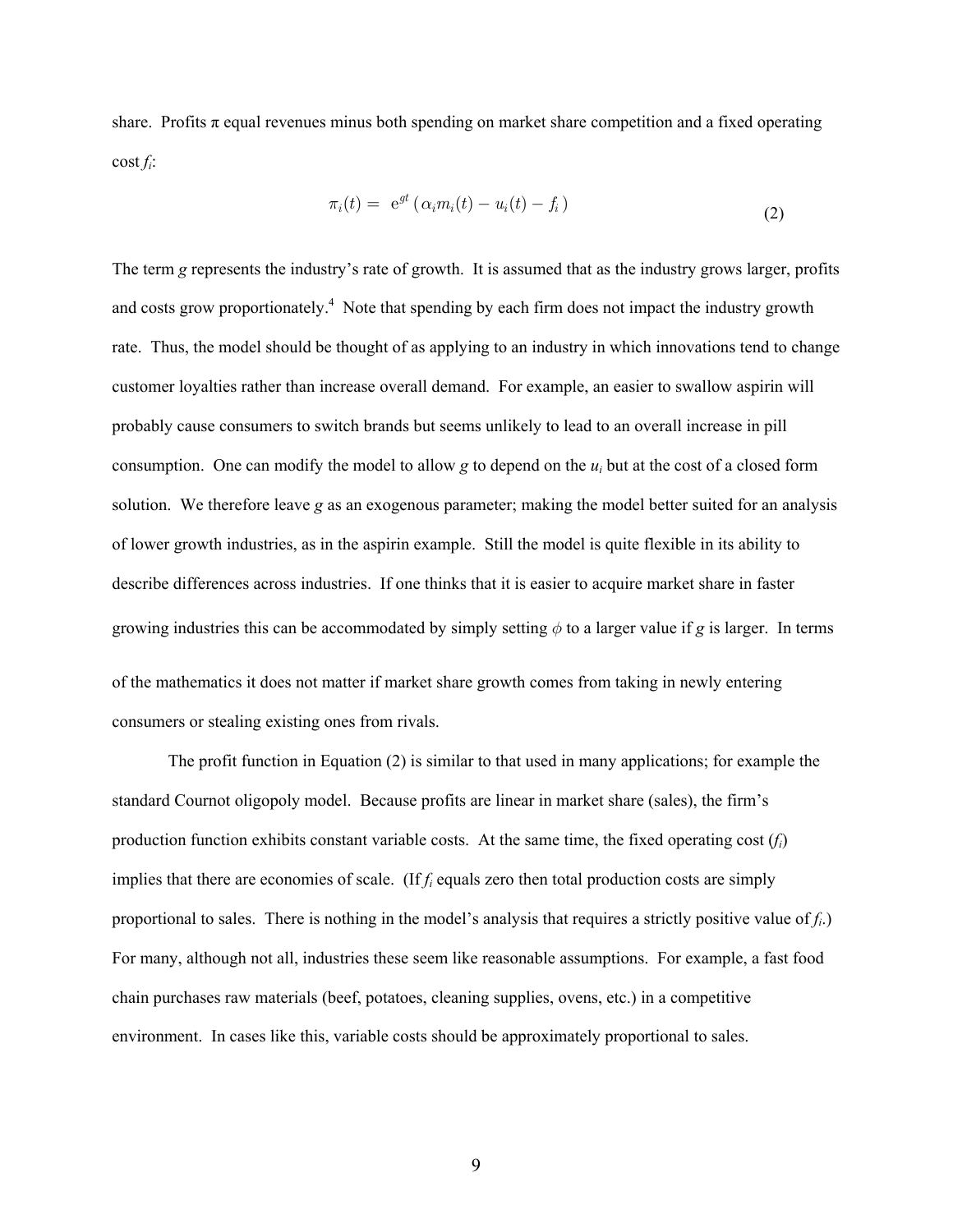share. Profits $\pi$ equal revenues minus both spending on market share competition and a fixed operating cost $f_i$:

$$\pi_i(t) = e^{gt} \left( \alpha_i m_i(t) - u_i(t) - f_i \right) \tag{2}$$

The term $g$ represents the industry's rate of growth. It is assumed that as the industry grows larger, profits and costs grow proportionately.[4] Note that spending by each firm does not impact the industry growth rate. Thus, the model should be thought of as applying to an industry in which innovations tend to change customer loyalties rather than increase overall demand. For example, an easier to swallow aspirin will probably cause consumers to switch brands but seems unlikely to lead to an overall increase in pill consumption. One can modify the model to allow $g$ to depend on the $u_i$ but at the cost of a closed form solution. We therefore leave $g$ as an exogenous parameter; making the model better suited for an analysis of lower growth industries, as in the aspirin example. Still the model is quite flexible in its ability to describe differences across industries. If one thinks that it is easier to acquire market share in faster growing industries this can be accommodated by simply setting $\phi$ to a larger value if $g$ is larger. In terms of the mathematics it does not matter if market share growth comes from taking in newly entering consumers or stealing existing ones from rivals.

The profit function in Equation (2) is similar to that used in many applications; for example the standard Cournot oligopoly model. Because profits are linear in market share (sales), the firm's production function exhibits constant variable costs. At the same time, the fixed operating cost ($f_i$) implies that there are economies of scale. (If $f_i$ equals zero then total production costs are simply proportional to sales. There is nothing in the model's analysis that requires a strictly positive value of $f_i$.) For many, although not all, industries these seem like reasonable assumptions. For example, a fast food chain purchases raw materials (beef, potatoes, cleaning supplies, ovens, etc.) in a competitive environment. In cases like this, variable costs should be approximately proportional to sales.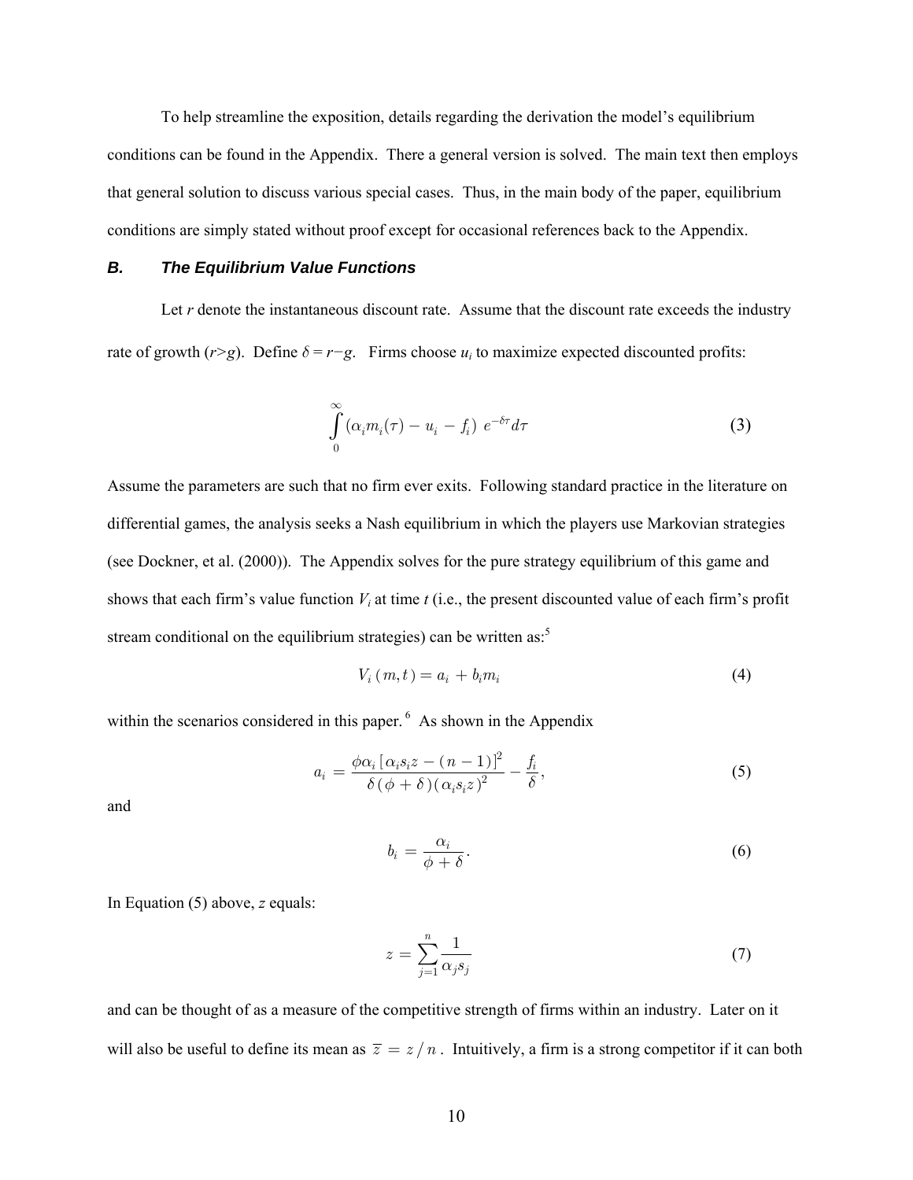To help streamline the exposition, details regarding the derivation the model's equilibrium conditions can be found in the Appendix. There a general version is solved. The main text then employs that general solution to discuss various special cases. Thus, in the main body of the paper, equilibrium conditions are simply stated without proof except for occasional references back to the Appendix.

### *B. The Equilibrium Value Functions*

Let $r$ denote the instantaneous discount rate. Assume that the discount rate exceeds the industry rate of growth ($r>g$). Define $\delta = r-g$. Firms choose $u_i$ to maximize expected discounted profits:

$$\int_{0}^{\infty} \left(\alpha_i m_i(\tau) - u_i - f_i\right) \, e^{-\delta\tau} d\tau \tag{3}$$

Assume the parameters are such that no firm ever exits. Following standard practice in the literature on differential games, the analysis seeks a Nash equilibrium in which the players use Markovian strategies (see Dockner, et al. (2000)). The Appendix solves for the pure strategy equilibrium of this game and shows that each firm's value function $V_i$ at time $t$ (i.e., the present discounted value of each firm's profit stream conditional on the equilibrium strategies) can be written as:[5]

$$V_i\left(m,t\right) = a_i + b_i m_i \tag{4}$$

within the scenarios considered in this paper.[6] As shown in the Appendix

$$a_i = \frac{\phi\alpha_i\left[\alpha_i s_i z - (n-1)\right]^2}{\delta\left(\phi+\delta\right)\left(\alpha_i s_i z\right)^2} - \frac{f_i}{\delta}, \tag{5}$$

and

$$b_i = \frac{\alpha_i}{\phi+\delta}. \tag{6}$$

In Equation (5) above, $z$ equals:

$$z = \sum_{j=1}^{n} \frac{1}{\alpha_j s_j} \tag{7}$$

and can be thought of as a measure of the competitive strength of firms within an industry. Later on it will also be useful to define its mean as $\bar{z} = z / n$. Intuitively, a firm is a strong competitor if it can both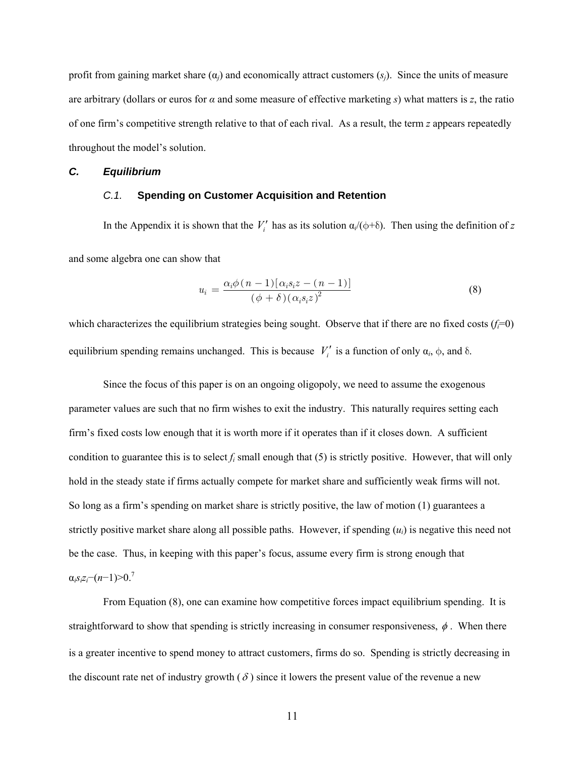profit from gaining market share ($\alpha_j$) and economically attract customers ($s_j$). Since the units of measure are arbitrary (dollars or euros for $\alpha$ and some measure of effective marketing $s$) what matters is $z$, the ratio of one firm's competitive strength relative to that of each rival. As a result, the term $z$ appears repeatedly throughout the model's solution.

## C. Equilibrium

### C.1. Spending on Customer Acquisition and Retention

In the Appendix it is shown that the $V_i'$ has as its solution $\alpha_i/(\phi+\delta)$. Then using the definition of $z$ and some algebra one can show that

$$u_i = \frac{\alpha_i \phi (n-1)[\alpha_i s_i z - (n-1)]}{(\phi+\delta)(\alpha_i s_i z)^2} \tag{8}$$

which characterizes the equilibrium strategies being sought. Observe that if there are no fixed costs ($f_i$=0) equilibrium spending remains unchanged. This is because $V_i'$ is a function of only $\alpha_i$, $\phi$, and $\delta$.

Since the focus of this paper is on an ongoing oligopoly, we need to assume the exogenous parameter values are such that no firm wishes to exit the industry. This naturally requires setting each firm's fixed costs low enough that it is worth more if it operates than if it closes down. A sufficient condition to guarantee this is to select $f_i$ small enough that (5) is strictly positive. However, that will only hold in the steady state if firms actually compete for market share and sufficiently weak firms will not. So long as a firm's spending on market share is strictly positive, the law of motion (1) guarantees a strictly positive market share along all possible paths. However, if spending ($u_i$) is negative this need not be the case. Thus, in keeping with this paper's focus, assume every firm is strong enough that $\alpha_i s_i z_i-(n-1)>0$.[7]

From Equation (8), one can examine how competitive forces impact equilibrium spending. It is straightforward to show that spending is strictly increasing in consumer responsiveness, $\phi$. When there is a greater incentive to spend money to attract customers, firms do so. Spending is strictly decreasing in the discount rate net of industry growth ($\delta$) since it lowers the present value of the revenue a new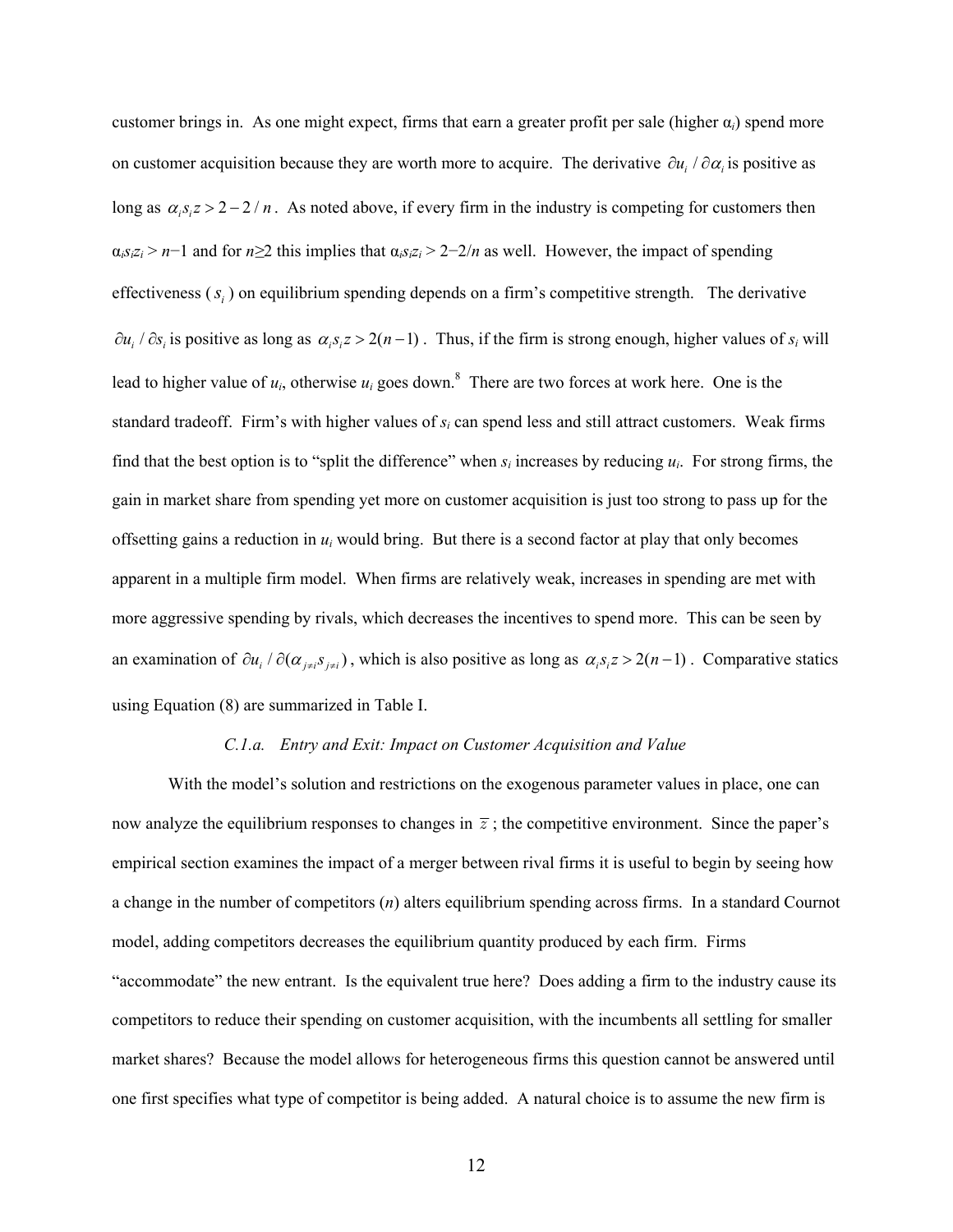customer brings in. As one might expect, firms that earn a greater profit per sale (higher $\alpha_i$) spend more on customer acquisition because they are worth more to acquire. The derivative $\partial u_i / \partial \alpha_i$ is positive as long as $\alpha_i s_i z > 2 - 2/n$. As noted above, if every firm in the industry is competing for customers then $\alpha_i s_i z_i > n-1$ and for $n \geq 2$ this implies that $\alpha_i s_i z_i > 2-2/n$ as well. However, the impact of spending effectiveness ($s_i$) on equilibrium spending depends on a firm's competitive strength. The derivative $\partial u_i / \partial s_i$ is positive as long as $\alpha_i s_i z > 2(n-1)$. Thus, if the firm is strong enough, higher values of $s_i$ will lead to higher value of $u_i$, otherwise $u_i$ goes down.[8] There are two forces at work here. One is the standard tradeoff. Firm's with higher values of $s_i$ can spend less and still attract customers. Weak firms find that the best option is to "split the difference" when $s_i$ increases by reducing $u_i$. For strong firms, the gain in market share from spending yet more on customer acquisition is just too strong to pass up for the offsetting gains a reduction in $u_i$ would bring. But there is a second factor at play that only becomes apparent in a multiple firm model. When firms are relatively weak, increases in spending are met with more aggressive spending by rivals, which decreases the incentives to spend more. This can be seen by an examination of $\partial u_i / \partial(\alpha_{j \neq i} s_{j \neq i})$, which is also positive as long as $\alpha_i s_i z > 2(n-1)$. Comparative statics using Equation (8) are summarized in Table I.

*C.1.a. Entry and Exit: Impact on Customer Acquisition and Value*

With the model's solution and restrictions on the exogenous parameter values in place, one can now analyze the equilibrium responses to changes in $\bar{z}$; the competitive environment. Since the paper's empirical section examines the impact of a merger between rival firms it is useful to begin by seeing how a change in the number of competitors ($n$) alters equilibrium spending across firms. In a standard Cournot model, adding competitors decreases the equilibrium quantity produced by each firm. Firms "accommodate" the new entrant. Is the equivalent true here? Does adding a firm to the industry cause its competitors to reduce their spending on customer acquisition, with the incumbents all settling for smaller market shares? Because the model allows for heterogeneous firms this question cannot be answered until one first specifies what type of competitor is being added. A natural choice is to assume the new firm is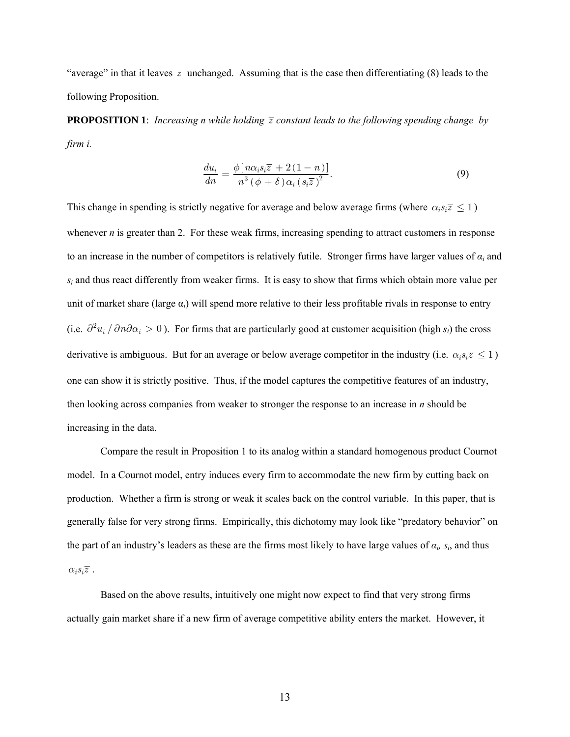"average" in that it leaves $\overline{z}$ unchanged. Assuming that is the case then differentiating (8) leads to the following Proposition.

**PROPOSITION 1**: *Increasing n while holding $\overline{z}$ constant leads to the following spending change by firm i.*

$$\frac{du_i}{dn} = \frac{\phi\left[n\alpha_i s_i \overline{z} + 2(1-n)\right]}{n^3(\phi+\delta)\alpha_i (s_i\overline{z})^2}. \tag{9}$$

This change in spending is strictly negative for average and below average firms (where $\alpha_i s_i \overline{z} \leq 1$) whenever *n* is greater than 2. For these weak firms, increasing spending to attract customers in response to an increase in the number of competitors is relatively futile. Stronger firms have larger values of $\alpha_i$ and $s_i$ and thus react differently from weaker firms. It is easy to show that firms which obtain more value per unit of market share (large $\alpha_i$) will spend more relative to their less profitable rivals in response to entry (i.e. $\partial^2 u_i / \partial n \partial \alpha_i > 0$). For firms that are particularly good at customer acquisition (high $s_i$) the cross derivative is ambiguous. But for an average or below average competitor in the industry (i.e. $\alpha_i s_i \overline{z} \leq 1$) one can show it is strictly positive. Thus, if the model captures the competitive features of an industry, then looking across companies from weaker to stronger the response to an increase in *n* should be increasing in the data.

Compare the result in Proposition 1 to its analog within a standard homogenous product Cournot model. In a Cournot model, entry induces every firm to accommodate the new firm by cutting back on production. Whether a firm is strong or weak it scales back on the control variable. In this paper, that is generally false for very strong firms. Empirically, this dichotomy may look like "predatory behavior" on the part of an industry's leaders as these are the firms most likely to have large values of $\alpha_i$, $s_i$, and thus $\alpha_i s_i \overline{z}$.

Based on the above results, intuitively one might now expect to find that very strong firms actually gain market share if a new firm of average competitive ability enters the market. However, it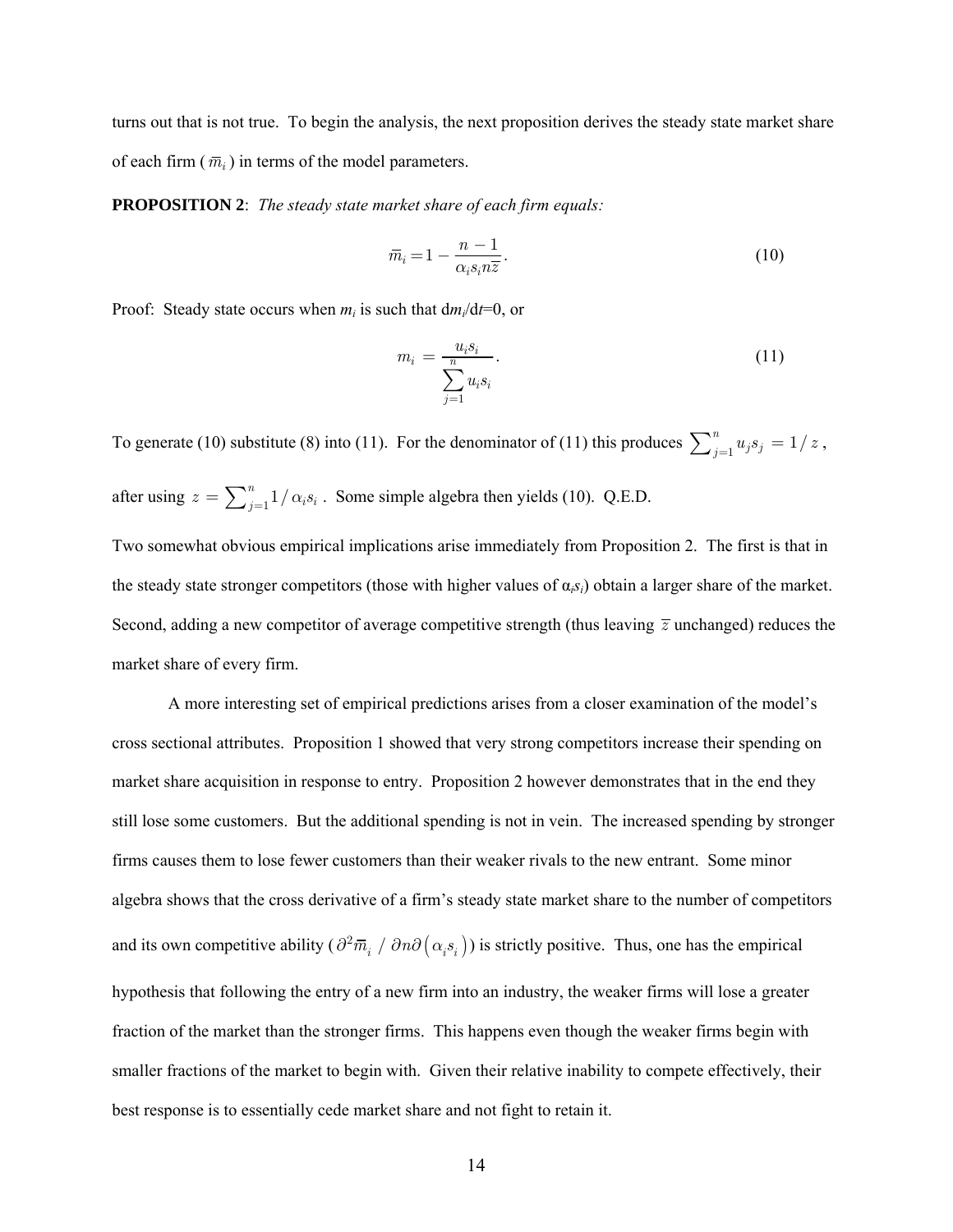turns out that is not true. To begin the analysis, the next proposition derives the steady state market share of each firm ( $\bar{m}_i$ ) in terms of the model parameters.

**PROPOSITION 2**: *The steady state market share of each firm equals:*

$$\bar{m}_i = 1 - \frac{n-1}{\alpha_i s_i n \bar{z}}. \tag{10}$$

Proof: Steady state occurs when $m_i$ is such that d$m_i$/d$t$=0, or

$$m_i = \frac{u_i s_i}{\sum_{j=1}^{n} u_i s_i}. \tag{11}$$

To generate (10) substitute (8) into (11). For the denominator of (11) this produces $\sum_{j=1}^{n} u_j s_j = 1/z$, after using $z = \sum_{j=1}^{n} 1/\alpha_i s_i$. Some simple algebra then yields (10). Q.E.D.

Two somewhat obvious empirical implications arise immediately from Proposition 2. The first is that in the steady state stronger competitors (those with higher values of $\alpha_i s_i$) obtain a larger share of the market. Second, adding a new competitor of average competitive strength (thus leaving $\bar{z}$ unchanged) reduces the market share of every firm.

A more interesting set of empirical predictions arises from a closer examination of the model's cross sectional attributes. Proposition 1 showed that very strong competitors increase their spending on market share acquisition in response to entry. Proposition 2 however demonstrates that in the end they still lose some customers. But the additional spending is not in vein. The increased spending by stronger firms causes them to lose fewer customers than their weaker rivals to the new entrant. Some minor algebra shows that the cross derivative of a firm's steady state market share to the number of competitors and its own competitive ability ($\partial^2 \bar{m}_i / \partial n \partial(\alpha_i s_i)$) is strictly positive. Thus, one has the empirical hypothesis that following the entry of a new firm into an industry, the weaker firms will lose a greater fraction of the market than the stronger firms. This happens even though the weaker firms begin with smaller fractions of the market to begin with. Given their relative inability to compete effectively, their best response is to essentially cede market share and not fight to retain it.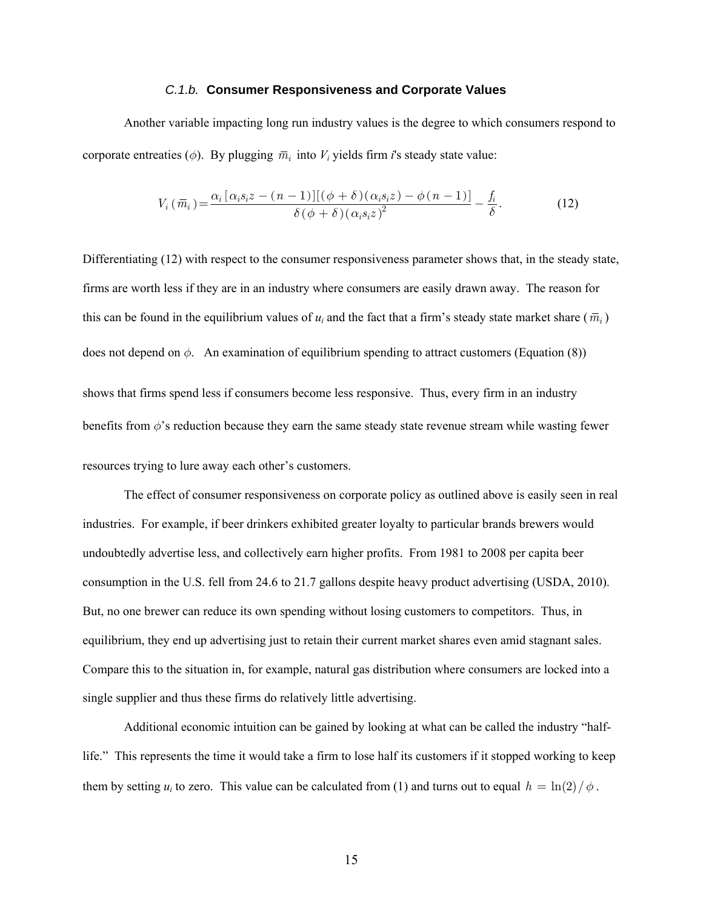### *C.1.b.* **Consumer Responsiveness and Corporate Values**

Another variable impacting long run industry values is the degree to which consumers respond to corporate entreaties ($\phi$). By plugging $\overline{m}_i$ into $V_i$ yields firm *i*'s steady state value:

$$V_i(\overline{m}_i) = \frac{\alpha_i[\alpha_i s_i z - (n-1)][(\phi + \delta)(\alpha_i s_i z) - \phi(n-1)]}{\delta(\phi + \delta)(\alpha_i s_i z)^2} - \frac{f_i}{\delta}. \tag{12}$$

Differentiating (12) with respect to the consumer responsiveness parameter shows that, in the steady state, firms are worth less if they are in an industry where consumers are easily drawn away. The reason for this can be found in the equilibrium values of $u_i$ and the fact that a firm's steady state market share ($\overline{m}_i$) does not depend on $\phi$. An examination of equilibrium spending to attract customers (Equation (8)) shows that firms spend less if consumers become less responsive. Thus, every firm in an industry benefits from $\phi$'s reduction because they earn the same steady state revenue stream while wasting fewer resources trying to lure away each other's customers.

The effect of consumer responsiveness on corporate policy as outlined above is easily seen in real industries. For example, if beer drinkers exhibited greater loyalty to particular brands brewers would undoubtedly advertise less, and collectively earn higher profits. From 1981 to 2008 per capita beer consumption in the U.S. fell from 24.6 to 21.7 gallons despite heavy product advertising (USDA, 2010). But, no one brewer can reduce its own spending without losing customers to competitors. Thus, in equilibrium, they end up advertising just to retain their current market shares even amid stagnant sales. Compare this to the situation in, for example, natural gas distribution where consumers are locked into a single supplier and thus these firms do relatively little advertising.

Additional economic intuition can be gained by looking at what can be called the industry "half-life." This represents the time it would take a firm to lose half its customers if it stopped working to keep them by setting $u_i$ to zero. This value can be calculated from (1) and turns out to equal $h = \ln(2)/\phi$.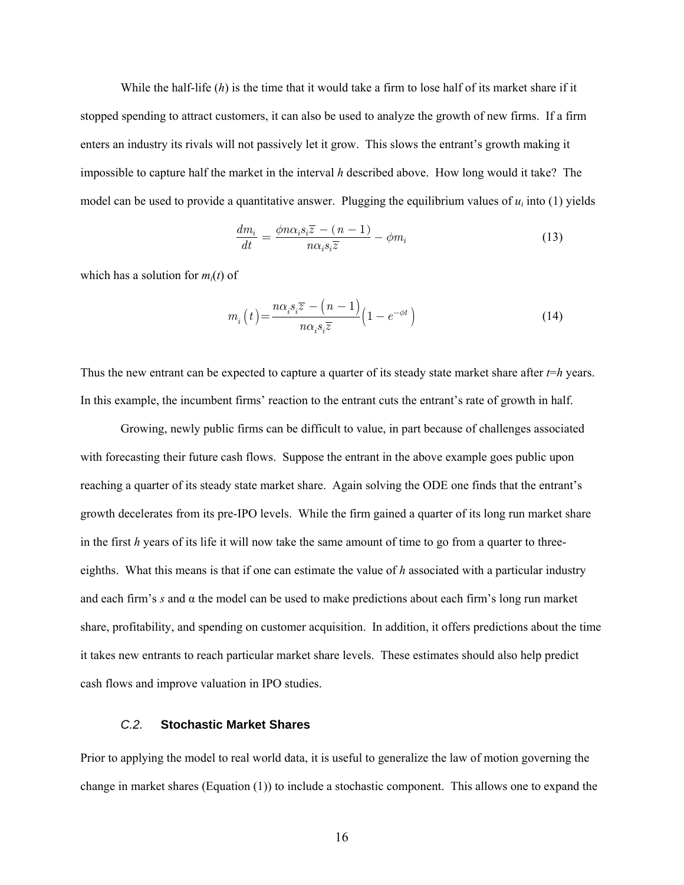While the half-life ($h$) is the time that it would take a firm to lose half of its market share if it stopped spending to attract customers, it can also be used to analyze the growth of new firms. If a firm enters an industry its rivals will not passively let it grow. This slows the entrant's growth making it impossible to capture half the market in the interval $h$ described above. How long would it take? The model can be used to provide a quantitative answer. Plugging the equilibrium values of $u_i$ into (1) yields

$$\frac{dm_i}{dt} = \frac{\phi n \alpha_i s_i \overline{z} - (n-1)}{n \alpha_i s_i \overline{z}} - \phi m_i \tag{13}$$

which has a solution for $m_i(t)$ of

$$m_i(t) = \frac{n \alpha_i s_i \overline{z} - (n-1)}{n \alpha_i s_i \overline{z}} \left(1 - e^{-\phi t}\right) \tag{14}$$

Thus the new entrant can be expected to capture a quarter of its steady state market share after $t$=$h$ years. In this example, the incumbent firms' reaction to the entrant cuts the entrant's rate of growth in half.

Growing, newly public firms can be difficult to value, in part because of challenges associated with forecasting their future cash flows. Suppose the entrant in the above example goes public upon reaching a quarter of its steady state market share. Again solving the ODE one finds that the entrant's growth decelerates from its pre-IPO levels. While the firm gained a quarter of its long run market share in the first $h$ years of its life it will now take the same amount of time to go from a quarter to three-eighths. What this means is that if one can estimate the value of $h$ associated with a particular industry and each firm's $s$ and $\alpha$ the model can be used to make predictions about each firm's long run market share, profitability, and spending on customer acquisition. In addition, it offers predictions about the time it takes new entrants to reach particular market share levels. These estimates should also help predict cash flows and improve valuation in IPO studies.

### *C.2.* **Stochastic Market Shares**

Prior to applying the model to real world data, it is useful to generalize the law of motion governing the change in market shares (Equation (1)) to include a stochastic component. This allows one to expand the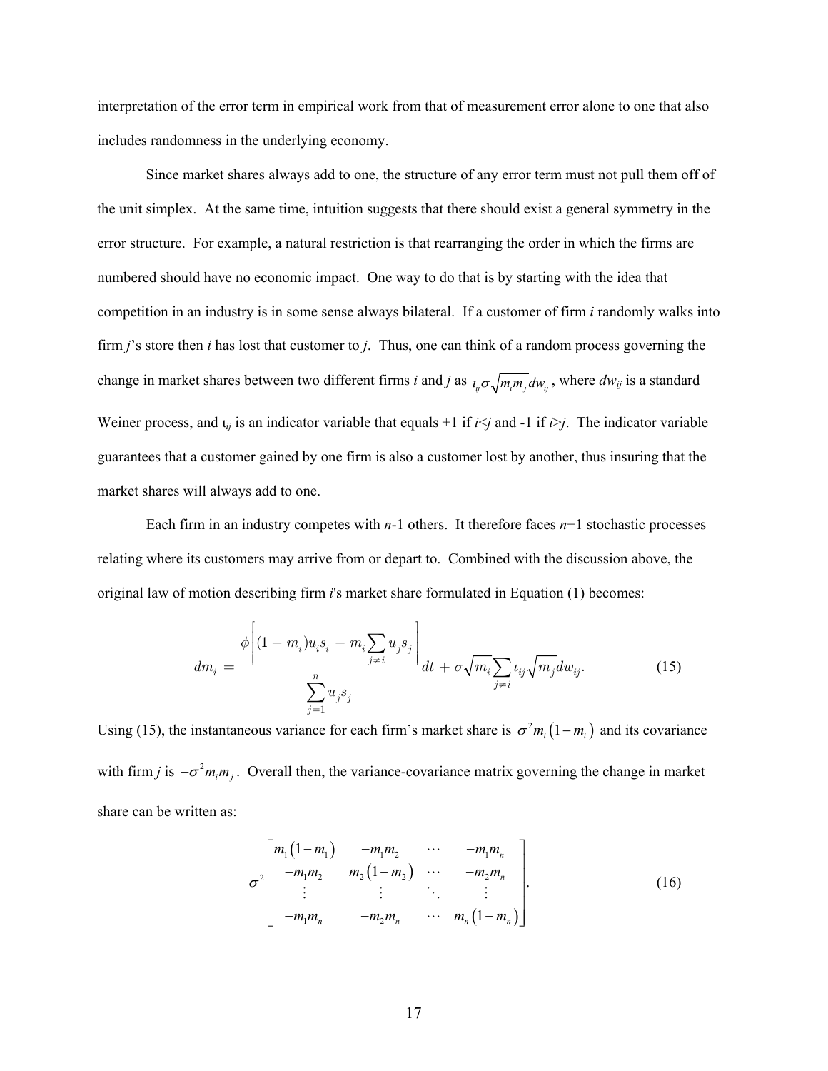interpretation of the error term in empirical work from that of measurement error alone to one that also includes randomness in the underlying economy.

Since market shares always add to one, the structure of any error term must not pull them off of the unit simplex. At the same time, intuition suggests that there should exist a general symmetry in the error structure. For example, a natural restriction is that rearranging the order in which the firms are numbered should have no economic impact. One way to do that is by starting with the idea that competition in an industry is in some sense always bilateral. If a customer of firm *i* randomly walks into firm *j*'s store then *i* has lost that customer to *j*. Thus, one can think of a random process governing the change in market shares between two different firms *i* and *j* as $\iota_{ij}\sigma\sqrt{m_i m_j}dw_{ij}$, where $dw_{ij}$ is a standard Weiner process, and $\iota_{ij}$ is an indicator variable that equals +1 if $i<j$ and -1 if $i>j$. The indicator variable guarantees that a customer gained by one firm is also a customer lost by another, thus insuring that the market shares will always add to one.

Each firm in an industry competes with $n$-1 others. It therefore faces $n-1$ stochastic processes relating where its customers may arrive from or depart to. Combined with the discussion above, the original law of motion describing firm *i*'s market share formulated in Equation (1) becomes:

$$dm_i = \frac{\phi\left[(1-m_i)u_i s_i - m_i \sum_{j \neq i} u_j s_j\right]}{\sum_{j=1}^{n} u_j s_j} dt + \sigma\sqrt{m_i}\sum_{j \neq i} \iota_{ij}\sqrt{m_j} dw_{ij}. \tag{15}$$

Using (15), the instantaneous variance for each firm's market share is $\sigma^2 m_i(1-m_i)$ and its covariance with firm *j* is $-\sigma^2 m_i m_j$. Overall then, the variance-covariance matrix governing the change in market share can be written as:

$$\sigma^2 \begin{bmatrix} m_1(1-m_1) & -m_1 m_2 & \cdots & -m_1 m_n \\ -m_1 m_2 & m_2(1-m_2) & \cdots & -m_2 m_n \\ \vdots & \vdots & \ddots & \vdots \\ -m_1 m_n & -m_2 m_n & \cdots & m_n(1-m_n) \end{bmatrix}. \tag{16}$$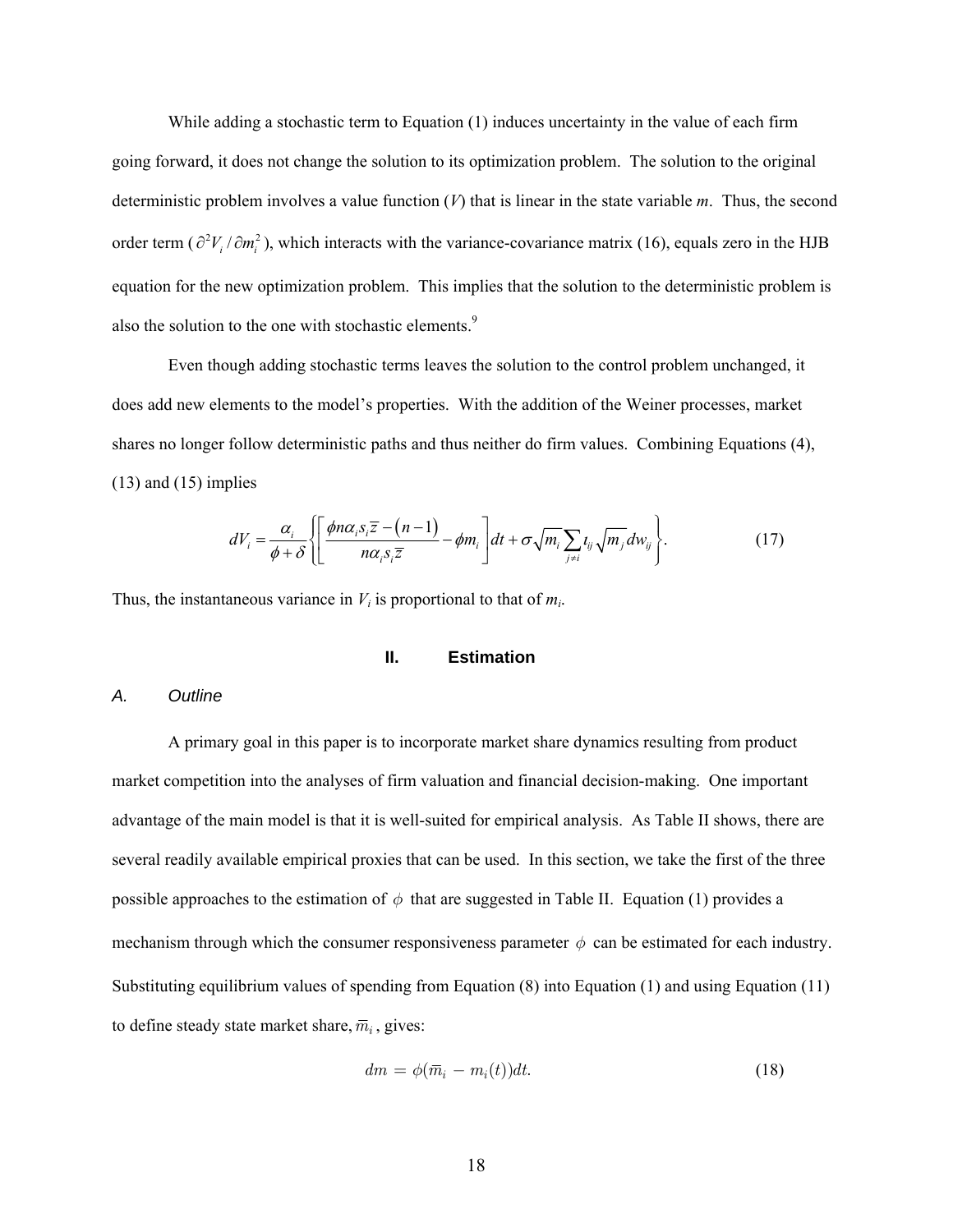While adding a stochastic term to Equation (1) induces uncertainty in the value of each firm going forward, it does not change the solution to its optimization problem. The solution to the original deterministic problem involves a value function ($V$) that is linear in the state variable $m$. Thus, the second order term ($\partial^2 V_i / \partial m_i^2$), which interacts with the variance-covariance matrix (16), equals zero in the HJB equation for the new optimization problem. This implies that the solution to the deterministic problem is also the solution to the one with stochastic elements.[9]

Even though adding stochastic terms leaves the solution to the control problem unchanged, it does add new elements to the model's properties. With the addition of the Weiner processes, market shares no longer follow deterministic paths and thus neither do firm values. Combining Equations (4), (13) and (15) implies

$$dV_i = \frac{\alpha_i}{\phi + \delta} \left\{ \left[ \frac{\phi n \alpha_i s_i \bar{z} - (n-1)}{n \alpha_i s_i \bar{z}} - \phi m_i \right] dt + \sigma \sqrt{m_i} \sum_{j \neq i} \iota_{ij} \sqrt{m_j} \, dw_{ij} \right\}. \tag{17}$$

Thus, the instantaneous variance in $V_i$ is proportional to that of $m_i$.

## II. Estimation

### *A. Outline*

A primary goal in this paper is to incorporate market share dynamics resulting from product market competition into the analyses of firm valuation and financial decision-making. One important advantage of the main model is that it is well-suited for empirical analysis. As Table II shows, there are several readily available empirical proxies that can be used. In this section, we take the first of the three possible approaches to the estimation of $\phi$ that are suggested in Table II. Equation (1) provides a mechanism through which the consumer responsiveness parameter $\phi$ can be estimated for each industry. Substituting equilibrium values of spending from Equation (8) into Equation (1) and using Equation (11) to define steady state market share, $\overline{m}_i$, gives:

$$dm = \phi(\overline{m}_i - m_i(t))dt. \tag{18}$$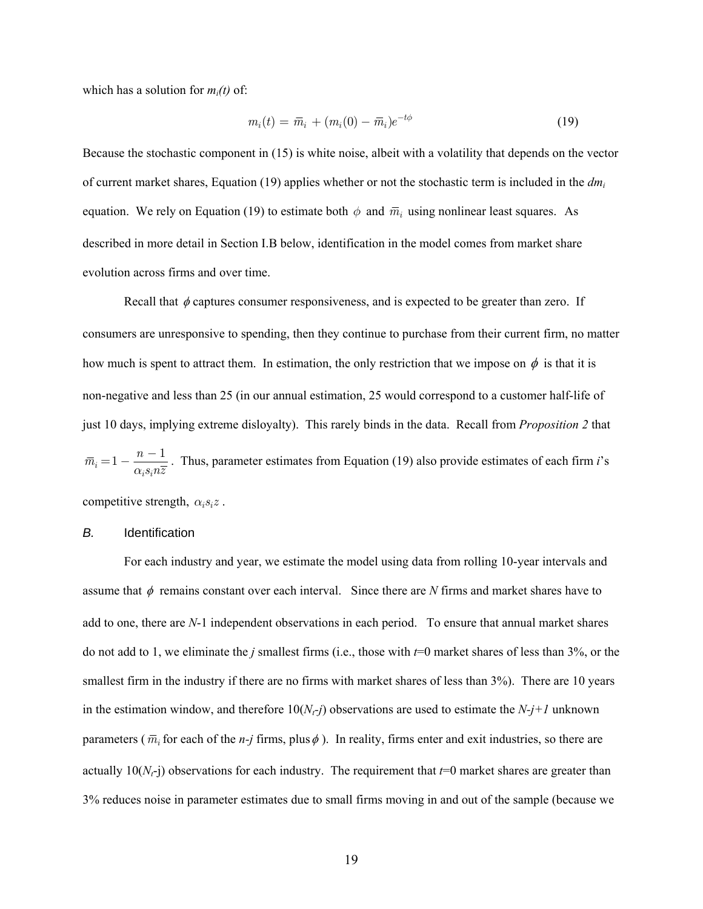which has a solution for $m_i(t)$ of:

$$m_i(t) = \overline{m}_i + (m_i(0) - \overline{m}_i)e^{-t\phi} \tag{19}$$

Because the stochastic component in (15) is white noise, albeit with a volatility that depends on the vector of current market shares, Equation (19) applies whether or not the stochastic term is included in the $dm_i$ equation. We rely on Equation (19) to estimate both $\phi$ and $\overline{m}_i$ using nonlinear least squares. As described in more detail in Section I.B below, identification in the model comes from market share evolution across firms and over time.

Recall that $\phi$ captures consumer responsiveness, and is expected to be greater than zero. If consumers are unresponsive to spending, then they continue to purchase from their current firm, no matter how much is spent to attract them. In estimation, the only restriction that we impose on $\phi$ is that it is non-negative and less than 25 (in our annual estimation, 25 would correspond to a customer half-life of just 10 days, implying extreme disloyalty). This rarely binds in the data. Recall from *Proposition 2* that $\overline{m}_i = 1 - \dfrac{n-1}{\alpha_i s_i n \overline{z}}$. Thus, parameter estimates from Equation (19) also provide estimates of each firm $i$'s competitive strength, $\alpha_i s_i z$.

### *B.* Identification

For each industry and year, we estimate the model using data from rolling 10-year intervals and assume that $\phi$ remains constant over each interval. Since there are *N* firms and market shares have to add to one, there are *N*-1 independent observations in each period. To ensure that annual market shares do not add to 1, we eliminate the *j* smallest firms (i.e., those with $t$=0 market shares of less than 3%, or the smallest firm in the industry if there are no firms with market shares of less than 3%). There are 10 years in the estimation window, and therefore $10(N_t\text{-}j)$ observations are used to estimate the $N\text{-}j\text{+}1$ unknown parameters ($\overline{m}_i$ for each of the $n$-$j$ firms, plus $\phi$). In reality, firms enter and exit industries, so there are actually $10(N_t\text{-j})$ observations for each industry. The requirement that $t$=0 market shares are greater than 3% reduces noise in parameter estimates due to small firms moving in and out of the sample (because we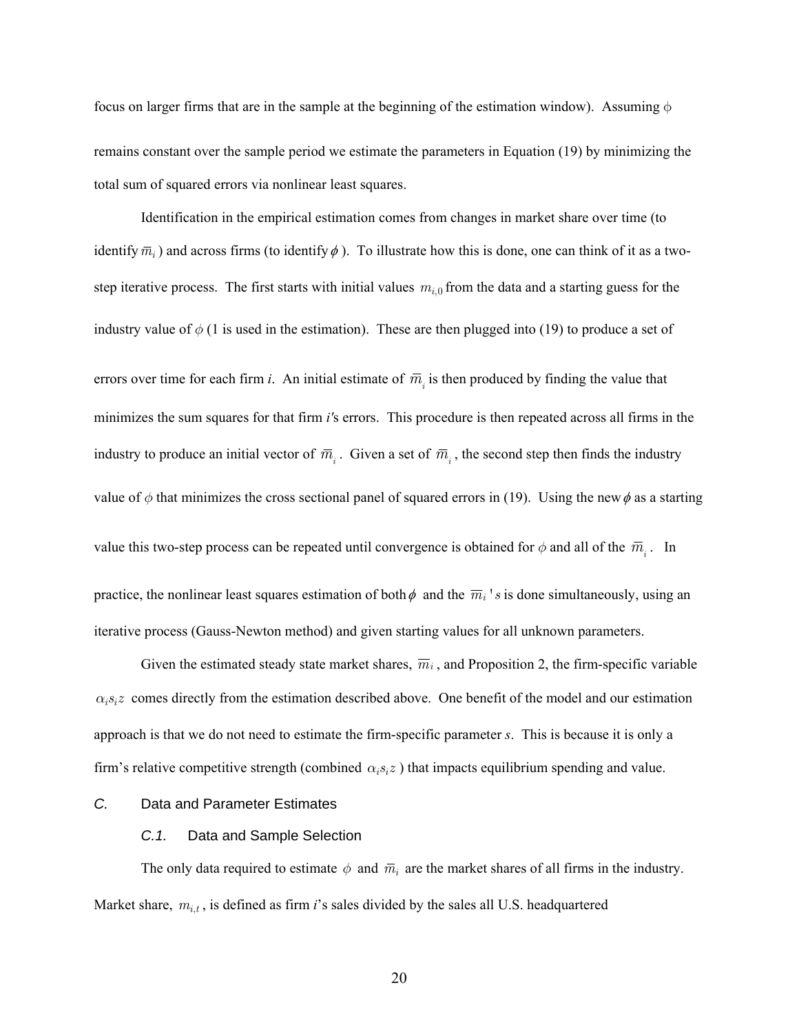focus on larger firms that are in the sample at the beginning of the estimation window). Assuming $\phi$ remains constant over the sample period we estimate the parameters in Equation (19) by minimizing the total sum of squared errors via nonlinear least squares.

Identification in the empirical estimation comes from changes in market share over time (to identify $\overline{m}_i$) and across firms (to identify $\phi$). To illustrate how this is done, one can think of it as a two-step iterative process. The first starts with initial values $m_{i,0}$ from the data and a starting guess for the industry value of $\phi$ (1 is used in the estimation). These are then plugged into (19) to produce a set of errors over time for each firm *i*. An initial estimate of $\overline{m}_i$ is then produced by finding the value that minimizes the sum squares for that firm *i's* errors. This procedure is then repeated across all firms in the industry to produce an initial vector of $\overline{m}_i$. Given a set of $\overline{m}_i$, the second step then finds the industry value of $\phi$ that minimizes the cross sectional panel of squared errors in (19). Using the new $\phi$ as a starting value this two-step process can be repeated until convergence is obtained for $\phi$ and all of the $\overline{m}_i$. In practice, the nonlinear least squares estimation of both $\phi$ and the $\overline{m}_i$'s is done simultaneously, using an iterative process (Gauss-Newton method) and given starting values for all unknown parameters.

Given the estimated steady state market shares, $\overline{m}_i$, and Proposition 2, the firm-specific variable $\alpha_i s_i z$ comes directly from the estimation described above. One benefit of the model and our estimation approach is that we do not need to estimate the firm-specific parameter *s*. This is because it is only a firm's relative competitive strength (combined $\alpha_i s_i z$) that impacts equilibrium spending and value.

## *C.* Data and Parameter Estimates

### *C.1.* Data and Sample Selection

The only data required to estimate $\phi$ and $\overline{m}_i$ are the market shares of all firms in the industry. Market share, $m_{i,t}$, is defined as firm *i*'s sales divided by the sales all U.S. headquartered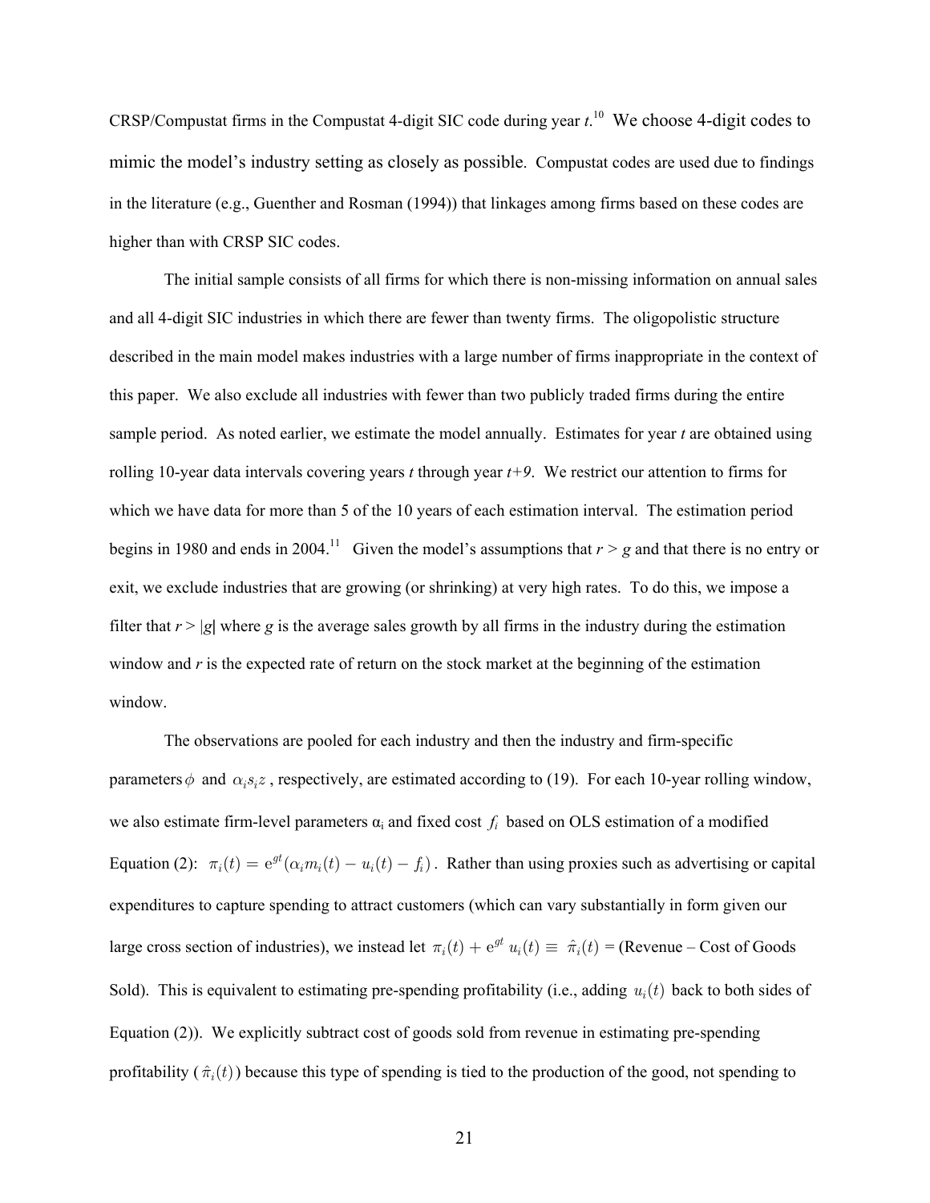CRSP/Compustat firms in the Compustat 4-digit SIC code during year $t$.[10] We choose 4-digit codes to mimic the model's industry setting as closely as possible. Compustat codes are used due to findings in the literature (e.g., Guenther and Rosman (1994)) that linkages among firms based on these codes are higher than with CRSP SIC codes.

The initial sample consists of all firms for which there is non-missing information on annual sales and all 4-digit SIC industries in which there are fewer than twenty firms. The oligopolistic structure described in the main model makes industries with a large number of firms inappropriate in the context of this paper. We also exclude all industries with fewer than two publicly traded firms during the entire sample period. As noted earlier, we estimate the model annually. Estimates for year $t$ are obtained using rolling 10-year data intervals covering years $t$ through year $t+9$. We restrict our attention to firms for which we have data for more than 5 of the 10 years of each estimation interval. The estimation period begins in 1980 and ends in 2004.[11] Given the model's assumptions that $r > g$ and that there is no entry or exit, we exclude industries that are growing (or shrinking) at very high rates. To do this, we impose a filter that $r > |g|$ where $g$ is the average sales growth by all firms in the industry during the estimation window and $r$ is the expected rate of return on the stock market at the beginning of the estimation window.

The observations are pooled for each industry and then the industry and firm-specific parameters $\phi$ and $\alpha_i s_i z$, respectively, are estimated according to (19). For each 10-year rolling window, we also estimate firm-level parameters $\alpha_i$ and fixed cost $f_i$ based on OLS estimation of a modified Equation (2): $\pi_i(t) = \mathrm{e}^{gt}(\alpha_i m_i(t) - u_i(t) - f_i)$. Rather than using proxies such as advertising or capital expenditures to capture spending to attract customers (which can vary substantially in form given our large cross section of industries), we instead let $\pi_i(t) + \mathrm{e}^{gt}\, u_i(t) \equiv \hat{\pi}_i(t)$ = (Revenue – Cost of Goods Sold). This is equivalent to estimating pre-spending profitability (i.e., adding $u_i(t)$ back to both sides of Equation (2)). We explicitly subtract cost of goods sold from revenue in estimating pre-spending profitability ($\hat{\pi}_i(t)$) because this type of spending is tied to the production of the good, not spending to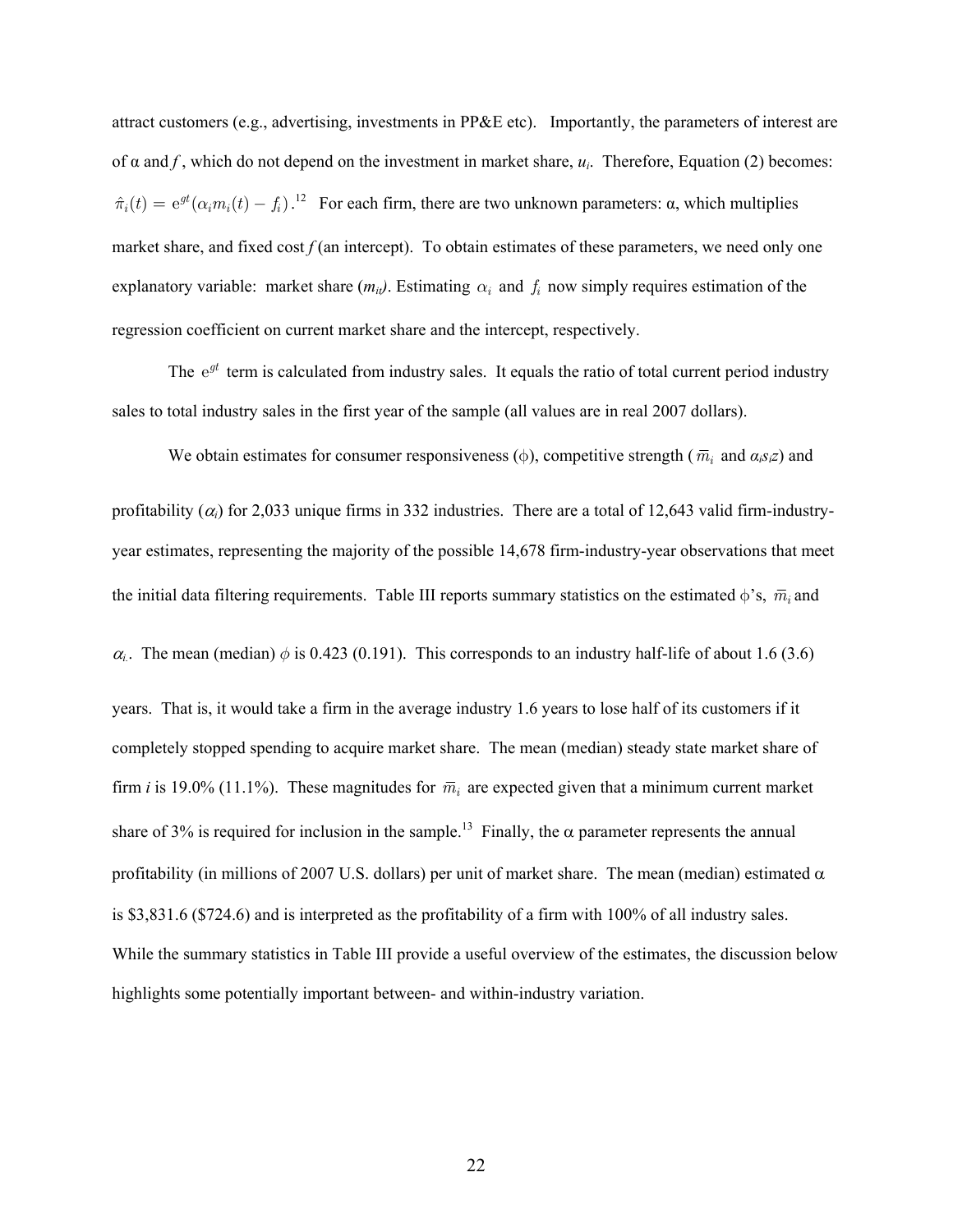attract customers (e.g., advertising, investments in PP&E etc). Importantly, the parameters of interest are of α and $f$, which do not depend on the investment in market share, $u_i$. Therefore, Equation (2) becomes: $\hat{\pi}_i(t) = e^{gt}(\alpha_i m_i(t) - f_i)$.[12] For each firm, there are two unknown parameters: α, which multiplies market share, and fixed cost $f$ (an intercept). To obtain estimates of these parameters, we need only one explanatory variable: market share ($m_{it}$). Estimating $\alpha_i$ and $f_i$ now simply requires estimation of the regression coefficient on current market share and the intercept, respectively.

The $e^{gt}$ term is calculated from industry sales. It equals the ratio of total current period industry sales to total industry sales in the first year of the sample (all values are in real 2007 dollars).

We obtain estimates for consumer responsiveness (ϕ), competitive strength ($\overline{m}_i$ and $\alpha_i s_i z$) and profitability ($\alpha_i$) for 2,033 unique firms in 332 industries. There are a total of 12,643 valid firm-industry-year estimates, representing the majority of the possible 14,678 firm-industry-year observations that meet the initial data filtering requirements. Table III reports summary statistics on the estimated ϕ's, $\overline{m}_i$ and $\alpha_i$. The mean (median) $\phi$ is 0.423 (0.191). This corresponds to an industry half-life of about 1.6 (3.6) years. That is, it would take a firm in the average industry 1.6 years to lose half of its customers if it completely stopped spending to acquire market share. The mean (median) steady state market share of firm $i$ is 19.0% (11.1%). These magnitudes for $\overline{m}_i$ are expected given that a minimum current market share of 3% is required for inclusion in the sample.[13] Finally, the α parameter represents the annual profitability (in millions of 2007 U.S. dollars) per unit of market share. The mean (median) estimated α is $3,831.6 ($724.6) and is interpreted as the profitability of a firm with 100% of all industry sales. While the summary statistics in Table III provide a useful overview of the estimates, the discussion below highlights some potentially important between- and within-industry variation.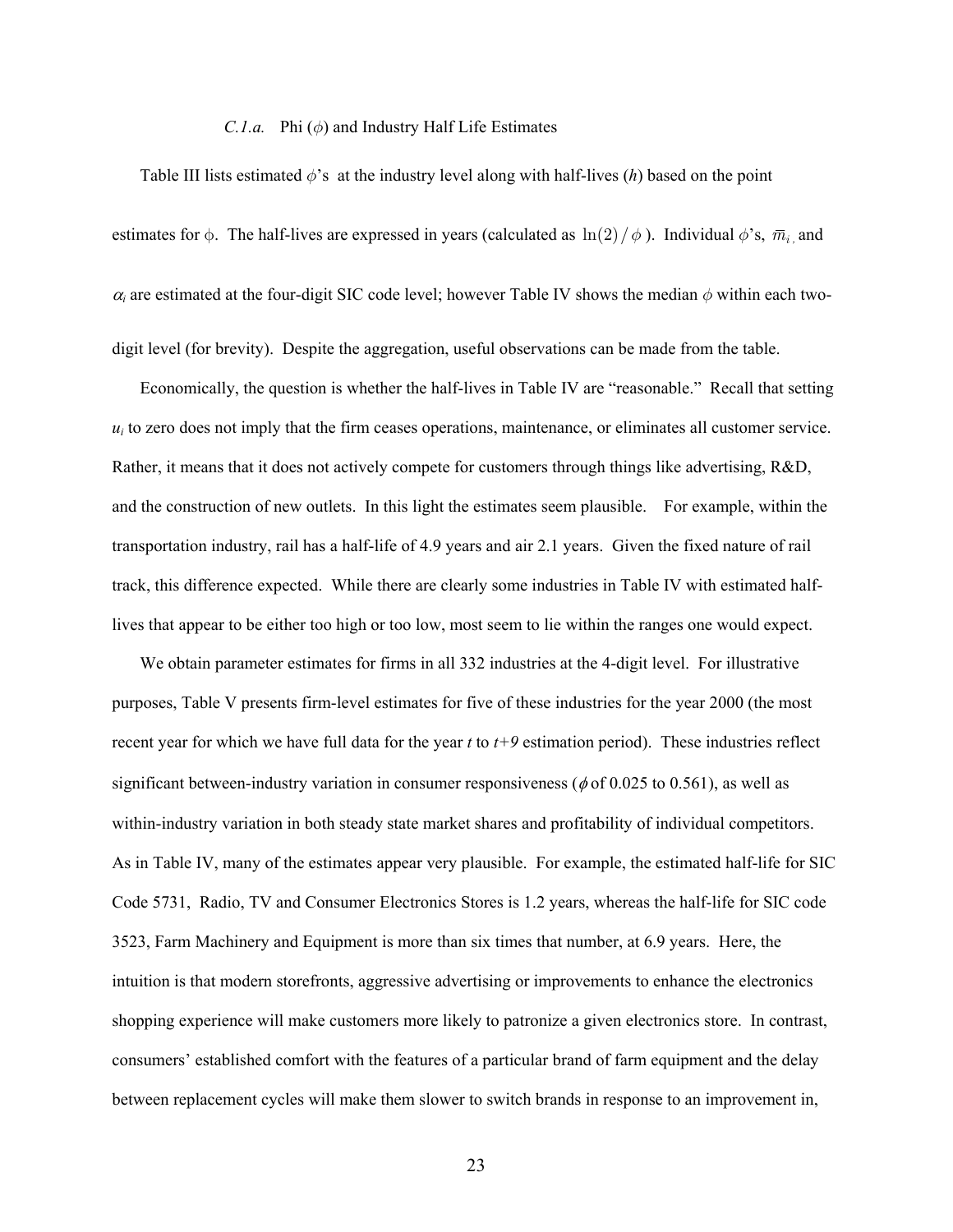#### *C.1.a.* Phi ($\phi$) and Industry Half Life Estimates

Table III lists estimated $\phi$'s at the industry level along with half-lives ($h$) based on the point estimates for $\phi$. The half-lives are expressed in years (calculated as $\ln(2)/\phi$). Individual $\phi$'s, $\bar{m}_i$, and $\alpha_i$ are estimated at the four-digit SIC code level; however Table IV shows the median $\phi$ within each two-digit level (for brevity). Despite the aggregation, useful observations can be made from the table.

Economically, the question is whether the half-lives in Table IV are "reasonable." Recall that setting $u_i$ to zero does not imply that the firm ceases operations, maintenance, or eliminates all customer service. Rather, it means that it does not actively compete for customers through things like advertising, R&D, and the construction of new outlets. In this light the estimates seem plausible. For example, within the transportation industry, rail has a half-life of 4.9 years and air 2.1 years. Given the fixed nature of rail track, this difference expected. While there are clearly some industries in Table IV with estimated half-lives that appear to be either too high or too low, most seem to lie within the ranges one would expect.

We obtain parameter estimates for firms in all 332 industries at the 4-digit level. For illustrative purposes, Table V presents firm-level estimates for five of these industries for the year 2000 (the most recent year for which we have full data for the year $t$ to $t+9$ estimation period). These industries reflect significant between-industry variation in consumer responsiveness ($\phi$ of 0.025 to 0.561), as well as within-industry variation in both steady state market shares and profitability of individual competitors. As in Table IV, many of the estimates appear very plausible. For example, the estimated half-life for SIC Code 5731, Radio, TV and Consumer Electronics Stores is 1.2 years, whereas the half-life for SIC code 3523, Farm Machinery and Equipment is more than six times that number, at 6.9 years. Here, the intuition is that modern storefronts, aggressive advertising or improvements to enhance the electronics shopping experience will make customers more likely to patronize a given electronics store. In contrast, consumers' established comfort with the features of a particular brand of farm equipment and the delay between replacement cycles will make them slower to switch brands in response to an improvement in,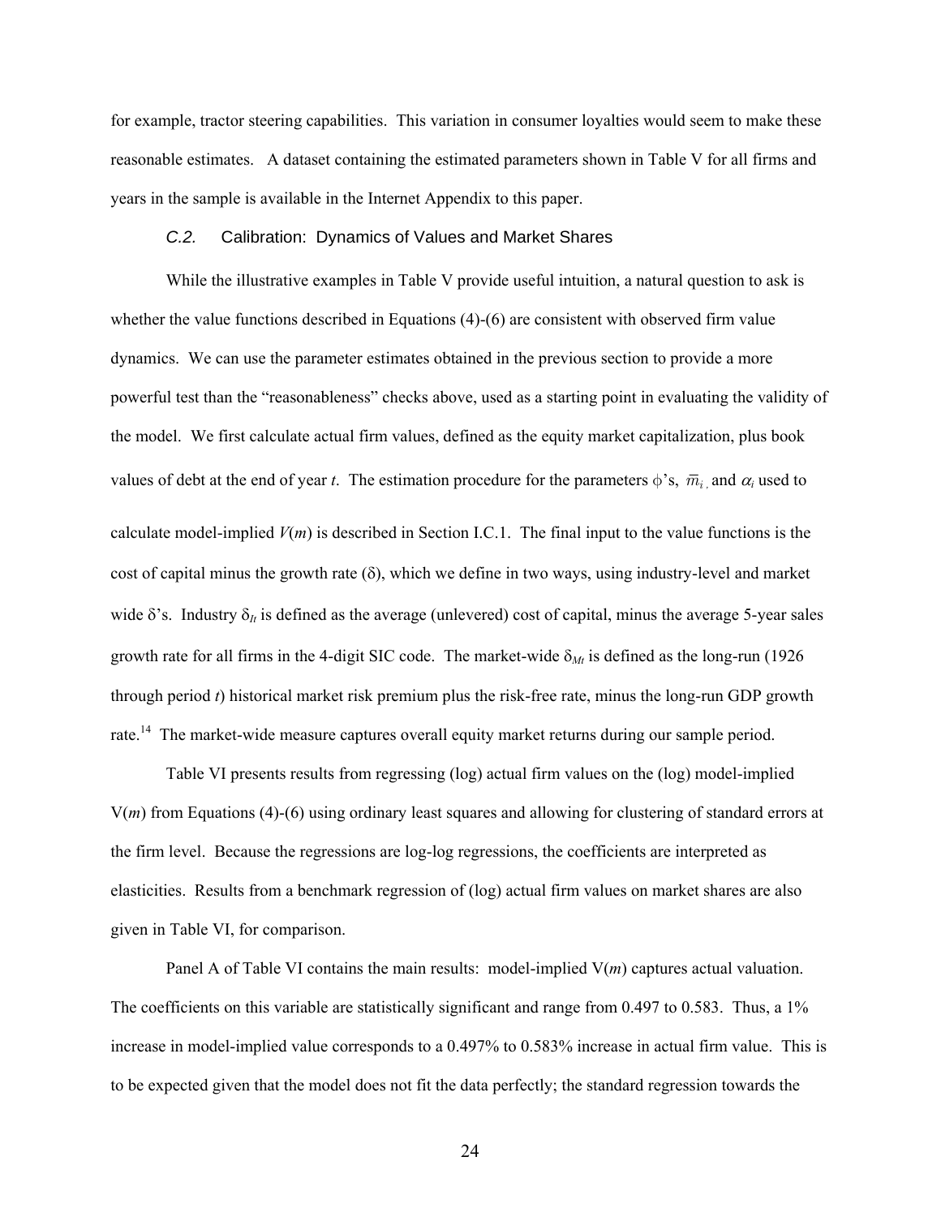for example, tractor steering capabilities. This variation in consumer loyalties would seem to make these reasonable estimates. A dataset containing the estimated parameters shown in Table V for all firms and years in the sample is available in the Internet Appendix to this paper.

### *C.2.* Calibration: Dynamics of Values and Market Shares

While the illustrative examples in Table V provide useful intuition, a natural question to ask is whether the value functions described in Equations (4)-(6) are consistent with observed firm value dynamics. We can use the parameter estimates obtained in the previous section to provide a more powerful test than the "reasonableness" checks above, used as a starting point in evaluating the validity of the model. We first calculate actual firm values, defined as the equity market capitalization, plus book values of debt at the end of year *t*. The estimation procedure for the parameters $\phi$'s, $\bar{m}_i$, and $\alpha_i$ used to calculate model-implied $V(m)$ is described in Section I.C.1. The final input to the value functions is the cost of capital minus the growth rate ($\delta$), which we define in two ways, using industry-level and market wide $\delta$'s. Industry $\delta_{It}$ is defined as the average (unlevered) cost of capital, minus the average 5-year sales growth rate for all firms in the 4-digit SIC code. The market-wide $\delta_{Mt}$ is defined as the long-run (1926 through period *t*) historical market risk premium plus the risk-free rate, minus the long-run GDP growth rate.[14] The market-wide measure captures overall equity market returns during our sample period.

Table VI presents results from regressing (log) actual firm values on the (log) model-implied $V(m)$ from Equations (4)-(6) using ordinary least squares and allowing for clustering of standard errors at the firm level. Because the regressions are log-log regressions, the coefficients are interpreted as elasticities. Results from a benchmark regression of (log) actual firm values on market shares are also given in Table VI, for comparison.

Panel A of Table VI contains the main results: model-implied $V(m)$ captures actual valuation. The coefficients on this variable are statistically significant and range from 0.497 to 0.583. Thus, a 1% increase in model-implied value corresponds to a 0.497% to 0.583% increase in actual firm value. This is to be expected given that the model does not fit the data perfectly; the standard regression towards the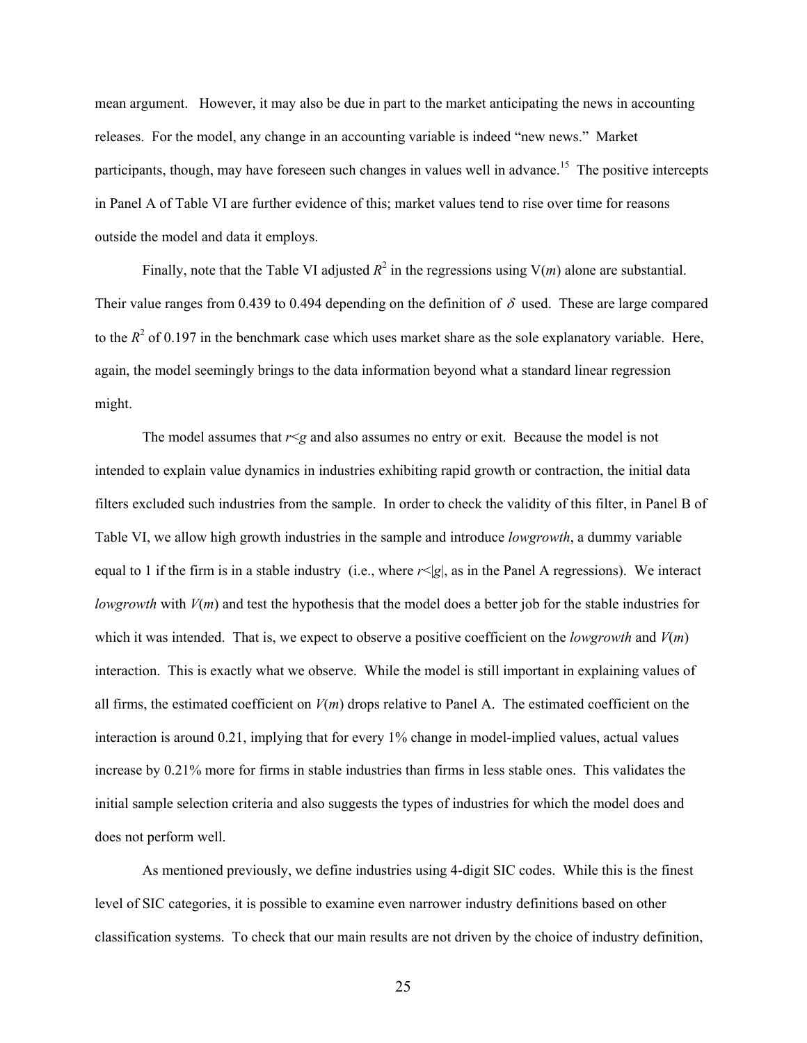mean argument. However, it may also be due in part to the market anticipating the news in accounting releases. For the model, any change in an accounting variable is indeed "new news." Market participants, though, may have foreseen such changes in values well in advance.[15] The positive intercepts in Panel A of Table VI are further evidence of this; market values tend to rise over time for reasons outside the model and data it employs.

Finally, note that the Table VI adjusted $R^2$ in the regressions using V($m$) alone are substantial. Their value ranges from 0.439 to 0.494 depending on the definition of $\delta$ used. These are large compared to the $R^2$ of 0.197 in the benchmark case which uses market share as the sole explanatory variable. Here, again, the model seemingly brings to the data information beyond what a standard linear regression might.

The model assumes that $r<g$ and also assumes no entry or exit. Because the model is not intended to explain value dynamics in industries exhibiting rapid growth or contraction, the initial data filters excluded such industries from the sample. In order to check the validity of this filter, in Panel B of Table VI, we allow high growth industries in the sample and introduce *lowgrowth*, a dummy variable equal to 1 if the firm is in a stable industry (i.e., where $r<|g|$, as in the Panel A regressions). We interact *lowgrowth* with $V(m)$ and test the hypothesis that the model does a better job for the stable industries for which it was intended. That is, we expect to observe a positive coefficient on the *lowgrowth* and $V(m)$ interaction. This is exactly what we observe. While the model is still important in explaining values of all firms, the estimated coefficient on $V(m)$ drops relative to Panel A. The estimated coefficient on the interaction is around 0.21, implying that for every 1% change in model-implied values, actual values increase by 0.21% more for firms in stable industries than firms in less stable ones. This validates the initial sample selection criteria and also suggests the types of industries for which the model does and does not perform well.

As mentioned previously, we define industries using 4-digit SIC codes. While this is the finest level of SIC categories, it is possible to examine even narrower industry definitions based on other classification systems. To check that our main results are not driven by the choice of industry definition,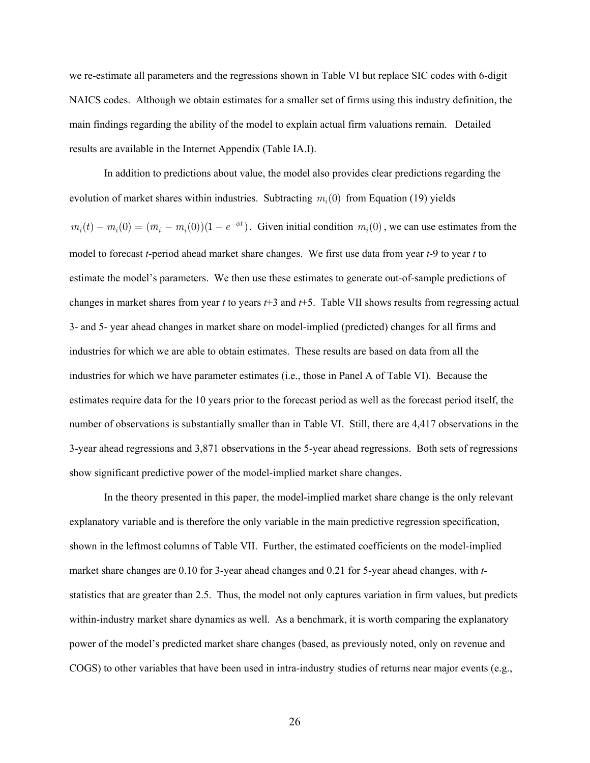we re-estimate all parameters and the regressions shown in Table VI but replace SIC codes with 6-digit NAICS codes. Although we obtain estimates for a smaller set of firms using this industry definition, the main findings regarding the ability of the model to explain actual firm valuations remain. Detailed results are available in the Internet Appendix (Table IA.I).

In addition to predictions about value, the model also provides clear predictions regarding the evolution of market shares within industries. Subtracting $m_i(0)$ from Equation (19) yields $m_i(t) - m_i(0) = (\overline{m}_i - m_i(0))(1 - e^{-\phi t})$. Given initial condition $m_i(0)$, we can use estimates from the model to forecast *t*-period ahead market share changes. We first use data from year *t*-9 to year *t* to estimate the model's parameters. We then use these estimates to generate out-of-sample predictions of changes in market shares from year *t* to years *t*+3 and *t*+5. Table VII shows results from regressing actual 3- and 5- year ahead changes in market share on model-implied (predicted) changes for all firms and industries for which we are able to obtain estimates. These results are based on data from all the industries for which we have parameter estimates (i.e., those in Panel A of Table VI). Because the estimates require data for the 10 years prior to the forecast period as well as the forecast period itself, the number of observations is substantially smaller than in Table VI. Still, there are 4,417 observations in the 3-year ahead regressions and 3,871 observations in the 5-year ahead regressions. Both sets of regressions show significant predictive power of the model-implied market share changes.

In the theory presented in this paper, the model-implied market share change is the only relevant explanatory variable and is therefore the only variable in the main predictive regression specification, shown in the leftmost columns of Table VII. Further, the estimated coefficients on the model-implied market share changes are 0.10 for 3-year ahead changes and 0.21 for 5-year ahead changes, with *t*-statistics that are greater than 2.5. Thus, the model not only captures variation in firm values, but predicts within-industry market share dynamics as well. As a benchmark, it is worth comparing the explanatory power of the model's predicted market share changes (based, as previously noted, only on revenue and COGS) to other variables that have been used in intra-industry studies of returns near major events (e.g.,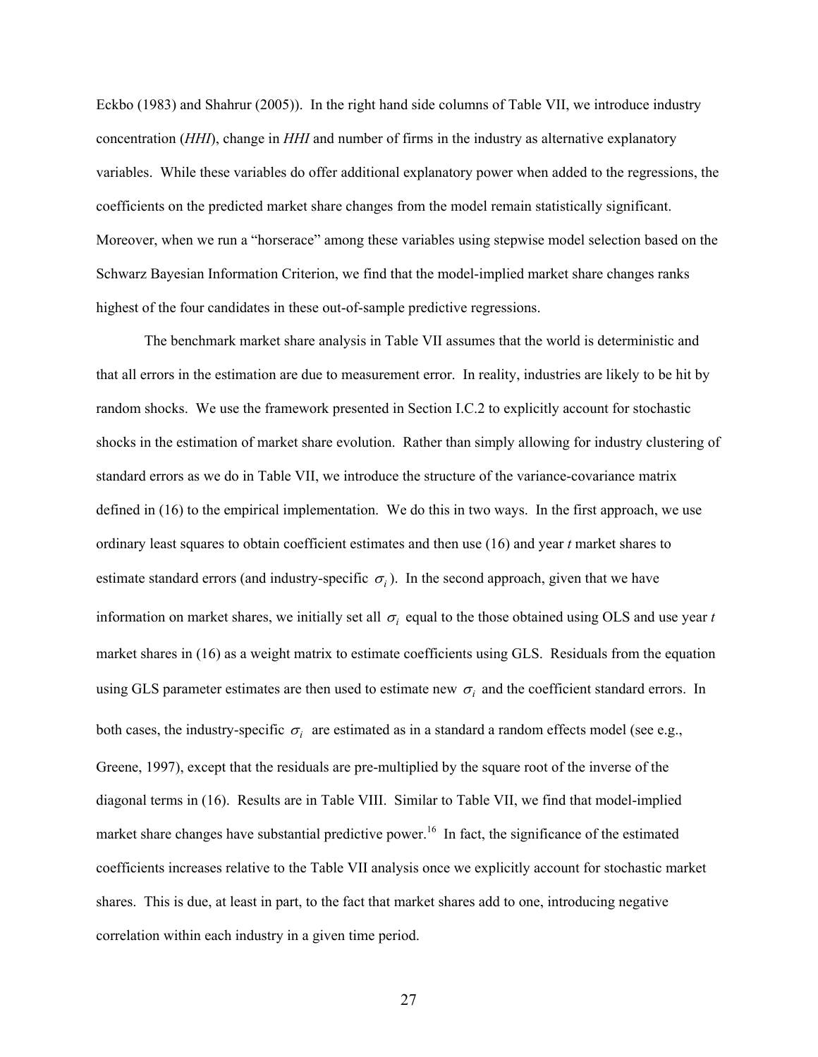Eckbo (1983) and Shahrur (2005)). In the right hand side columns of Table VII, we introduce industry concentration (*HHI*), change in *HHI* and number of firms in the industry as alternative explanatory variables. While these variables do offer additional explanatory power when added to the regressions, the coefficients on the predicted market share changes from the model remain statistically significant. Moreover, when we run a "horserace" among these variables using stepwise model selection based on the Schwarz Bayesian Information Criterion, we find that the model-implied market share changes ranks highest of the four candidates in these out-of-sample predictive regressions.

The benchmark market share analysis in Table VII assumes that the world is deterministic and that all errors in the estimation are due to measurement error. In reality, industries are likely to be hit by random shocks. We use the framework presented in Section I.C.2 to explicitly account for stochastic shocks in the estimation of market share evolution. Rather than simply allowing for industry clustering of standard errors as we do in Table VII, we introduce the structure of the variance-covariance matrix defined in (16) to the empirical implementation. We do this in two ways. In the first approach, we use ordinary least squares to obtain coefficient estimates and then use (16) and year *t* market shares to estimate standard errors (and industry-specific $\sigma_i$). In the second approach, given that we have information on market shares, we initially set all $\sigma_i$ equal to the those obtained using OLS and use year *t* market shares in (16) as a weight matrix to estimate coefficients using GLS. Residuals from the equation using GLS parameter estimates are then used to estimate new $\sigma_i$ and the coefficient standard errors. In both cases, the industry-specific $\sigma_i$ are estimated as in a standard a random effects model (see e.g., Greene, 1997), except that the residuals are pre-multiplied by the square root of the inverse of the diagonal terms in (16). Results are in Table VIII. Similar to Table VII, we find that model-implied market share changes have substantial predictive power.[16] In fact, the significance of the estimated coefficients increases relative to the Table VII analysis once we explicitly account for stochastic market shares. This is due, at least in part, to the fact that market shares add to one, introducing negative correlation within each industry in a given time period.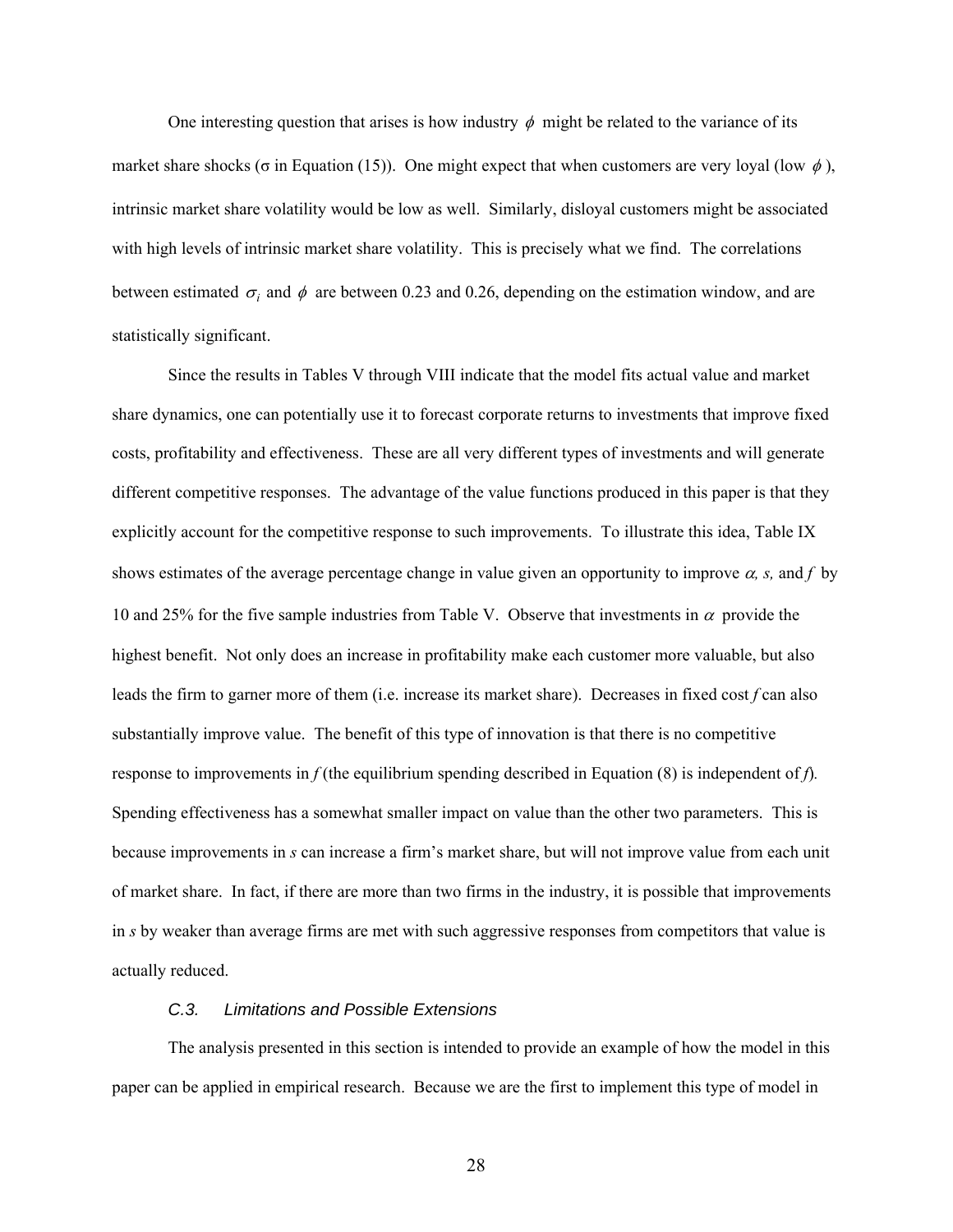One interesting question that arises is how industry $\phi$ might be related to the variance of its market share shocks ($\sigma$ in Equation (15)). One might expect that when customers are very loyal (low $\phi$), intrinsic market share volatility would be low as well. Similarly, disloyal customers might be associated with high levels of intrinsic market share volatility. This is precisely what we find. The correlations between estimated $\sigma_i$ and $\phi$ are between 0.23 and 0.26, depending on the estimation window, and are statistically significant.

Since the results in Tables V through VIII indicate that the model fits actual value and market share dynamics, one can potentially use it to forecast corporate returns to investments that improve fixed costs, profitability and effectiveness. These are all very different types of investments and will generate different competitive responses. The advantage of the value functions produced in this paper is that they explicitly account for the competitive response to such improvements. To illustrate this idea, Table IX shows estimates of the average percentage change in value given an opportunity to improve $\alpha$, $s$, and $f$ by 10 and 25% for the five sample industries from Table V. Observe that investments in $\alpha$ provide the highest benefit. Not only does an increase in profitability make each customer more valuable, but also leads the firm to garner more of them (i.e. increase its market share). Decreases in fixed cost $f$ can also substantially improve value. The benefit of this type of innovation is that there is no competitive response to improvements in $f$ (the equilibrium spending described in Equation (8) is independent of $f$). Spending effectiveness has a somewhat smaller impact on value than the other two parameters. This is because improvements in $s$ can increase a firm's market share, but will not improve value from each unit of market share. In fact, if there are more than two firms in the industry, it is possible that improvements in $s$ by weaker than average firms are met with such aggressive responses from competitors that value is actually reduced.

### *C.3. Limitations and Possible Extensions*

The analysis presented in this section is intended to provide an example of how the model in this paper can be applied in empirical research. Because we are the first to implement this type of model in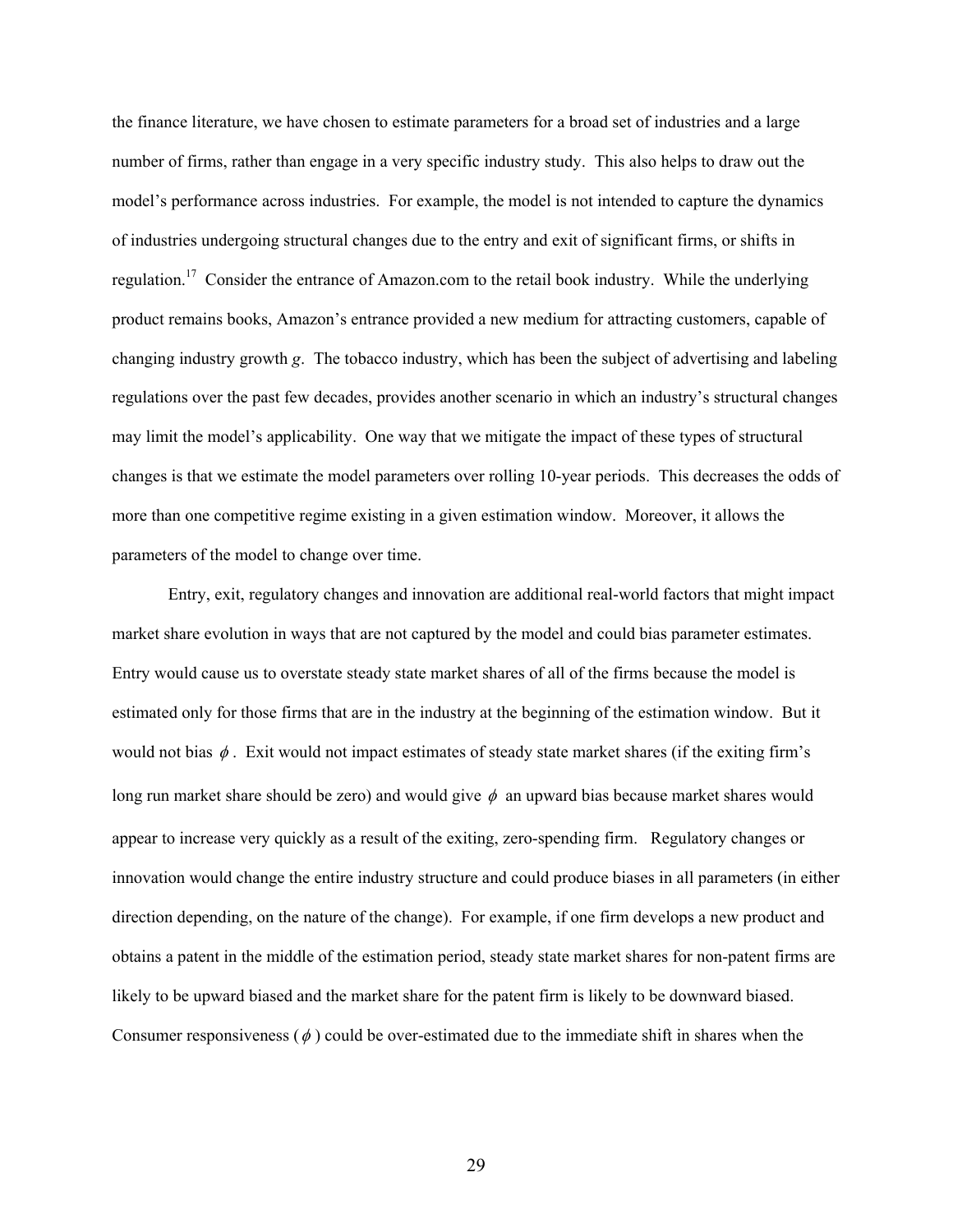the finance literature, we have chosen to estimate parameters for a broad set of industries and a large number of firms, rather than engage in a very specific industry study. This also helps to draw out the model's performance across industries. For example, the model is not intended to capture the dynamics of industries undergoing structural changes due to the entry and exit of significant firms, or shifts in regulation.[17] Consider the entrance of Amazon.com to the retail book industry. While the underlying product remains books, Amazon's entrance provided a new medium for attracting customers, capable of changing industry growth $g$. The tobacco industry, which has been the subject of advertising and labeling regulations over the past few decades, provides another scenario in which an industry's structural changes may limit the model's applicability. One way that we mitigate the impact of these types of structural changes is that we estimate the model parameters over rolling 10-year periods. This decreases the odds of more than one competitive regime existing in a given estimation window. Moreover, it allows the parameters of the model to change over time.

Entry, exit, regulatory changes and innovation are additional real-world factors that might impact market share evolution in ways that are not captured by the model and could bias parameter estimates. Entry would cause us to overstate steady state market shares of all of the firms because the model is estimated only for those firms that are in the industry at the beginning of the estimation window. But it would not bias $\phi$. Exit would not impact estimates of steady state market shares (if the exiting firm's long run market share should be zero) and would give $\phi$ an upward bias because market shares would appear to increase very quickly as a result of the exiting, zero-spending firm. Regulatory changes or innovation would change the entire industry structure and could produce biases in all parameters (in either direction depending, on the nature of the change). For example, if one firm develops a new product and obtains a patent in the middle of the estimation period, steady state market shares for non-patent firms are likely to be upward biased and the market share for the patent firm is likely to be downward biased. Consumer responsiveness ($\phi$) could be over-estimated due to the immediate shift in shares when the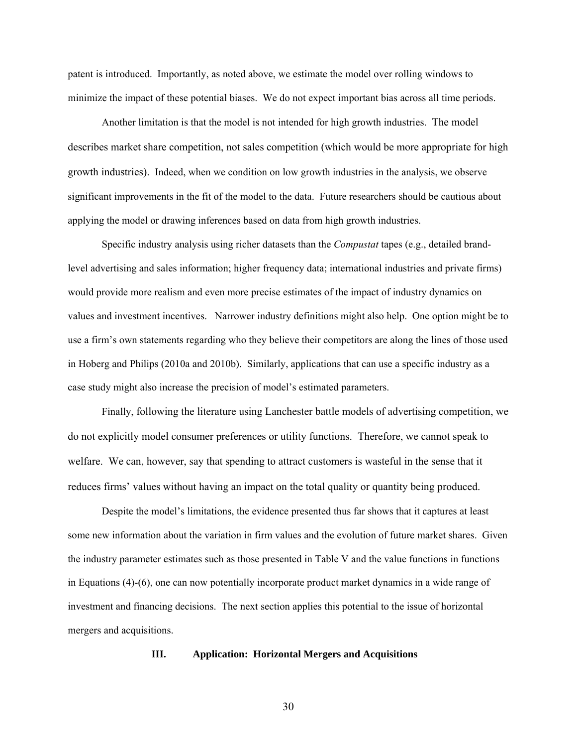patent is introduced. Importantly, as noted above, we estimate the model over rolling windows to minimize the impact of these potential biases. We do not expect important bias across all time periods.

Another limitation is that the model is not intended for high growth industries. The model describes market share competition, not sales competition (which would be more appropriate for high growth industries). Indeed, when we condition on low growth industries in the analysis, we observe significant improvements in the fit of the model to the data. Future researchers should be cautious about applying the model or drawing inferences based on data from high growth industries.

Specific industry analysis using richer datasets than the *Compustat* tapes (e.g., detailed brand-level advertising and sales information; higher frequency data; international industries and private firms) would provide more realism and even more precise estimates of the impact of industry dynamics on values and investment incentives. Narrower industry definitions might also help. One option might be to use a firm's own statements regarding who they believe their competitors are along the lines of those used in Hoberg and Philips (2010a and 2010b). Similarly, applications that can use a specific industry as a case study might also increase the precision of model's estimated parameters.

Finally, following the literature using Lanchester battle models of advertising competition, we do not explicitly model consumer preferences or utility functions. Therefore, we cannot speak to welfare. We can, however, say that spending to attract customers is wasteful in the sense that it reduces firms' values without having an impact on the total quality or quantity being produced.

Despite the model's limitations, the evidence presented thus far shows that it captures at least some new information about the variation in firm values and the evolution of future market shares. Given the industry parameter estimates such as those presented in Table V and the value functions in functions in Equations (4)-(6), one can now potentially incorporate product market dynamics in a wide range of investment and financing decisions. The next section applies this potential to the issue of horizontal mergers and acquisitions.

## III. Application: Horizontal Mergers and Acquisitions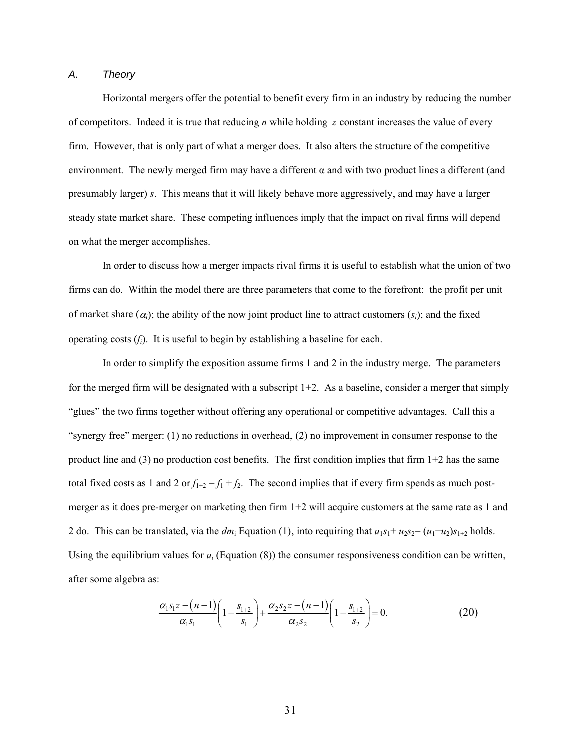### *A. Theory*

Horizontal mergers offer the potential to benefit every firm in an industry by reducing the number of competitors. Indeed it is true that reducing *n* while holding $\overline{z}$ constant increases the value of every firm. However, that is only part of what a merger does. It also alters the structure of the competitive environment. The newly merged firm may have a different α and with two product lines a different (and presumably larger) *s*. This means that it will likely behave more aggressively, and may have a larger steady state market share. These competing influences imply that the impact on rival firms will depend on what the merger accomplishes.

In order to discuss how a merger impacts rival firms it is useful to establish what the union of two firms can do. Within the model there are three parameters that come to the forefront: the profit per unit of market share ($\alpha_i$); the ability of the now joint product line to attract customers ($s_i$); and the fixed operating costs ($f_i$). It is useful to begin by establishing a baseline for each.

In order to simplify the exposition assume firms 1 and 2 in the industry merge. The parameters for the merged firm will be designated with a subscript 1+2. As a baseline, consider a merger that simply "glues" the two firms together without offering any operational or competitive advantages. Call this a "synergy free" merger: (1) no reductions in overhead, (2) no improvement in consumer response to the product line and (3) no production cost benefits. The first condition implies that firm 1+2 has the same total fixed costs as 1 and 2 or $f_{1+2} = f_1 + f_2$. The second implies that if every firm spends as much post-merger as it does pre-merger on marketing then firm 1+2 will acquire customers at the same rate as 1 and 2 do. This can be translated, via the $dm_i$ Equation (1), into requiring that $u_1s_1 + u_2s_2 = (u_1+u_2)s_{1+2}$ holds. Using the equilibrium values for $u_i$ (Equation (8)) the consumer responsiveness condition can be written, after some algebra as:

$$\frac{\alpha_1 s_1 z - (n-1)}{\alpha_1 s_1}\left(1 - \frac{s_{1+2}}{s_1}\right) + \frac{\alpha_2 s_2 z - (n-1)}{\alpha_2 s_2}\left(1 - \frac{s_{1+2}}{s_2}\right) = 0. \tag{20}$$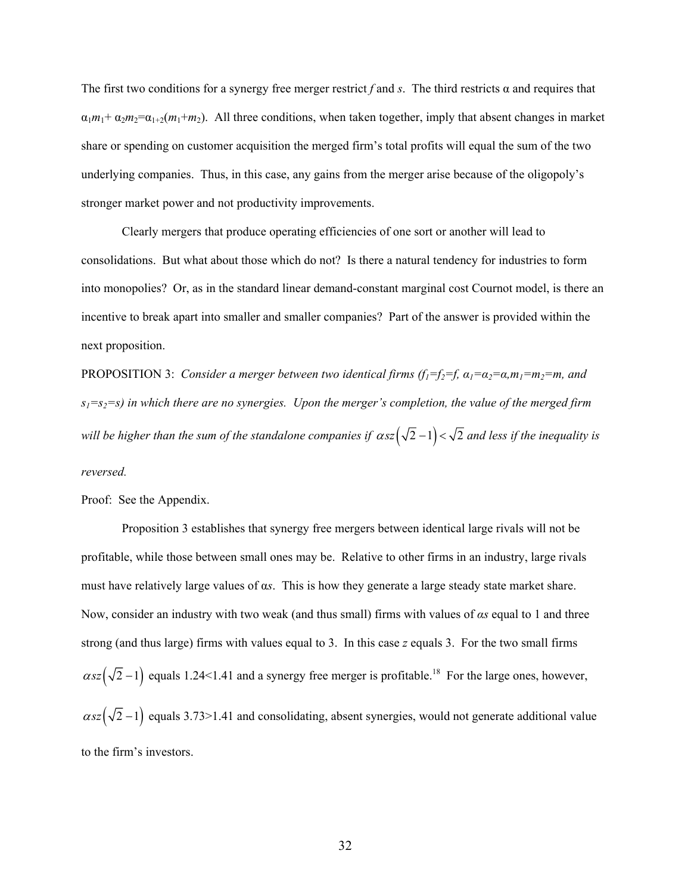The first two conditions for a synergy free merger restrict $f$ and $s$. The third restricts α and requires that $\alpha_1 m_1 + \alpha_2 m_2 = \alpha_{1+2}(m_1+m_2)$. All three conditions, when taken together, imply that absent changes in market share or spending on customer acquisition the merged firm's total profits will equal the sum of the two underlying companies. Thus, in this case, any gains from the merger arise because of the oligopoly's stronger market power and not productivity improvements.

Clearly mergers that produce operating efficiencies of one sort or another will lead to consolidations. But what about those which do not? Is there a natural tendency for industries to form into monopolies? Or, as in the standard linear demand-constant marginal cost Cournot model, is there an incentive to break apart into smaller and smaller companies? Part of the answer is provided within the next proposition.

PROPOSITION 3: *Consider a merger between two identical firms ($f_1=f_2=f$, $\alpha_1=\alpha_2=\alpha$, $m_1=m_2=m$, and $s_1=s_2=s$) in which there are no synergies. Upon the merger's completion, the value of the merged firm will be higher than the sum of the standalone companies if $\alpha s z\left(\sqrt{2}-1\right) < \sqrt{2}$ and less if the inequality is reversed.*

Proof: See the Appendix.

Proposition 3 establishes that synergy free mergers between identical large rivals will not be profitable, while those between small ones may be. Relative to other firms in an industry, large rivals must have relatively large values of $\alpha s$. This is how they generate a large steady state market share. Now, consider an industry with two weak (and thus small) firms with values of $\alpha s$ equal to 1 and three strong (and thus large) firms with values equal to 3. In this case $z$ equals 3. For the two small firms $\alpha s z\left(\sqrt{2}-1\right)$ equals 1.24<1.41 and a synergy free merger is profitable.[18] For the large ones, however, $\alpha s z\left(\sqrt{2}-1\right)$ equals 3.73>1.41 and consolidating, absent synergies, would not generate additional value to the firm's investors.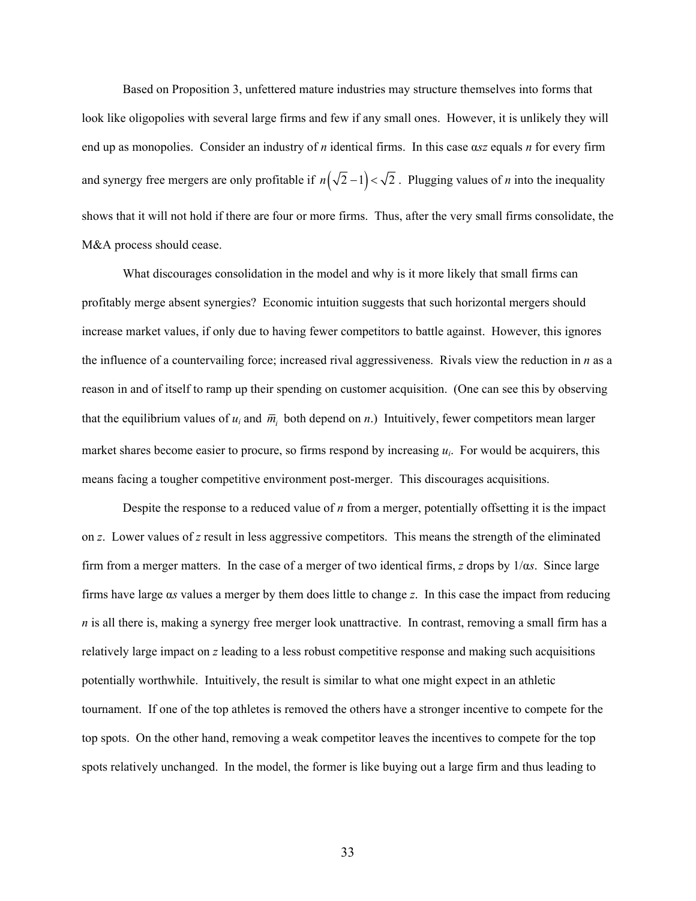Based on Proposition 3, unfettered mature industries may structure themselves into forms that look like oligopolies with several large firms and few if any small ones. However, it is unlikely they will end up as monopolies. Consider an industry of $n$ identical firms. In this case $\alpha sz$ equals $n$ for every firm and synergy free mergers are only profitable if $n\left(\sqrt{2}-1\right)<\sqrt{2}$. Plugging values of $n$ into the inequality shows that it will not hold if there are four or more firms. Thus, after the very small firms consolidate, the M&A process should cease.

What discourages consolidation in the model and why is it more likely that small firms can profitably merge absent synergies? Economic intuition suggests that such horizontal mergers should increase market values, if only due to having fewer competitors to battle against. However, this ignores the influence of a countervailing force; increased rival aggressiveness. Rivals view the reduction in $n$ as a reason in and of itself to ramp up their spending on customer acquisition. (One can see this by observing that the equilibrium values of $u_i$ and $\overline{m}_i$ both depend on $n$.) Intuitively, fewer competitors mean larger market shares become easier to procure, so firms respond by increasing $u_i$. For would be acquirers, this means facing a tougher competitive environment post-merger. This discourages acquisitions.

Despite the response to a reduced value of $n$ from a merger, potentially offsetting it is the impact on $z$. Lower values of $z$ result in less aggressive competitors. This means the strength of the eliminated firm from a merger matters. In the case of a merger of two identical firms, $z$ drops by $1/\alpha s$. Since large firms have large $\alpha s$ values a merger by them does little to change $z$. In this case the impact from reducing $n$ is all there is, making a synergy free merger look unattractive. In contrast, removing a small firm has a relatively large impact on $z$ leading to a less robust competitive response and making such acquisitions potentially worthwhile. Intuitively, the result is similar to what one might expect in an athletic tournament. If one of the top athletes is removed the others have a stronger incentive to compete for the top spots. On the other hand, removing a weak competitor leaves the incentives to compete for the top spots relatively unchanged. In the model, the former is like buying out a large firm and thus leading to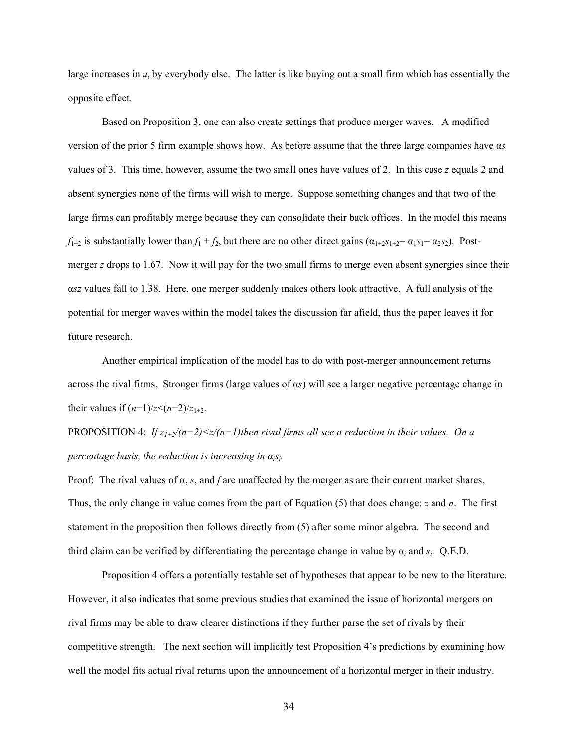large increases in $u_i$ by everybody else. The latter is like buying out a small firm which has essentially the opposite effect.

Based on Proposition 3, one can also create settings that produce merger waves. A modified version of the prior 5 firm example shows how. As before assume that the three large companies have $\alpha s$ values of 3. This time, however, assume the two small ones have values of 2. In this case $z$ equals 2 and absent synergies none of the firms will wish to merge. Suppose something changes and that two of the large firms can profitably merge because they can consolidate their back offices. In the model this means $f_{1+2}$ is substantially lower than $f_1 + f_2$, but there are no other direct gains ($\alpha_{1+2}s_{1+2} = \alpha_1 s_1 = \alpha_2 s_2$). Post-merger $z$ drops to 1.67. Now it will pay for the two small firms to merge even absent synergies since their $\alpha sz$ values fall to 1.38. Here, one merger suddenly makes others look attractive. A full analysis of the potential for merger waves within the model takes the discussion far afield, thus the paper leaves it for future research.

Another empirical implication of the model has to do with post-merger announcement returns across the rival firms. Stronger firms (large values of $\alpha s$) will see a larger negative percentage change in their values if $(n-1)/z < (n-2)/z_{1+2}$.

PROPOSITION 4: *If $z_{1+2}/(n-2) < z/(n-1)$ then rival firms all see a reduction in their values. On a percentage basis, the reduction is increasing in $\alpha_i s_i$.*

Proof: The rival values of $\alpha$, $s$, and $f$ are unaffected by the merger as are their current market shares. Thus, the only change in value comes from the part of Equation (5) that does change: $z$ and $n$. The first statement in the proposition then follows directly from (5) after some minor algebra. The second and third claim can be verified by differentiating the percentage change in value by $\alpha_i$ and $s_i$. Q.E.D.

Proposition 4 offers a potentially testable set of hypotheses that appear to be new to the literature. However, it also indicates that some previous studies that examined the issue of horizontal mergers on rival firms may be able to draw clearer distinctions if they further parse the set of rivals by their competitive strength. The next section will implicitly test Proposition 4's predictions by examining how well the model fits actual rival returns upon the announcement of a horizontal merger in their industry.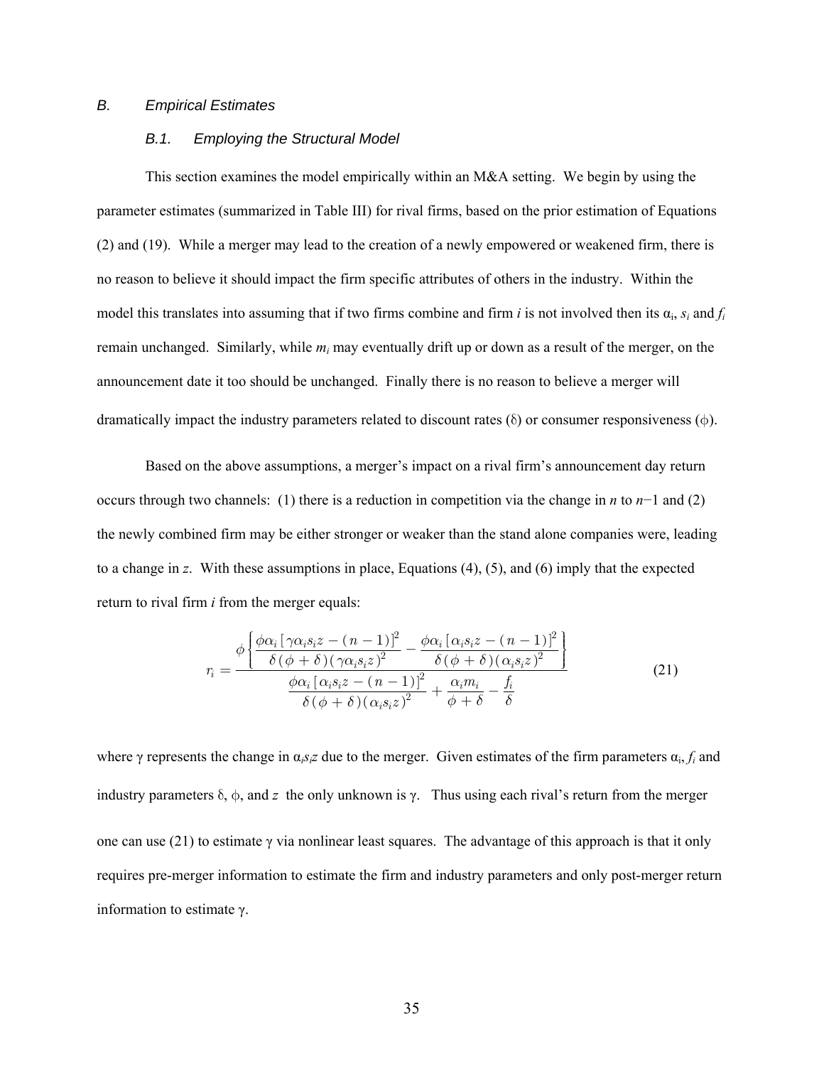### B. Empirical Estimates

#### B.1. Employing the Structural Model

This section examines the model empirically within an M&A setting. We begin by using the parameter estimates (summarized in Table III) for rival firms, based on the prior estimation of Equations (2) and (19). While a merger may lead to the creation of a newly empowered or weakened firm, there is no reason to believe it should impact the firm specific attributes of others in the industry. Within the model this translates into assuming that if two firms combine and firm $i$ is not involved then its $\alpha_i$, $s_i$ and $f_i$ remain unchanged. Similarly, while $m_i$ may eventually drift up or down as a result of the merger, on the announcement date it too should be unchanged. Finally there is no reason to believe a merger will dramatically impact the industry parameters related to discount rates ($\delta$) or consumer responsiveness ($\phi$).

Based on the above assumptions, a merger's impact on a rival firm's announcement day return occurs through two channels: (1) there is a reduction in competition via the change in $n$ to $n-1$ and (2) the newly combined firm may be either stronger or weaker than the stand alone companies were, leading to a change in $z$. With these assumptions in place, Equations (4), (5), and (6) imply that the expected return to rival firm $i$ from the merger equals:

$$r_i = \frac{\phi\left\{\dfrac{\phi\alpha_i\left[\gamma\alpha_i s_i z-(n-1)\right]^2}{\delta(\phi+\delta)(\gamma\alpha_i s_i z)^2}-\dfrac{\phi\alpha_i\left[\alpha_i s_i z-(n-1)\right]^2}{\delta(\phi+\delta)(\alpha_i s_i z)^2}\right\}}{\dfrac{\phi\alpha_i\left[\alpha_i s_i z-(n-1)\right]^2}{\delta(\phi+\delta)(\alpha_i s_i z)^2}+\dfrac{\alpha_i m_i}{\phi+\delta}-\dfrac{f_i}{\delta}} \tag{21}$$

where $\gamma$ represents the change in $\alpha_i s_i z$ due to the merger. Given estimates of the firm parameters $\alpha_i$, $f_i$ and industry parameters $\delta$, $\phi$, and $z$ the only unknown is $\gamma$. Thus using each rival's return from the merger one can use (21) to estimate $\gamma$ via nonlinear least squares. The advantage of this approach is that it only requires pre-merger information to estimate the firm and industry parameters and only post-merger return information to estimate $\gamma$.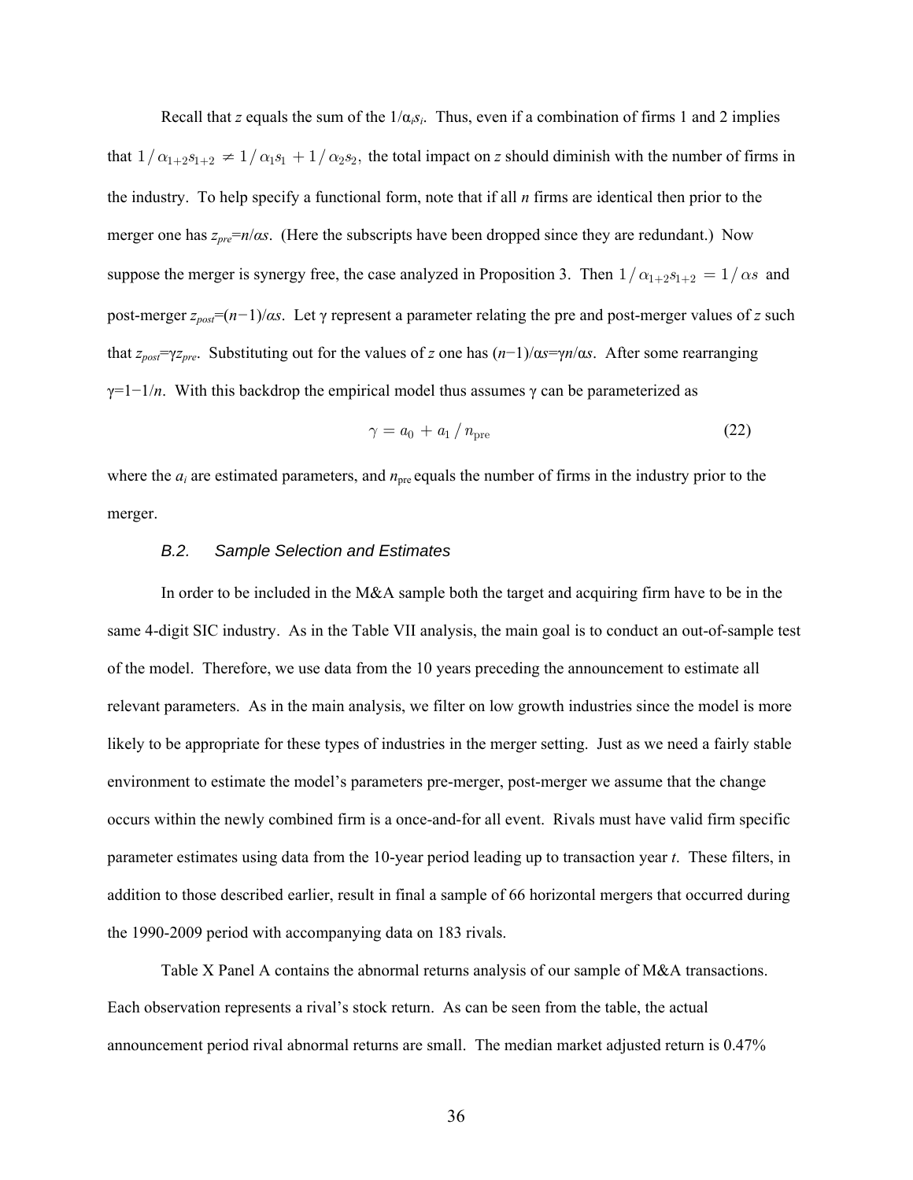Recall that $z$ equals the sum of the $1/\alpha_i s_i$. Thus, even if a combination of firms 1 and 2 implies that $1/\alpha_{1+2}s_{1+2} \neq 1/\alpha_1 s_1 + 1/\alpha_2 s_2$, the total impact on $z$ should diminish with the number of firms in the industry. To help specify a functional form, note that if all $n$ firms are identical then prior to the merger one has $z_{pre}=n/\alpha s$. (Here the subscripts have been dropped since they are redundant.) Now suppose the merger is synergy free, the case analyzed in Proposition 3. Then $1/\alpha_{1+2}s_{1+2} = 1/\alpha s$ and post-merger $z_{post}=(n-1)/\alpha s$. Let $\gamma$ represent a parameter relating the pre and post-merger values of $z$ such that $z_{post}=\gamma z_{pre}$. Substituting out for the values of $z$ one has $(n-1)/\alpha s=\gamma n/\alpha s$. After some rearranging $\gamma=1-1/n$. With this backdrop the empirical model thus assumes $\gamma$ can be parameterized as

$$\gamma = a_0 + a_1 / n_{\text{pre}} \tag{22}$$

where the $a_i$ are estimated parameters, and $n_{\text{pre}}$ equals the number of firms in the industry prior to the merger.

### *B.2. Sample Selection and Estimates*

In order to be included in the M&A sample both the target and acquiring firm have to be in the same 4-digit SIC industry. As in the Table VII analysis, the main goal is to conduct an out-of-sample test of the model. Therefore, we use data from the 10 years preceding the announcement to estimate all relevant parameters. As in the main analysis, we filter on low growth industries since the model is more likely to be appropriate for these types of industries in the merger setting. Just as we need a fairly stable environment to estimate the model's parameters pre-merger, post-merger we assume that the change occurs within the newly combined firm is a once-and-for all event. Rivals must have valid firm specific parameter estimates using data from the 10-year period leading up to transaction year $t$. These filters, in addition to those described earlier, result in final a sample of 66 horizontal mergers that occurred during the 1990-2009 period with accompanying data on 183 rivals.

Table X Panel A contains the abnormal returns analysis of our sample of M&A transactions. Each observation represents a rival's stock return. As can be seen from the table, the actual announcement period rival abnormal returns are small. The median market adjusted return is 0.47%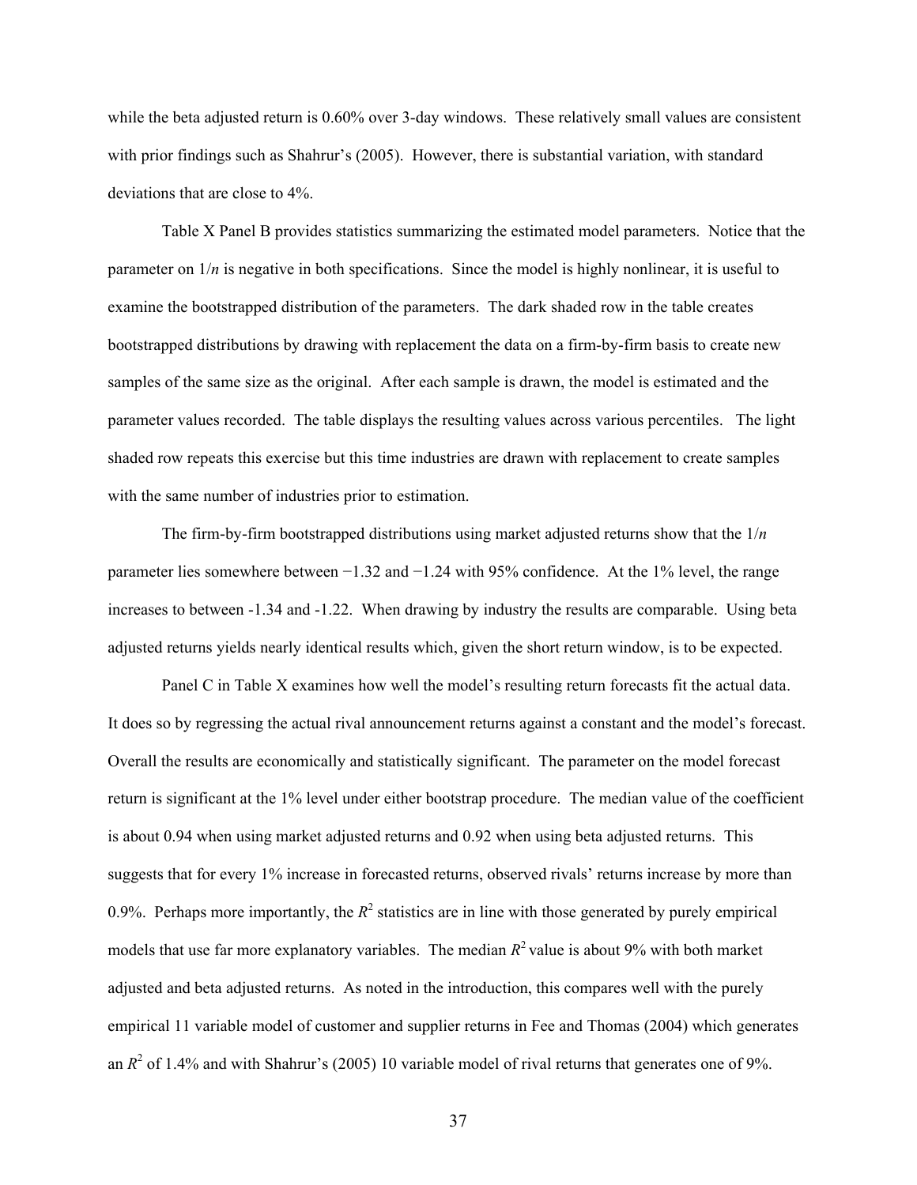while the beta adjusted return is 0.60% over 3-day windows. These relatively small values are consistent with prior findings such as Shahrur's (2005). However, there is substantial variation, with standard deviations that are close to 4%.

Table X Panel B provides statistics summarizing the estimated model parameters. Notice that the parameter on $1/n$ is negative in both specifications. Since the model is highly nonlinear, it is useful to examine the bootstrapped distribution of the parameters. The dark shaded row in the table creates bootstrapped distributions by drawing with replacement the data on a firm-by-firm basis to create new samples of the same size as the original. After each sample is drawn, the model is estimated and the parameter values recorded. The table displays the resulting values across various percentiles. The light shaded row repeats this exercise but this time industries are drawn with replacement to create samples with the same number of industries prior to estimation.

The firm-by-firm bootstrapped distributions using market adjusted returns show that the $1/n$ parameter lies somewhere between −1.32 and −1.24 with 95% confidence. At the 1% level, the range increases to between -1.34 and -1.22. When drawing by industry the results are comparable. Using beta adjusted returns yields nearly identical results which, given the short return window, is to be expected.

Panel C in Table X examines how well the model's resulting return forecasts fit the actual data. It does so by regressing the actual rival announcement returns against a constant and the model's forecast. Overall the results are economically and statistically significant. The parameter on the model forecast return is significant at the 1% level under either bootstrap procedure. The median value of the coefficient is about 0.94 when using market adjusted returns and 0.92 when using beta adjusted returns. This suggests that for every 1% increase in forecasted returns, observed rivals' returns increase by more than 0.9%. Perhaps more importantly, the $R^2$ statistics are in line with those generated by purely empirical models that use far more explanatory variables. The median $R^2$ value is about 9% with both market adjusted and beta adjusted returns. As noted in the introduction, this compares well with the purely empirical 11 variable model of customer and supplier returns in Fee and Thomas (2004) which generates an $R^2$ of 1.4% and with Shahrur's (2005) 10 variable model of rival returns that generates one of 9%.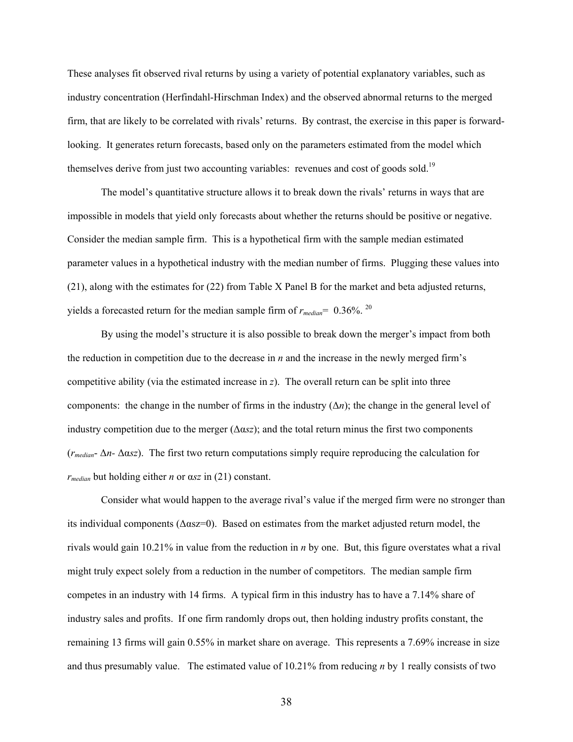These analyses fit observed rival returns by using a variety of potential explanatory variables, such as industry concentration (Herfindahl-Hirschman Index) and the observed abnormal returns to the merged firm, that are likely to be correlated with rivals' returns. By contrast, the exercise in this paper is forward-looking. It generates return forecasts, based only on the parameters estimated from the model which themselves derive from just two accounting variables: revenues and cost of goods sold.[19]

The model's quantitative structure allows it to break down the rivals' returns in ways that are impossible in models that yield only forecasts about whether the returns should be positive or negative. Consider the median sample firm. This is a hypothetical firm with the sample median estimated parameter values in a hypothetical industry with the median number of firms. Plugging these values into (21), along with the estimates for (22) from Table X Panel B for the market and beta adjusted returns, yields a forecasted return for the median sample firm of $r_{median}$= 0.36%. [20]

By using the model's structure it is also possible to break down the merger's impact from both the reduction in competition due to the decrease in $n$ and the increase in the newly merged firm's competitive ability (via the estimated increase in $z$). The overall return can be split into three components: the change in the number of firms in the industry ($\Delta n$); the change in the general level of industry competition due to the merger ($\Delta \alpha sz$); and the total return minus the first two components ($r_{median}$- $\Delta n$- $\Delta \alpha sz$). The first two return computations simply require reproducing the calculation for $r_{median}$ but holding either $n$ or $\alpha sz$ in (21) constant.

Consider what would happen to the average rival's value if the merged firm were no stronger than its individual components ($\Delta \alpha sz$=0). Based on estimates from the market adjusted return model, the rivals would gain 10.21% in value from the reduction in $n$ by one. But, this figure overstates what a rival might truly expect solely from a reduction in the number of competitors. The median sample firm competes in an industry with 14 firms. A typical firm in this industry has to have a 7.14% share of industry sales and profits. If one firm randomly drops out, then holding industry profits constant, the remaining 13 firms will gain 0.55% in market share on average. This represents a 7.69% increase in size and thus presumably value. The estimated value of 10.21% from reducing $n$ by 1 really consists of two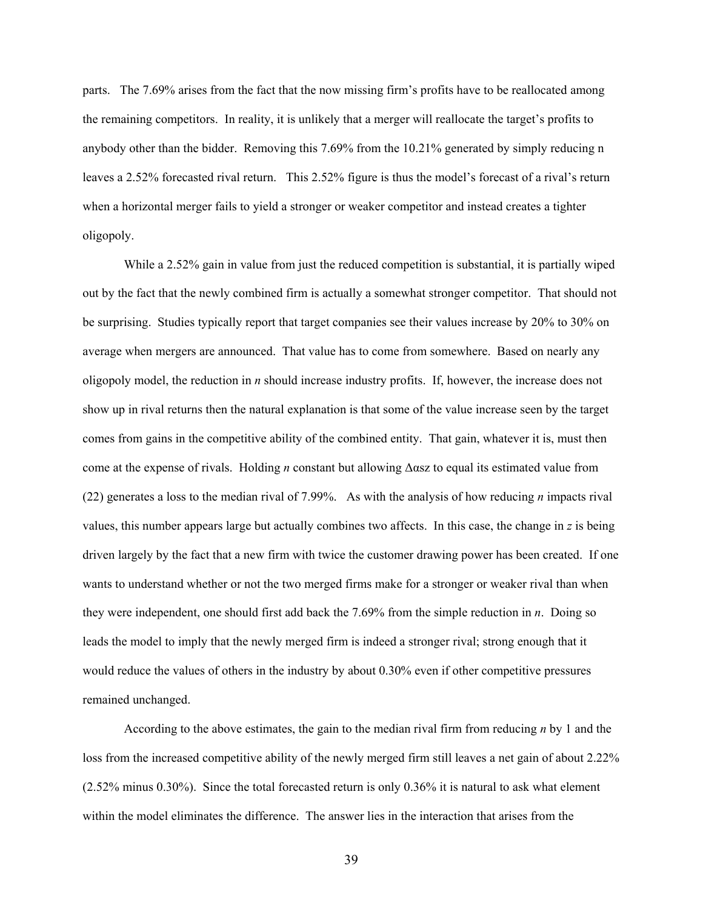parts. The 7.69% arises from the fact that the now missing firm's profits have to be reallocated among the remaining competitors. In reality, it is unlikely that a merger will reallocate the target's profits to anybody other than the bidder. Removing this 7.69% from the 10.21% generated by simply reducing n leaves a 2.52% forecasted rival return. This 2.52% figure is thus the model's forecast of a rival's return when a horizontal merger fails to yield a stronger or weaker competitor and instead creates a tighter oligopoly.

While a 2.52% gain in value from just the reduced competition is substantial, it is partially wiped out by the fact that the newly combined firm is actually a somewhat stronger competitor. That should not be surprising. Studies typically report that target companies see their values increase by 20% to 30% on average when mergers are announced. That value has to come from somewhere. Based on nearly any oligopoly model, the reduction in $n$ should increase industry profits. If, however, the increase does not show up in rival returns then the natural explanation is that some of the value increase seen by the target comes from gains in the competitive ability of the combined entity. That gain, whatever it is, must then come at the expense of rivals. Holding $n$ constant but allowing $\Delta\alpha sz$ to equal its estimated value from (22) generates a loss to the median rival of 7.99%. As with the analysis of how reducing $n$ impacts rival values, this number appears large but actually combines two affects. In this case, the change in $z$ is being driven largely by the fact that a new firm with twice the customer drawing power has been created. If one wants to understand whether or not the two merged firms make for a stronger or weaker rival than when they were independent, one should first add back the 7.69% from the simple reduction in $n$. Doing so leads the model to imply that the newly merged firm is indeed a stronger rival; strong enough that it would reduce the values of others in the industry by about 0.30% even if other competitive pressures remained unchanged.

According to the above estimates, the gain to the median rival firm from reducing $n$ by 1 and the loss from the increased competitive ability of the newly merged firm still leaves a net gain of about 2.22% (2.52% minus 0.30%). Since the total forecasted return is only 0.36% it is natural to ask what element within the model eliminates the difference. The answer lies in the interaction that arises from the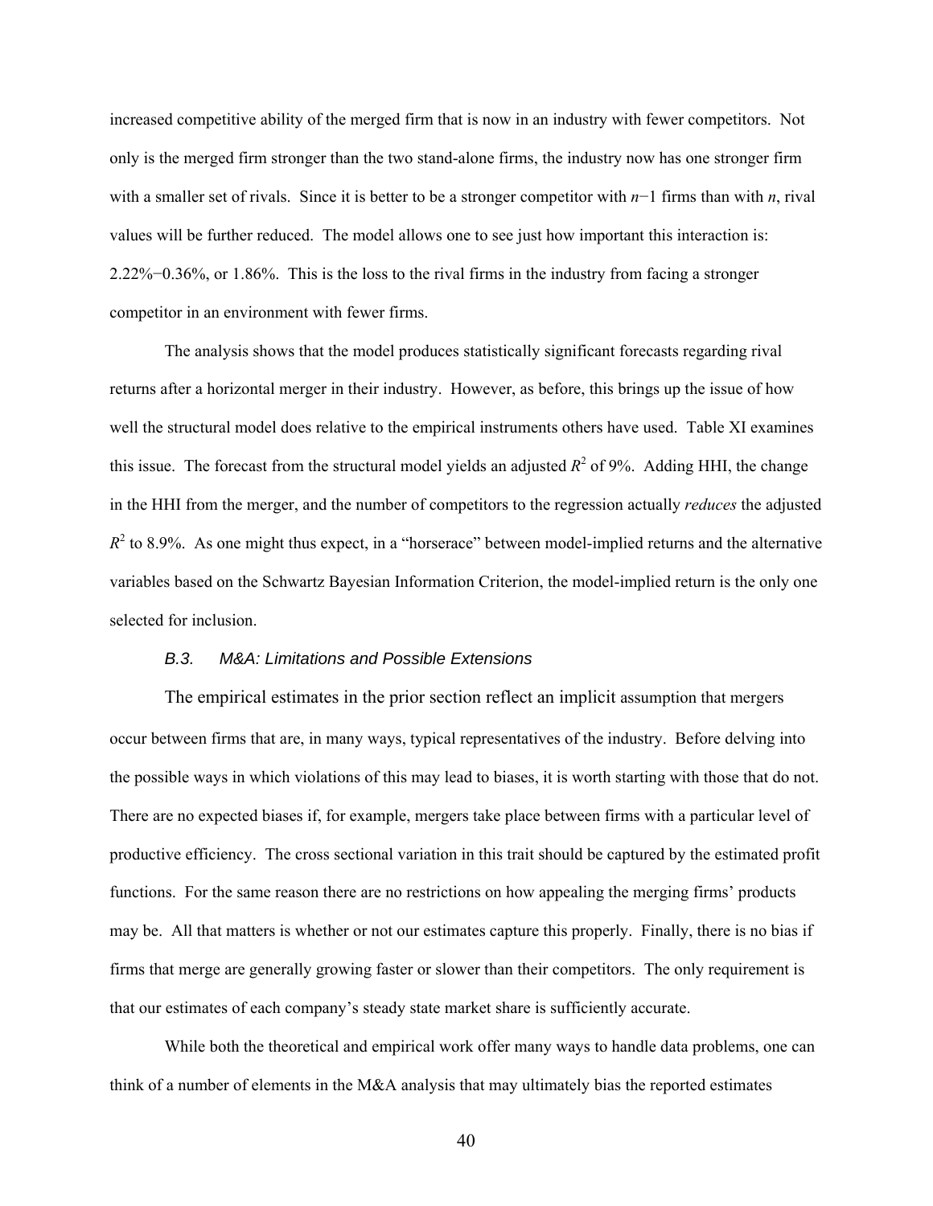increased competitive ability of the merged firm that is now in an industry with fewer competitors. Not only is the merged firm stronger than the two stand-alone firms, the industry now has one stronger firm with a smaller set of rivals. Since it is better to be a stronger competitor with $n-1$ firms than with $n$, rival values will be further reduced. The model allows one to see just how important this interaction is: 2.22%−0.36%, or 1.86%. This is the loss to the rival firms in the industry from facing a stronger competitor in an environment with fewer firms.

The analysis shows that the model produces statistically significant forecasts regarding rival returns after a horizontal merger in their industry. However, as before, this brings up the issue of how well the structural model does relative to the empirical instruments others have used. Table XI examines this issue. The forecast from the structural model yields an adjusted $R^2$ of 9%. Adding HHI, the change in the HHI from the merger, and the number of competitors to the regression actually *reduces* the adjusted $R^2$ to 8.9%. As one might thus expect, in a "horserace" between model-implied returns and the alternative variables based on the Schwartz Bayesian Information Criterion, the model-implied return is the only one selected for inclusion.

### *B.3. M&A: Limitations and Possible Extensions*

The empirical estimates in the prior section reflect an implicit assumption that mergers occur between firms that are, in many ways, typical representatives of the industry. Before delving into the possible ways in which violations of this may lead to biases, it is worth starting with those that do not. There are no expected biases if, for example, mergers take place between firms with a particular level of productive efficiency. The cross sectional variation in this trait should be captured by the estimated profit functions. For the same reason there are no restrictions on how appealing the merging firms' products may be. All that matters is whether or not our estimates capture this properly. Finally, there is no bias if firms that merge are generally growing faster or slower than their competitors. The only requirement is that our estimates of each company's steady state market share is sufficiently accurate.

While both the theoretical and empirical work offer many ways to handle data problems, one can think of a number of elements in the M&A analysis that may ultimately bias the reported estimates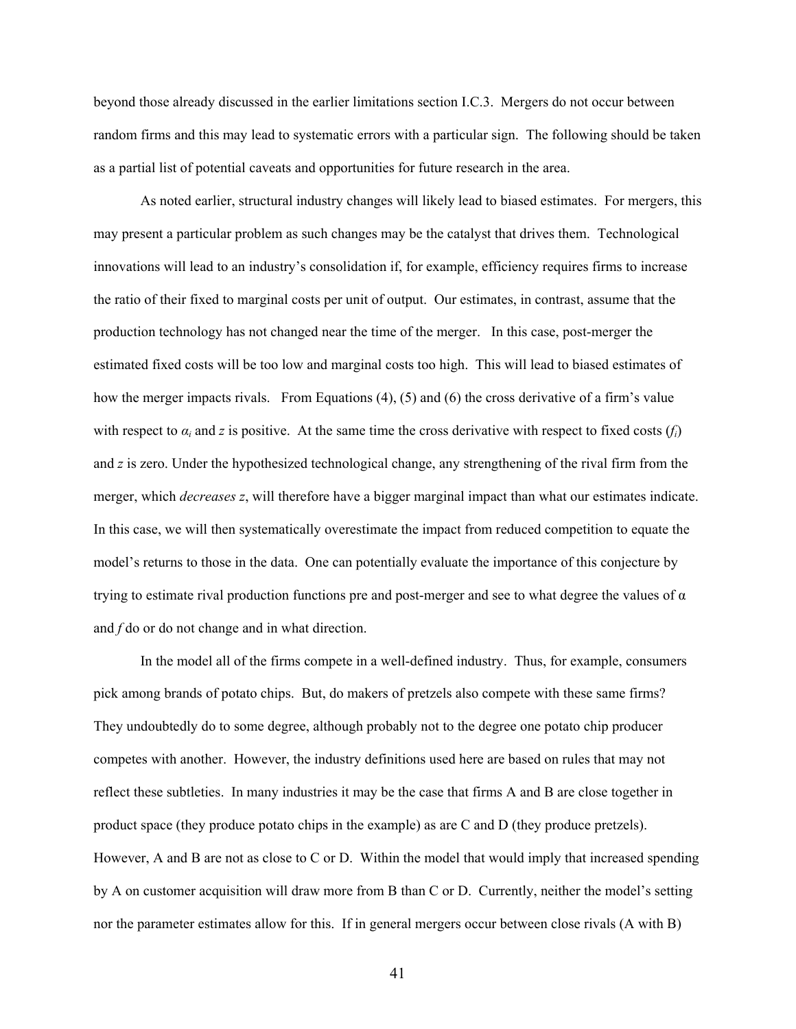beyond those already discussed in the earlier limitations section I.C.3. Mergers do not occur between random firms and this may lead to systematic errors with a particular sign. The following should be taken as a partial list of potential caveats and opportunities for future research in the area.

As noted earlier, structural industry changes will likely lead to biased estimates. For mergers, this may present a particular problem as such changes may be the catalyst that drives them. Technological innovations will lead to an industry's consolidation if, for example, efficiency requires firms to increase the ratio of their fixed to marginal costs per unit of output. Our estimates, in contrast, assume that the production technology has not changed near the time of the merger. In this case, post-merger the estimated fixed costs will be too low and marginal costs too high. This will lead to biased estimates of how the merger impacts rivals. From Equations (4), (5) and (6) the cross derivative of a firm's value with respect to $\alpha_i$ and $z$ is positive. At the same time the cross derivative with respect to fixed costs ($f_i$) and $z$ is zero. Under the hypothesized technological change, any strengthening of the rival firm from the merger, which *decreases z*, will therefore have a bigger marginal impact than what our estimates indicate. In this case, we will then systematically overestimate the impact from reduced competition to equate the model's returns to those in the data. One can potentially evaluate the importance of this conjecture by trying to estimate rival production functions pre and post-merger and see to what degree the values of $\alpha$ and $f$ do or do not change and in what direction.

In the model all of the firms compete in a well-defined industry. Thus, for example, consumers pick among brands of potato chips. But, do makers of pretzels also compete with these same firms? They undoubtedly do to some degree, although probably not to the degree one potato chip producer competes with another. However, the industry definitions used here are based on rules that may not reflect these subtleties. In many industries it may be the case that firms A and B are close together in product space (they produce potato chips in the example) as are C and D (they produce pretzels). However, A and B are not as close to C or D. Within the model that would imply that increased spending by A on customer acquisition will draw more from B than C or D. Currently, neither the model's setting nor the parameter estimates allow for this. If in general mergers occur between close rivals (A with B)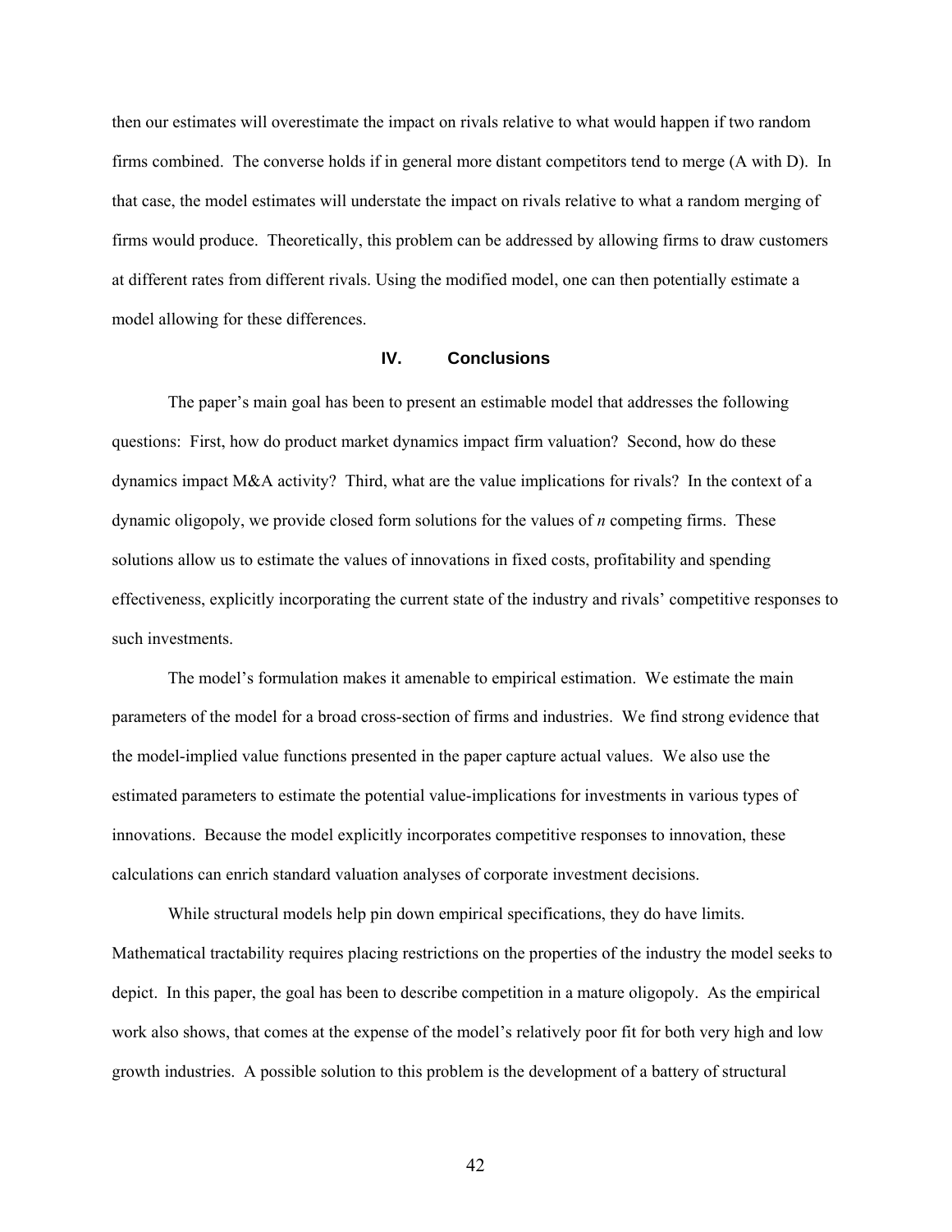then our estimates will overestimate the impact on rivals relative to what would happen if two random firms combined. The converse holds if in general more distant competitors tend to merge (A with D). In that case, the model estimates will understate the impact on rivals relative to what a random merging of firms would produce. Theoretically, this problem can be addressed by allowing firms to draw customers at different rates from different rivals. Using the modified model, one can then potentially estimate a model allowing for these differences.

## IV. Conclusions

The paper's main goal has been to present an estimable model that addresses the following questions: First, how do product market dynamics impact firm valuation? Second, how do these dynamics impact M&A activity? Third, what are the value implications for rivals? In the context of a dynamic oligopoly, we provide closed form solutions for the values of $n$ competing firms. These solutions allow us to estimate the values of innovations in fixed costs, profitability and spending effectiveness, explicitly incorporating the current state of the industry and rivals' competitive responses to such investments.

The model's formulation makes it amenable to empirical estimation. We estimate the main parameters of the model for a broad cross-section of firms and industries. We find strong evidence that the model-implied value functions presented in the paper capture actual values. We also use the estimated parameters to estimate the potential value-implications for investments in various types of innovations. Because the model explicitly incorporates competitive responses to innovation, these calculations can enrich standard valuation analyses of corporate investment decisions.

While structural models help pin down empirical specifications, they do have limits. Mathematical tractability requires placing restrictions on the properties of the industry the model seeks to depict. In this paper, the goal has been to describe competition in a mature oligopoly. As the empirical work also shows, that comes at the expense of the model's relatively poor fit for both very high and low growth industries. A possible solution to this problem is the development of a battery of structural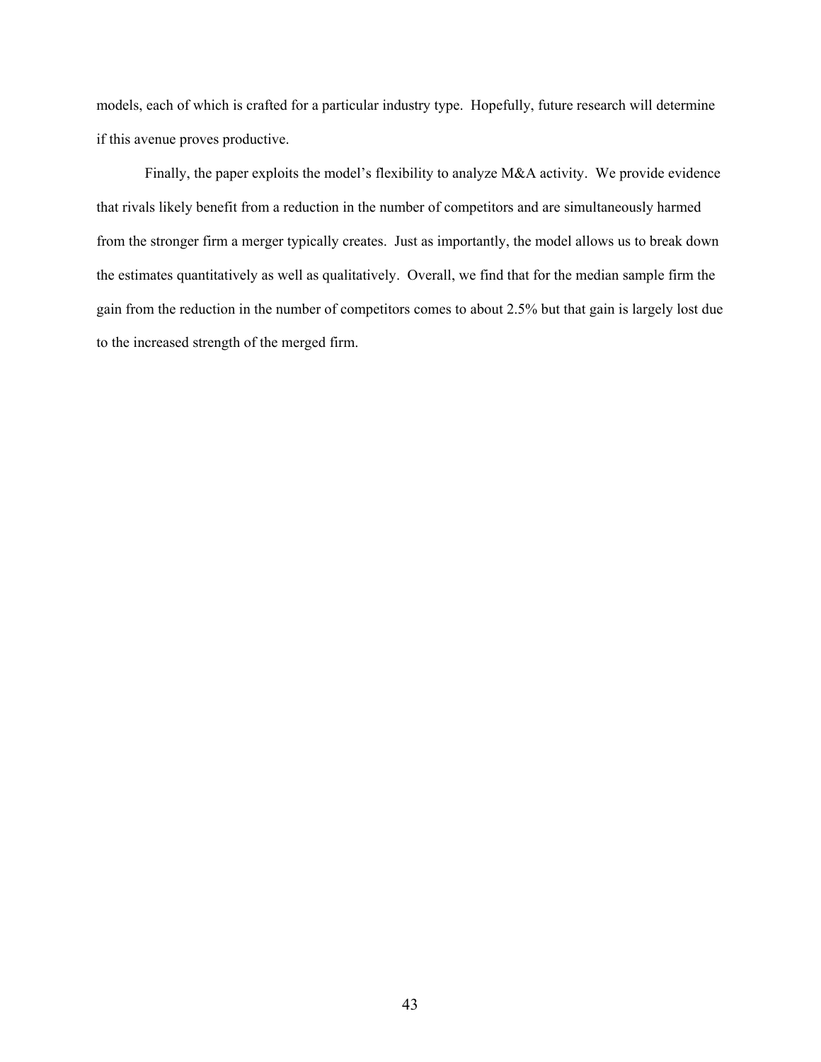models, each of which is crafted for a particular industry type. Hopefully, future research will determine if this avenue proves productive.

Finally, the paper exploits the model's flexibility to analyze M&A activity. We provide evidence that rivals likely benefit from a reduction in the number of competitors and are simultaneously harmed from the stronger firm a merger typically creates. Just as importantly, the model allows us to break down the estimates quantitatively as well as qualitatively. Overall, we find that for the median sample firm the gain from the reduction in the number of competitors comes to about 2.5% but that gain is largely lost due to the increased strength of the merged firm.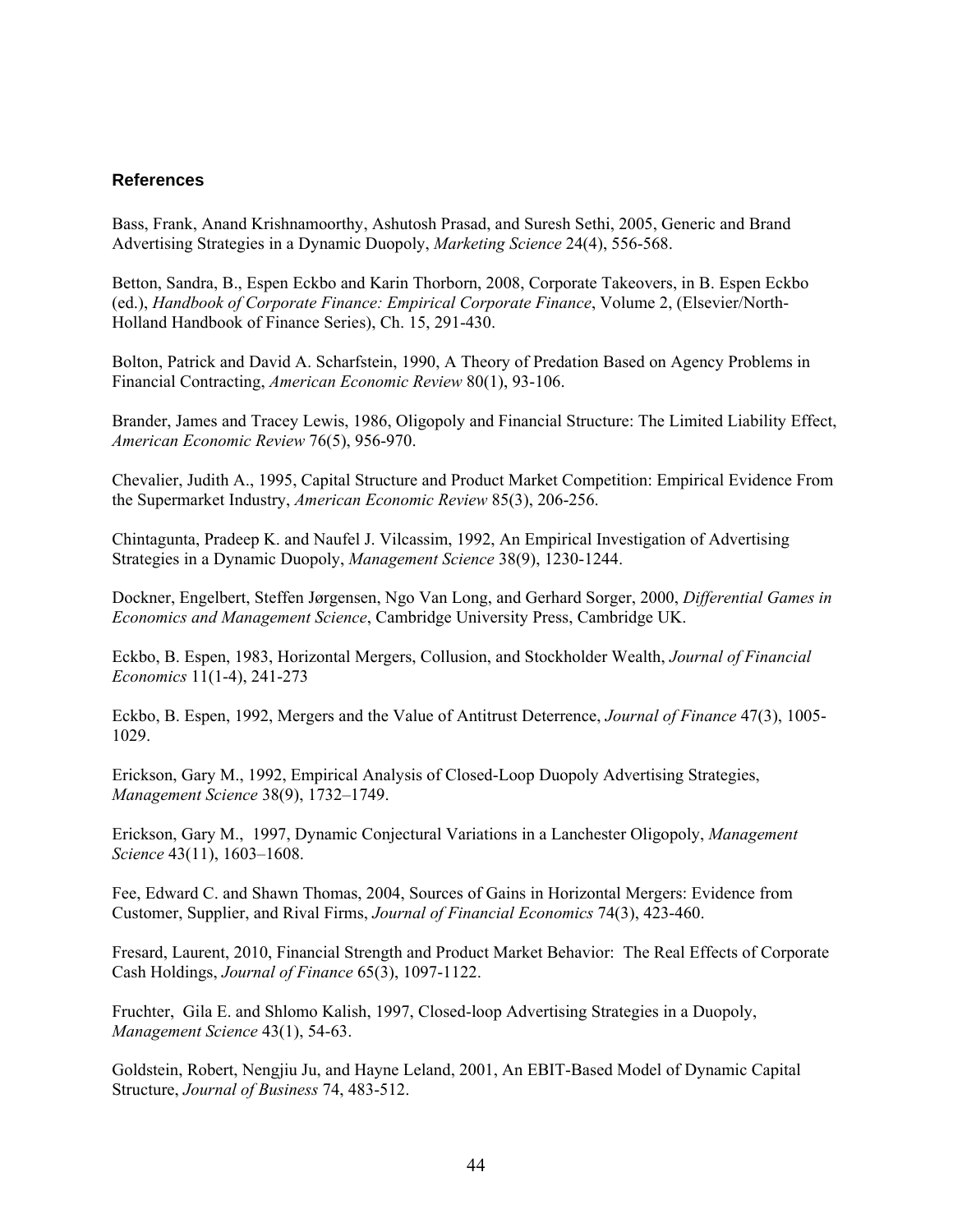### References

Bass, Frank, Anand Krishnamoorthy, Ashutosh Prasad, and Suresh Sethi, 2005, Generic and Brand Advertising Strategies in a Dynamic Duopoly, *Marketing Science* 24(4), 556-568.

Betton, Sandra, B., Espen Eckbo and Karin Thorborn, 2008, Corporate Takeovers, in B. Espen Eckbo (ed.), *Handbook of Corporate Finance: Empirical Corporate Finance*, Volume 2, (Elsevier/North-Holland Handbook of Finance Series), Ch. 15, 291-430.

Bolton, Patrick and David A. Scharfstein, 1990, A Theory of Predation Based on Agency Problems in Financial Contracting, *American Economic Review* 80(1), 93-106.

Brander, James and Tracey Lewis, 1986, Oligopoly and Financial Structure: The Limited Liability Effect, *American Economic Review* 76(5), 956-970.

Chevalier, Judith A., 1995, Capital Structure and Product Market Competition: Empirical Evidence From the Supermarket Industry, *American Economic Review* 85(3), 206-256.

Chintagunta, Pradeep K. and Naufel J. Vilcassim, 1992, An Empirical Investigation of Advertising Strategies in a Dynamic Duopoly, *Management Science* 38(9), 1230-1244.

Dockner, Engelbert, Steffen Jørgensen, Ngo Van Long, and Gerhard Sorger, 2000, *Differential Games in Economics and Management Science*, Cambridge University Press, Cambridge UK.

Eckbo, B. Espen, 1983, Horizontal Mergers, Collusion, and Stockholder Wealth, *Journal of Financial Economics* 11(1-4), 241-273

Eckbo, B. Espen, 1992, Mergers and the Value of Antitrust Deterrence, *Journal of Finance* 47(3), 1005-1029.

Erickson, Gary M., 1992, Empirical Analysis of Closed-Loop Duopoly Advertising Strategies, *Management Science* 38(9), 1732–1749.

Erickson, Gary M., 1997, Dynamic Conjectural Variations in a Lanchester Oligopoly, *Management Science* 43(11), 1603–1608.

Fee, Edward C. and Shawn Thomas, 2004, Sources of Gains in Horizontal Mergers: Evidence from Customer, Supplier, and Rival Firms, *Journal of Financial Economics* 74(3), 423-460.

Fresard, Laurent, 2010, Financial Strength and Product Market Behavior: The Real Effects of Corporate Cash Holdings, *Journal of Finance* 65(3), 1097-1122.

Fruchter, Gila E. and Shlomo Kalish, 1997, Closed-loop Advertising Strategies in a Duopoly, *Management Science* 43(1), 54-63.

Goldstein, Robert, Nengjiu Ju, and Hayne Leland, 2001, An EBIT-Based Model of Dynamic Capital Structure, *Journal of Business* 74, 483-512.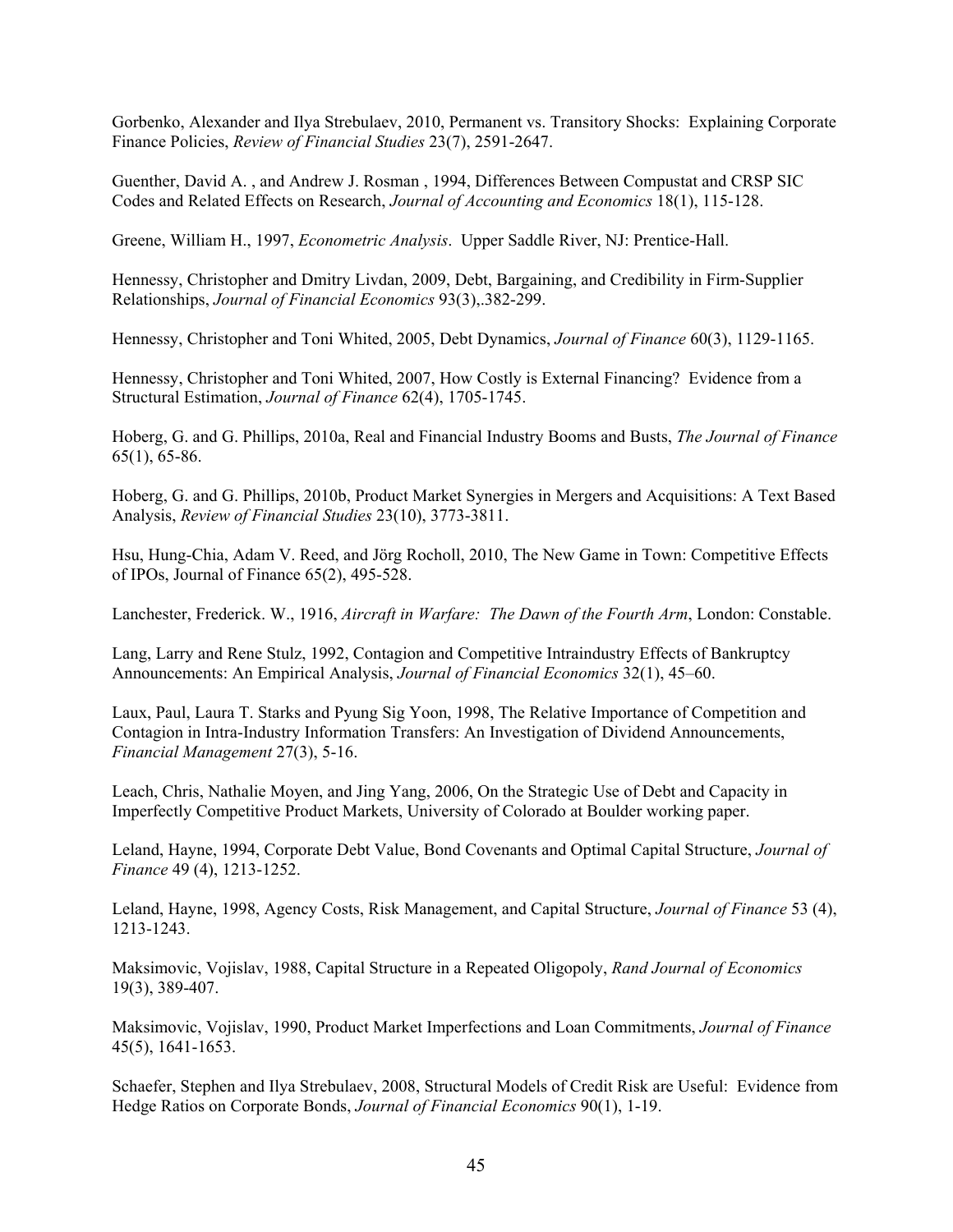Gorbenko, Alexander and Ilya Strebulaev, 2010, Permanent vs. Transitory Shocks: Explaining Corporate Finance Policies, *Review of Financial Studies* 23(7), 2591-2647.

Guenther, David A. , and Andrew J. Rosman , 1994, Differences Between Compustat and CRSP SIC Codes and Related Effects on Research, *Journal of Accounting and Economics* 18(1), 115-128.

Greene, William H., 1997, *Econometric Analysis*. Upper Saddle River, NJ: Prentice-Hall.

Hennessy, Christopher and Dmitry Livdan, 2009, Debt, Bargaining, and Credibility in Firm-Supplier Relationships, *Journal of Financial Economics* 93(3),.382-299.

Hennessy, Christopher and Toni Whited, 2005, Debt Dynamics, *Journal of Finance* 60(3), 1129-1165.

Hennessy, Christopher and Toni Whited, 2007, How Costly is External Financing? Evidence from a Structural Estimation, *Journal of Finance* 62(4), 1705-1745.

Hoberg, G. and G. Phillips, 2010a, Real and Financial Industry Booms and Busts, *The Journal of Finance* 65(1), 65-86.

Hoberg, G. and G. Phillips, 2010b, Product Market Synergies in Mergers and Acquisitions: A Text Based Analysis, *Review of Financial Studies* 23(10), 3773-3811.

Hsu, Hung-Chia, Adam V. Reed, and Jörg Rocholl, 2010, The New Game in Town: Competitive Effects of IPOs, Journal of Finance 65(2), 495-528.

Lanchester, Frederick. W., 1916, *Aircraft in Warfare: The Dawn of the Fourth Arm*, London: Constable.

Lang, Larry and Rene Stulz, 1992, Contagion and Competitive Intraindustry Effects of Bankruptcy Announcements: An Empirical Analysis, *Journal of Financial Economics* 32(1), 45–60.

Laux, Paul, Laura T. Starks and Pyung Sig Yoon, 1998, The Relative Importance of Competition and Contagion in Intra-Industry Information Transfers: An Investigation of Dividend Announcements, *Financial Management* 27(3), 5-16.

Leach, Chris, Nathalie Moyen, and Jing Yang, 2006, On the Strategic Use of Debt and Capacity in Imperfectly Competitive Product Markets, University of Colorado at Boulder working paper.

Leland, Hayne, 1994, Corporate Debt Value, Bond Covenants and Optimal Capital Structure, *Journal of Finance* 49 (4), 1213-1252.

Leland, Hayne, 1998, Agency Costs, Risk Management, and Capital Structure, *Journal of Finance* 53 (4), 1213-1243.

Maksimovic, Vojislav, 1988, Capital Structure in a Repeated Oligopoly, *Rand Journal of Economics* 19(3), 389-407.

Maksimovic, Vojislav, 1990, Product Market Imperfections and Loan Commitments, *Journal of Finance* 45(5), 1641-1653.

Schaefer, Stephen and Ilya Strebulaev, 2008, Structural Models of Credit Risk are Useful: Evidence from Hedge Ratios on Corporate Bonds, *Journal of Financial Economics* 90(1), 1-19.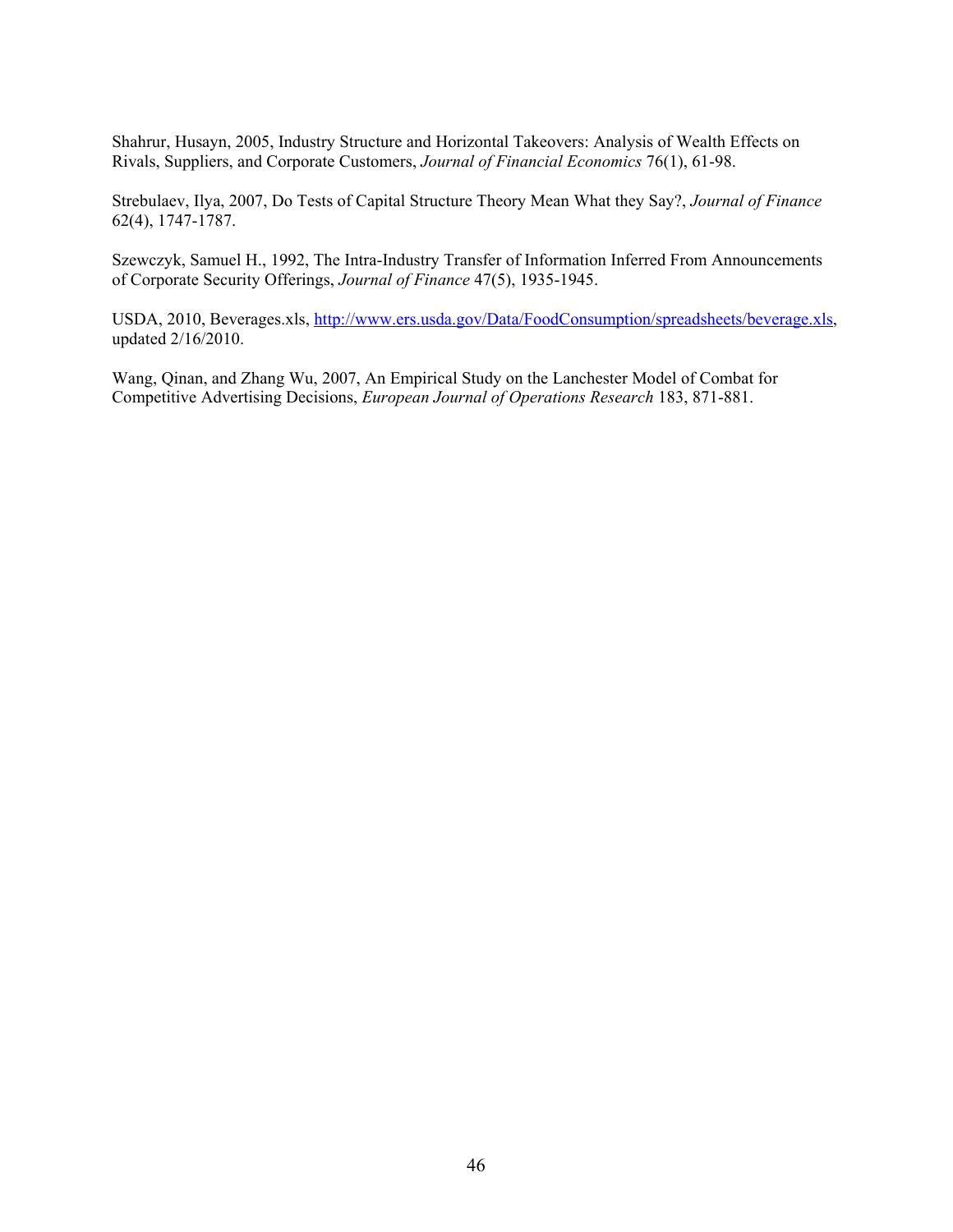Shahrur, Husayn, 2005, Industry Structure and Horizontal Takeovers: Analysis of Wealth Effects on Rivals, Suppliers, and Corporate Customers, *Journal of Financial Economics* 76(1), 61-98.

Strebulaev, Ilya, 2007, Do Tests of Capital Structure Theory Mean What they Say?, *Journal of Finance* 62(4), 1747-1787.

Szewczyk, Samuel H., 1992, The Intra-Industry Transfer of Information Inferred From Announcements of Corporate Security Offerings, *Journal of Finance* 47(5), 1935-1945.

USDA, 2010, Beverages.xls, http://www.ers.usda.gov/Data/FoodConsumption/spreadsheets/beverage.xls, updated 2/16/2010.

Wang, Qinan, and Zhang Wu, 2007, An Empirical Study on the Lanchester Model of Combat for Competitive Advertising Decisions, *European Journal of Operations Research* 183, 871-881.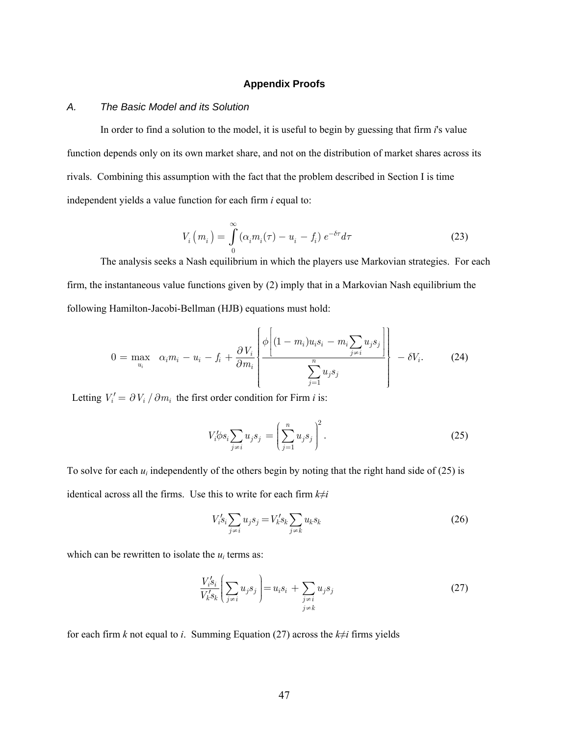## Appendix Proofs

### *A. The Basic Model and its Solution*

In order to find a solution to the model, it is useful to begin by guessing that firm *i*'s value function depends only on its own market share, and not on the distribution of market shares across its rivals. Combining this assumption with the fact that the problem described in Section I is time independent yields a value function for each firm *i* equal to:

$$V_i\left(m_i\right) = \int_0^\infty \left(\alpha_i m_i(\tau) - u_i - f_i\right) e^{-\delta\tau} d\tau \tag{23}$$

The analysis seeks a Nash equilibrium in which the players use Markovian strategies. For each firm, the instantaneous value functions given by (2) imply that in a Markovian Nash equilibrium the following Hamilton-Jacobi-Bellman (HJB) equations must hold:

$$0 = \max_{u_i} \quad \alpha_i m_i - u_i - f_i + \frac{\partial V_i}{\partial m_i} \left\{ \frac{\phi\left[(1-m_i)u_i s_i - m_i \sum_{j \neq i} u_j s_j\right]}{\sum_{j=1}^{n} u_j s_j} \right\} - \delta V_i. \tag{24}$$

Letting $V_i' = \partial V_i / \partial m_i$ the first order condition for Firm *i* is:

$$V_i' \phi s_i \sum_{j \neq i} u_j s_j = \left( \sum_{j=1}^{n} u_j s_j \right)^2. \tag{25}$$

To solve for each $u_i$ independently of the others begin by noting that the right hand side of (25) is identical across all the firms. Use this to write for each firm $k \neq i$

$$V_i' s_i \sum_{j \neq i} u_j s_j = V_k' s_k \sum_{j \neq k} u_k s_k \tag{26}$$

which can be rewritten to isolate the $u_i$ terms as:

$$\frac{V_i' s_i}{V_k' s_k} \left( \sum_{j \neq i} u_j s_j \right) = u_i s_i + \sum_{\substack{j \neq i \\ j \neq k}} u_j s_j \tag{27}$$

for each firm *k* not equal to *i*. Summing Equation (27) across the $k \neq i$ firms yields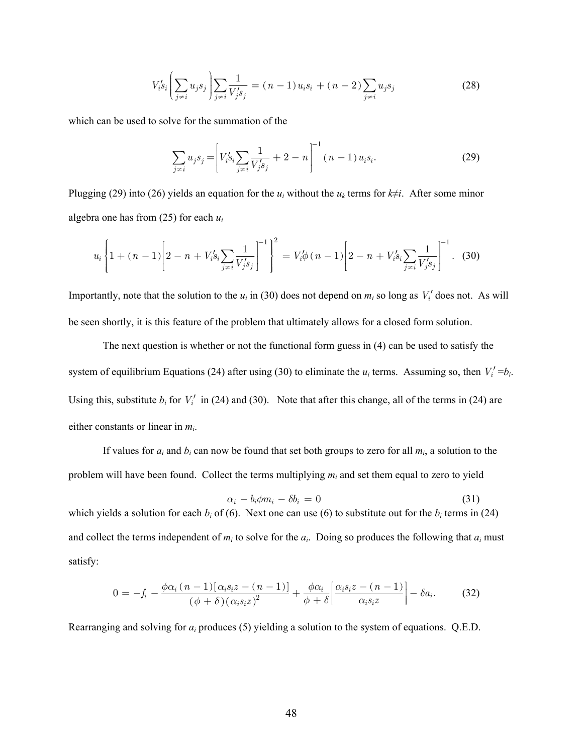$$V_i' s_i \left( \sum_{j \neq i} u_j s_j \right) \sum_{j \neq i} \frac{1}{V_j' s_j} = (n-1) u_i s_i + (n-2) \sum_{j \neq i} u_j s_j \tag{28}$$

which can be used to solve for the summation of the

$$\sum_{j \neq i} u_j s_j = \left[ V_i' s_i \sum_{j \neq i} \frac{1}{V_j' s_j} + 2 - n \right]^{-1} (n-1) u_i s_i. \tag{29}$$

Plugging (29) into (26) yields an equation for the $u_i$ without the $u_k$ terms for $k \neq i$. After some minor algebra one has from (25) for each $u_i$

$$u_i \left\{ 1 + (n-1) \left[ 2 - n + V_i' s_i \sum_{j \neq i} \frac{1}{V_j' s_j} \right]^{-1} \right\}^2 = V_i' \phi (n-1) \left[ 2 - n + V_i' s_i \sum_{j \neq i} \frac{1}{V_j' s_j} \right]^{-1}. \tag{30}$$

Importantly, note that the solution to the $u_i$ in (30) does not depend on $m_i$ so long as $V_i'$ does not. As will be seen shortly, it is this feature of the problem that ultimately allows for a closed form solution.

The next question is whether or not the functional form guess in (4) can be used to satisfy the system of equilibrium Equations (24) after using (30) to eliminate the $u_i$ terms. Assuming so, then $V_i' = b_i$. Using this, substitute $b_i$ for $V_i'$ in (24) and (30). Note that after this change, all of the terms in (24) are either constants or linear in $m_i$.

If values for $a_i$ and $b_i$ can now be found that set both groups to zero for all $m_i$, a solution to the problem will have been found. Collect the terms multiplying $m_i$ and set them equal to zero to yield

$$\alpha_i - b_i \phi m_i - \delta b_i = 0 \tag{31}$$

which yields a solution for each $b_i$ of (6). Next one can use (6) to substitute out for the $b_i$ terms in (24) and collect the terms independent of $m_i$ to solve for the $a_i$. Doing so produces the following that $a_i$ must satisfy:

$$0 = -f_i - \frac{\phi \alpha_i (n-1) [\alpha_i s_i z - (n-1)]}{(\phi + \delta)(\alpha_i s_i z)^2} + \frac{\phi \alpha_i}{\phi + \delta} \left[ \frac{\alpha_i s_i z - (n-1)}{\alpha_i s_i z} \right] - \delta a_i. \tag{32}$$

Rearranging and solving for $a_i$ produces (5) yielding a solution to the system of equations. Q.E.D.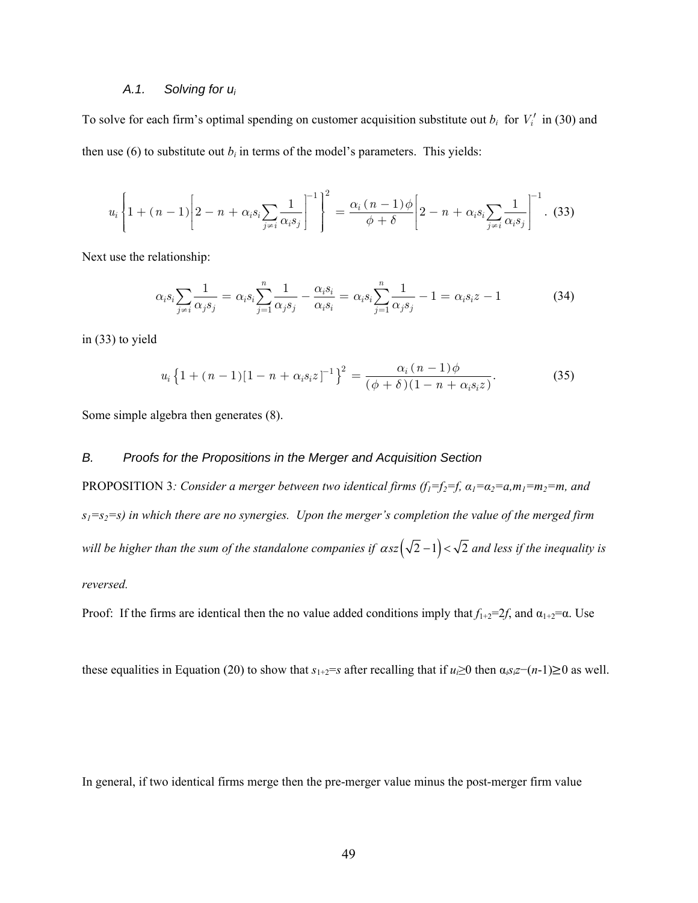### A.1. Solving for $u_i$

To solve for each firm's optimal spending on customer acquisition substitute out $b_i$ for $V_i'$ in (30) and then use (6) to substitute out $b_i$ in terms of the model's parameters. This yields:

$$u_i \left\{ 1 + (n-1) \left[ 2 - n + \alpha_i s_i \sum_{j \neq i} \frac{1}{\alpha_i s_j} \right]^{-1} \right\}^2 = \frac{\alpha_i (n-1) \phi}{\phi + \delta} \left[ 2 - n + \alpha_i s_i \sum_{j \neq i} \frac{1}{\alpha_i s_j} \right]^{-1} . \quad (33)$$

Next use the relationship:

$$\alpha_i s_i \sum_{j \neq i} \frac{1}{\alpha_j s_j} = \alpha_i s_i \sum_{j=1}^{n} \frac{1}{\alpha_j s_j} - \frac{\alpha_i s_i}{\alpha_i s_i} = \alpha_i s_i \sum_{j=1}^{n} \frac{1}{\alpha_j s_j} - 1 = \alpha_i s_i z - 1 \quad (34)$$

in (33) to yield

$$u_i \left\{ 1 + (n-1) [1 - n + \alpha_i s_i z]^{-1} \right\}^2 = \frac{\alpha_i (n-1) \phi}{(\phi + \delta)(1 - n + \alpha_i s_i z)} . \quad (35)$$

Some simple algebra then generates (8).

## B. Proofs for the Propositions in the Merger and Acquisition Section

PROPOSITION 3*: Consider a merger between two identical firms ($f_1$=$f_2$=$f$, $\alpha_1$=$\alpha_2$=$a$,$m_1$=$m_2$=$m$, and $s_1$=$s_2$=$s$) in which there are no synergies. Upon the merger's completion the value of the merged firm will be higher than the sum of the standalone companies if $\alpha sz\left(\sqrt{2}-1\right)<\sqrt{2}$ and less if the inequality is reversed.*

Proof: If the firms are identical then the no value added conditions imply that $f_{1+2}$=2$f$, and $\alpha_{1+2}$=$\alpha$. Use these equalities in Equation (20) to show that $s_{1+2}$=$s$ after recalling that if $u_i$≥0 then $\alpha_i s_i z-(n-1)\geq 0$ as well.

In general, if two identical firms merge then the pre-merger value minus the post-merger firm value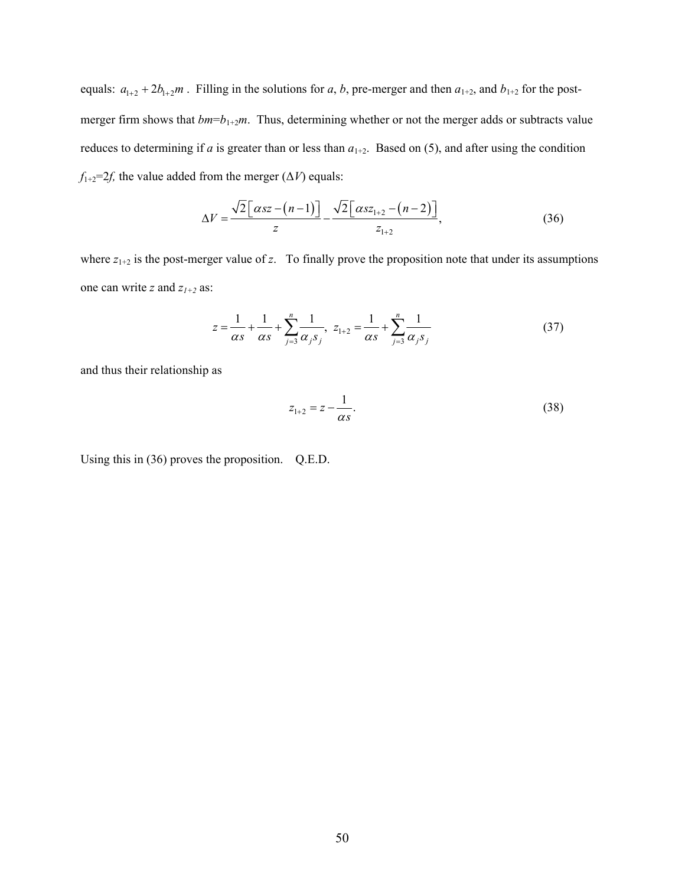equals: $a_{1+2} + 2b_{1+2}m$. Filling in the solutions for $a$, $b$, pre-merger and then $a_{1+2}$, and $b_{1+2}$ for the post-merger firm shows that $bm$=$b_{1+2}m$. Thus, determining whether or not the merger adds or subtracts value reduces to determining if $a$ is greater than or less than $a_{1+2}$. Based on (5), and after using the condition $f_{1+2}$=2$f$, the value added from the merger ($\Delta V$) equals:

$$\Delta V = \frac{\sqrt{2}\left[\alpha s z - (n-1)\right]}{z} - \frac{\sqrt{2}\left[\alpha s z_{1+2} - (n-2)\right]}{z_{1+2}}, \tag{36}$$

where $z_{1+2}$ is the post-merger value of $z$. To finally prove the proposition note that under its assumptions one can write $z$ and $z_{1+2}$ as:

$$z = \frac{1}{\alpha s} + \frac{1}{\alpha s} + \sum_{j=3}^{n} \frac{1}{\alpha_j s_j}, \;\; z_{1+2} = \frac{1}{\alpha s} + \sum_{j=3}^{n} \frac{1}{\alpha_j s_j} \tag{37}$$

and thus their relationship as

$$z_{1+2} = z - \frac{1}{\alpha s}. \tag{38}$$

Using this in (36) proves the proposition. Q.E.D.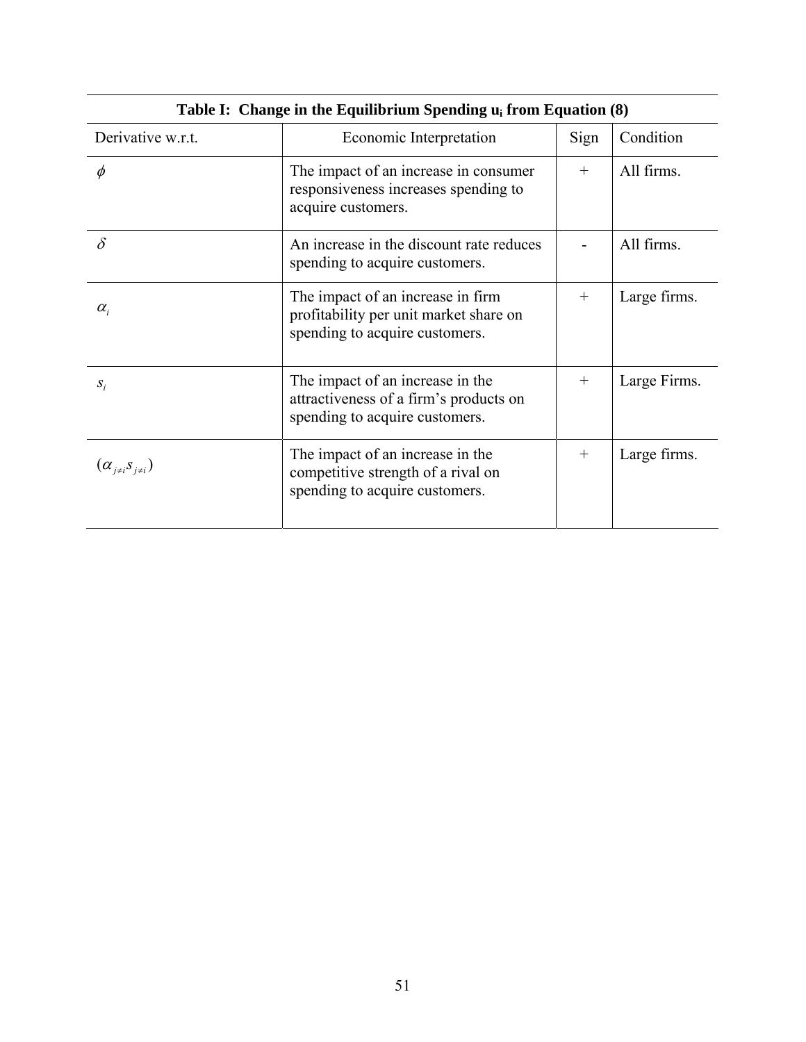**Table I: Change in the Equilibrium Spending $u_i$ from Equation (8)**

| Derivative w.r.t. | Economic Interpretation | Sign | Condition |
|---|---|---|---|
| $\phi$ | The impact of an increase in consumer responsiveness increases spending to acquire customers. | + | All firms. |
| $\delta$ | An increase in the discount rate reduces spending to acquire customers. | - | All firms. |
| $\alpha_i$ | The impact of an increase in firm profitability per unit market share on spending to acquire customers. | + | Large firms. |
| $s_i$ | The impact of an increase in the attractiveness of a firm's products on spending to acquire customers. | + | Large Firms. |
| $(\alpha_{j\neq i} s_{j\neq i})$ | The impact of an increase in the competitive strength of a rival on spending to acquire customers. | + | Large firms. |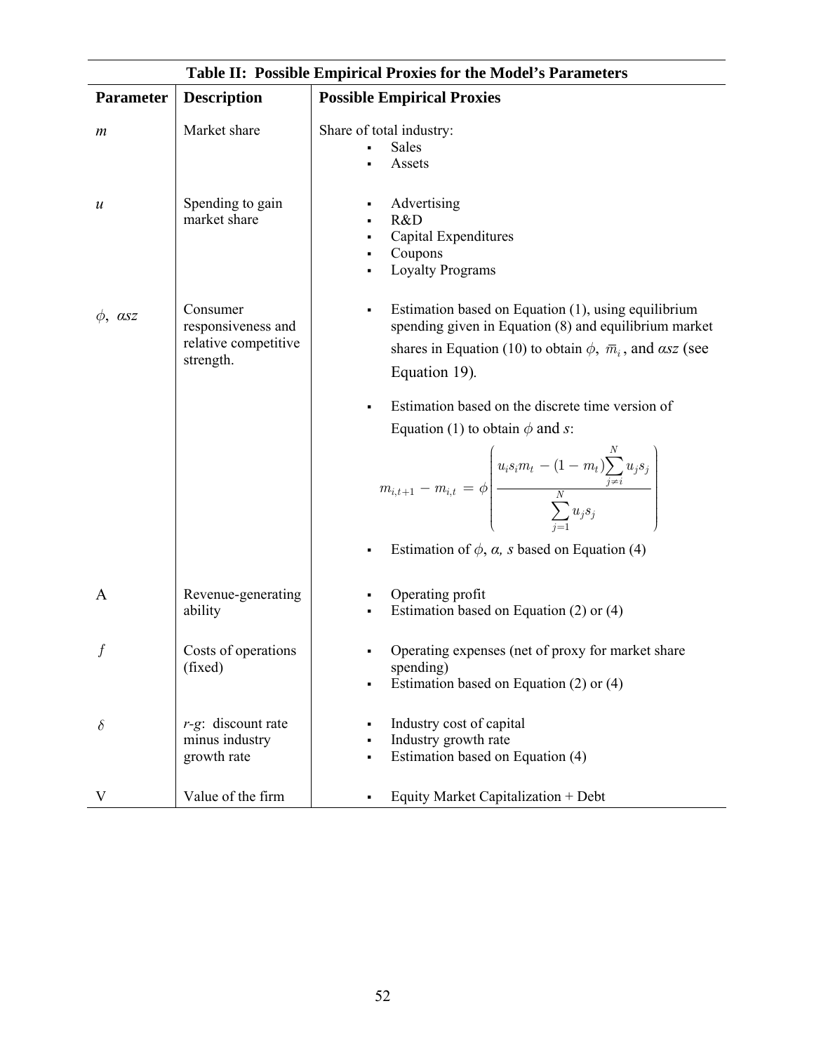**Table II: Possible Empirical Proxies for the Model's Parameters**

| Parameter | Description | Possible Empirical Proxies |
|---|---|---|
| $m$ | Market share | Share of total industry: <br>▪ Sales <br>▪ Assets |
| $u$ | Spending to gain market share | ▪ Advertising <br>▪ R&D <br>▪ Capital Expenditures <br>▪ Coupons <br>▪ Loyalty Programs |
| $\phi$, $\alpha sz$ | Consumer responsiveness and relative competitive strength. | ▪ Estimation based on Equation (1), using equilibrium spending given in Equation (8) and equilibrium market shares in Equation (10) to obtain $\phi$, $\overline{m}_i$, and $\alpha sz$ (see Equation 19). <br>▪ Estimation based on the discrete time version of Equation (1) to obtain $\phi$ and $s$: $$m_{i,t+1} - m_{i,t} = \phi\left(\frac{u_i s_i m_t - (1-m_t)\sum_{j \neq i}^{N} u_j s_j}{\sum_{j=1}^{N} u_j s_j}\right)$$ <br>▪ Estimation of $\phi$, $\alpha$, $s$ based on Equation (4) |
| A | Revenue-generating ability | ▪ Operating profit <br>▪ Estimation based on Equation (2) or (4) |
| $f$ | Costs of operations (fixed) | ▪ Operating expenses (net of proxy for market share spending) <br>▪ Estimation based on Equation (2) or (4) |
| $\delta$ | $r$-$g$: discount rate minus industry growth rate | ▪ Industry cost of capital <br>▪ Industry growth rate <br>▪ Estimation based on Equation (4) |
| V | Value of the firm | ▪ Equity Market Capitalization + Debt |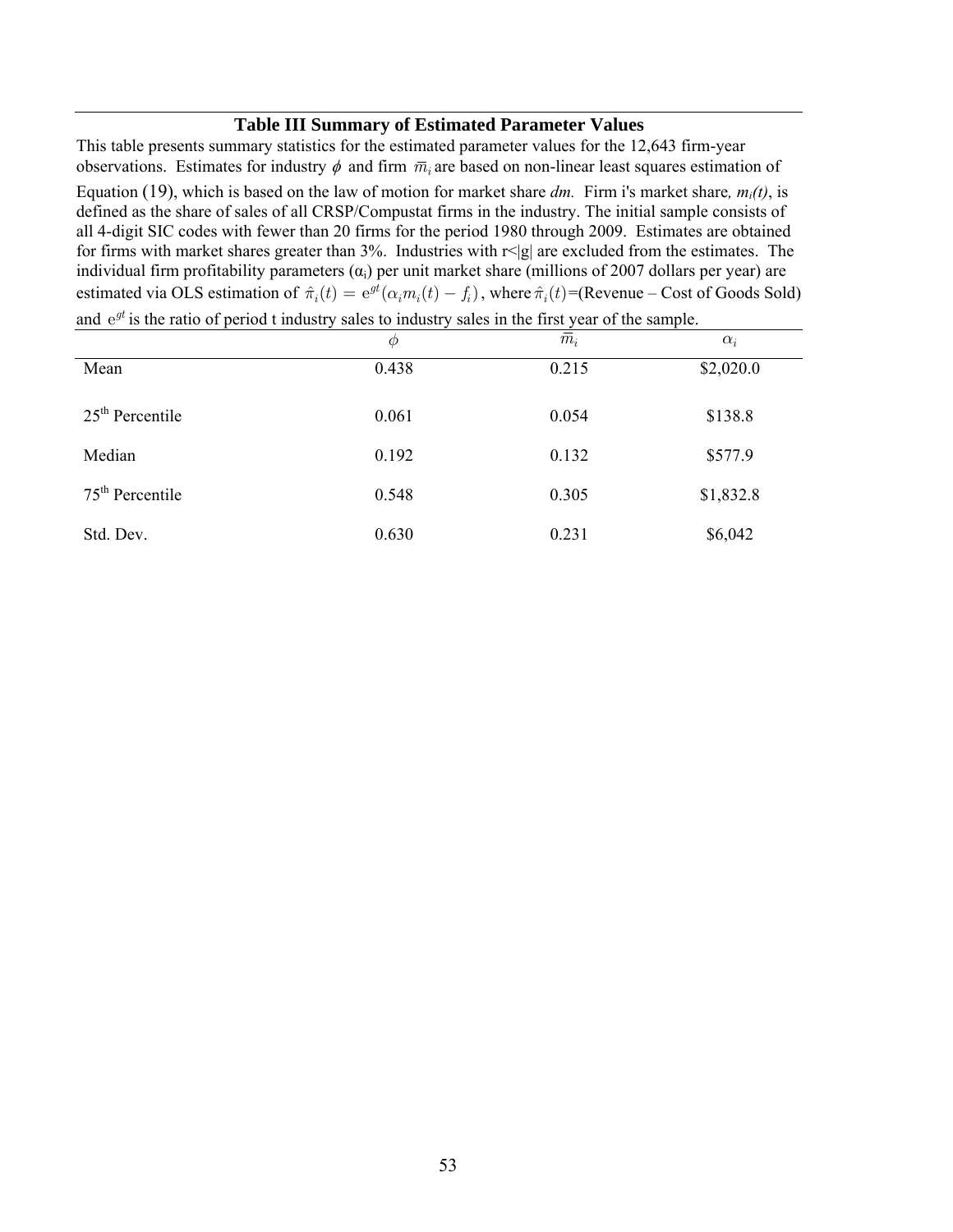**Table III Summary of Estimated Parameter Values**

This table presents summary statistics for the estimated parameter values for the 12,643 firm-year observations. Estimates for industry $\phi$ and firm $\bar{m}_i$ are based on non-linear least squares estimation of Equation (19), which is based on the law of motion for market share *dm.* Firm i's market share*, $m_i(t)$*, is defined as the share of sales of all CRSP/Compustat firms in the industry. The initial sample consists of all 4-digit SIC codes with fewer than 20 firms for the period 1980 through 2009. Estimates are obtained for firms with market shares greater than 3%. Industries with $r<|g|$ are excluded from the estimates. The individual firm profitability parameters ($\alpha_i$) per unit market share (millions of 2007 dollars per year) are estimated via OLS estimation of $\hat{\pi}_i(t) = e^{gt}(\alpha_i m_i(t) - f_i)$, where $\hat{\pi}_i(t)$=(Revenue – Cost of Goods Sold) and $e^{gt}$ is the ratio of period t industry sales to industry sales in the first year of the sample.

| | $\phi$ | $\bar{m}_i$ | $\alpha_i$ |
|---|---|---|---|
| Mean | 0.438 | 0.215 | \$2,020.0 |
| 25th Percentile | 0.061 | 0.054 | \$138.8 |
| Median | 0.192 | 0.132 | \$577.9 |
| 75th Percentile | 0.548 | 0.305 | \$1,832.8 |
| Std. Dev. | 0.630 | 0.231 | \$6,042 |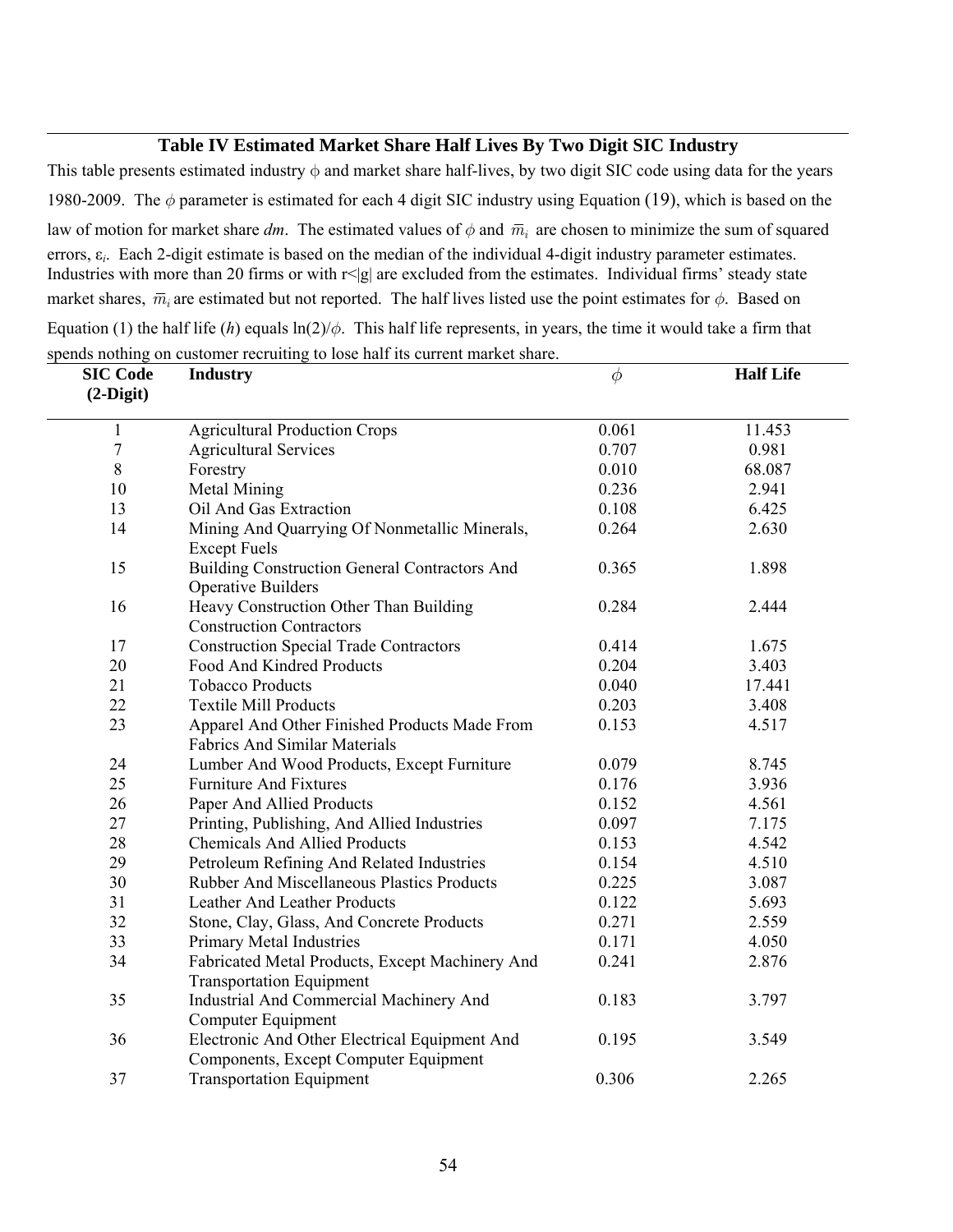## Table IV Estimated Market Share Half Lives By Two Digit SIC Industry

This table presents estimated industry $\phi$ and market share half-lives, by two digit SIC code using data for the years 1980-2009. The $\phi$ parameter is estimated for each 4 digit SIC industry using Equation (19), which is based on the law of motion for market share *dm*. The estimated values of $\phi$ and $\overline{m}_i$ are chosen to minimize the sum of squared errors, $\varepsilon_i$. Each 2-digit estimate is based on the median of the individual 4-digit industry parameter estimates. Industries with more than 20 firms or with $r<|g|$ are excluded from the estimates. Individual firms' steady state market shares, $\overline{m}_i$ are estimated but not reported. The half lives listed use the point estimates for $\phi$. Based on Equation (1) the half life (*h*) equals $\ln(2)/\phi$. This half life represents, in years, the time it would take a firm that spends nothing on customer recruiting to lose half its current market share.

| SIC Code (2-Digit) | Industry | $\phi$ | Half Life |
|---|---|---|---|
| 1 | Agricultural Production Crops | 0.061 | 11.453 |
| 7 | Agricultural Services | 0.707 | 0.981 |
| 8 | Forestry | 0.010 | 68.087 |
| 10 | Metal Mining | 0.236 | 2.941 |
| 13 | Oil And Gas Extraction | 0.108 | 6.425 |
| 14 | Mining And Quarrying Of Nonmetallic Minerals, Except Fuels | 0.264 | 2.630 |
| 15 | Building Construction General Contractors And Operative Builders | 0.365 | 1.898 |
| 16 | Heavy Construction Other Than Building Construction Contractors | 0.284 | 2.444 |
| 17 | Construction Special Trade Contractors | 0.414 | 1.675 |
| 20 | Food And Kindred Products | 0.204 | 3.403 |
| 21 | Tobacco Products | 0.040 | 17.441 |
| 22 | Textile Mill Products | 0.203 | 3.408 |
| 23 | Apparel And Other Finished Products Made From Fabrics And Similar Materials | 0.153 | 4.517 |
| 24 | Lumber And Wood Products, Except Furniture | 0.079 | 8.745 |
| 25 | Furniture And Fixtures | 0.176 | 3.936 |
| 26 | Paper And Allied Products | 0.152 | 4.561 |
| 27 | Printing, Publishing, And Allied Industries | 0.097 | 7.175 |
| 28 | Chemicals And Allied Products | 0.153 | 4.542 |
| 29 | Petroleum Refining And Related Industries | 0.154 | 4.510 |
| 30 | Rubber And Miscellaneous Plastics Products | 0.225 | 3.087 |
| 31 | Leather And Leather Products | 0.122 | 5.693 |
| 32 | Stone, Clay, Glass, And Concrete Products | 0.271 | 2.559 |
| 33 | Primary Metal Industries | 0.171 | 4.050 |
| 34 | Fabricated Metal Products, Except Machinery And Transportation Equipment | 0.241 | 2.876 |
| 35 | Industrial And Commercial Machinery And Computer Equipment | 0.183 | 3.797 |
| 36 | Electronic And Other Electrical Equipment And Components, Except Computer Equipment | 0.195 | 3.549 |
| 37 | Transportation Equipment | 0.306 | 2.265 |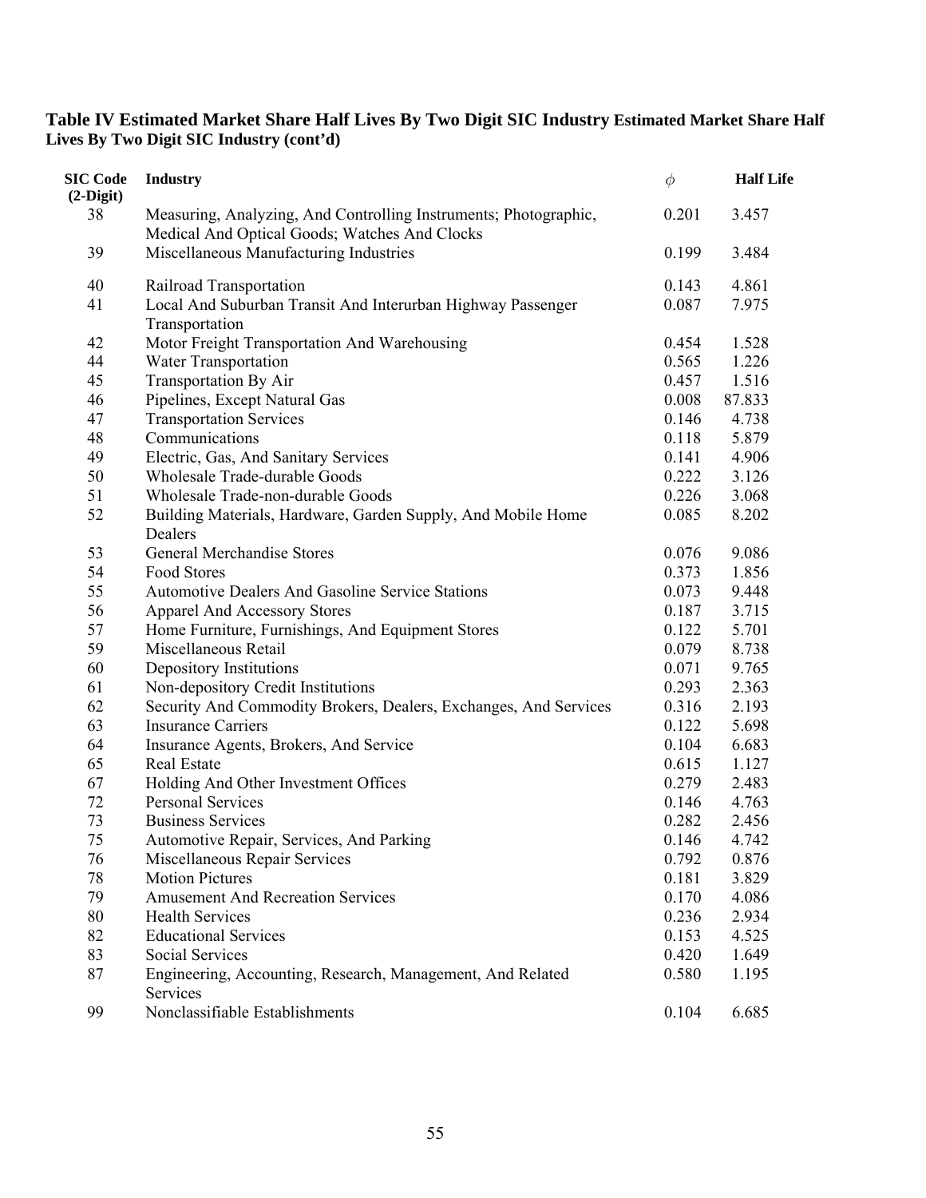**Table IV Estimated Market Share Half Lives By Two Digit SIC Industry Estimated Market Share Half Lives By Two Digit SIC Industry (cont'd)**

| SIC Code (2-Digit) | Industry | $\phi$ | Half Life |
|---|---|---|---|
| 38 | Measuring, Analyzing, And Controlling Instruments; Photographic, Medical And Optical Goods; Watches And Clocks | 0.201 | 3.457 |
| 39 | Miscellaneous Manufacturing Industries | 0.199 | 3.484 |
| 40 | Railroad Transportation | 0.143 | 4.861 |
| 41 | Local And Suburban Transit And Interurban Highway Passenger Transportation | 0.087 | 7.975 |
| 42 | Motor Freight Transportation And Warehousing | 0.454 | 1.528 |
| 44 | Water Transportation | 0.565 | 1.226 |
| 45 | Transportation By Air | 0.457 | 1.516 |
| 46 | Pipelines, Except Natural Gas | 0.008 | 87.833 |
| 47 | Transportation Services | 0.146 | 4.738 |
| 48 | Communications | 0.118 | 5.879 |
| 49 | Electric, Gas, And Sanitary Services | 0.141 | 4.906 |
| 50 | Wholesale Trade-durable Goods | 0.222 | 3.126 |
| 51 | Wholesale Trade-non-durable Goods | 0.226 | 3.068 |
| 52 | Building Materials, Hardware, Garden Supply, And Mobile Home Dealers | 0.085 | 8.202 |
| 53 | General Merchandise Stores | 0.076 | 9.086 |
| 54 | Food Stores | 0.373 | 1.856 |
| 55 | Automotive Dealers And Gasoline Service Stations | 0.073 | 9.448 |
| 56 | Apparel And Accessory Stores | 0.187 | 3.715 |
| 57 | Home Furniture, Furnishings, And Equipment Stores | 0.122 | 5.701 |
| 59 | Miscellaneous Retail | 0.079 | 8.738 |
| 60 | Depository Institutions | 0.071 | 9.765 |
| 61 | Non-depository Credit Institutions | 0.293 | 2.363 |
| 62 | Security And Commodity Brokers, Dealers, Exchanges, And Services | 0.316 | 2.193 |
| 63 | Insurance Carriers | 0.122 | 5.698 |
| 64 | Insurance Agents, Brokers, And Service | 0.104 | 6.683 |
| 65 | Real Estate | 0.615 | 1.127 |
| 67 | Holding And Other Investment Offices | 0.279 | 2.483 |
| 72 | Personal Services | 0.146 | 4.763 |
| 73 | Business Services | 0.282 | 2.456 |
| 75 | Automotive Repair, Services, And Parking | 0.146 | 4.742 |
| 76 | Miscellaneous Repair Services | 0.792 | 0.876 |
| 78 | Motion Pictures | 0.181 | 3.829 |
| 79 | Amusement And Recreation Services | 0.170 | 4.086 |
| 80 | Health Services | 0.236 | 2.934 |
| 82 | Educational Services | 0.153 | 4.525 |
| 83 | Social Services | 0.420 | 1.649 |
| 87 | Engineering, Accounting, Research, Management, And Related Services | 0.580 | 1.195 |
| 99 | Nonclassifiable Establishments | 0.104 | 6.685 |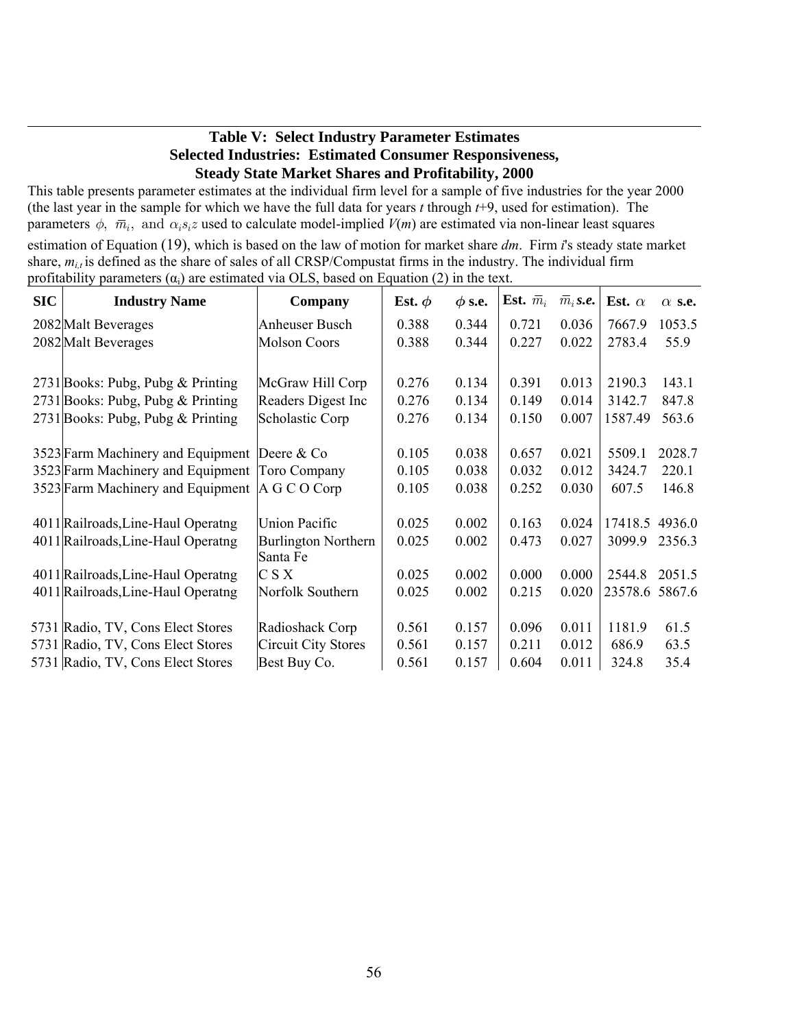## Table V: Select Industry Parameter Estimates
## Selected Industries: Estimated Consumer Responsiveness, Steady State Market Shares and Profitability, 2000

This table presents parameter estimates at the individual firm level for a sample of five industries for the year 2000 (the last year in the sample for which we have the full data for years *t* through *t*+9, used for estimation). The parameters $\phi,\ \bar{m}_i,$ and $\alpha_i s_i z$ used to calculate model-implied $V(m)$ are estimated via non-linear least squares estimation of Equation (19), which is based on the law of motion for market share *dm*. Firm *i*'s steady state market share, $m_{i,t}$ is defined as the share of sales of all CRSP/Compustat firms in the industry. The individual firm profitability parameters ($\alpha_i$) are estimated via OLS, based on Equation (2) in the text.

| SIC | Industry Name | Company | Est. $\phi$ | $\phi$ s.e. | Est. $\bar{m}_i$ | $\bar{m}_i$ s.e. | Est. $\alpha$ | $\alpha$ s.e. |
|---|---|---|---|---|---|---|---|---|
| 2082 | Malt Beverages | Anheuser Busch | 0.388 | 0.344 | 0.721 | 0.036 | 7667.9 | 1053.5 |
| 2082 | Malt Beverages | Molson Coors | 0.388 | 0.344 | 0.227 | 0.022 | 2783.4 | 55.9 |
| 2731 | Books: Pubg, Pubg & Printing | McGraw Hill Corp | 0.276 | 0.134 | 0.391 | 0.013 | 2190.3 | 143.1 |
| 2731 | Books: Pubg, Pubg & Printing | Readers Digest Inc | 0.276 | 0.134 | 0.149 | 0.014 | 3142.7 | 847.8 |
| 2731 | Books: Pubg, Pubg & Printing | Scholastic Corp | 0.276 | 0.134 | 0.150 | 0.007 | 1587.49 | 563.6 |
| 3523 | Farm Machinery and Equipment | Deere & Co | 0.105 | 0.038 | 0.657 | 0.021 | 5509.1 | 2028.7 |
| 3523 | Farm Machinery and Equipment | Toro Company | 0.105 | 0.038 | 0.032 | 0.012 | 3424.7 | 220.1 |
| 3523 | Farm Machinery and Equipment | A G C O Corp | 0.105 | 0.038 | 0.252 | 0.030 | 607.5 | 146.8 |
| 4011 | Railroads,Line-Haul Operatng | Union Pacific | 0.025 | 0.002 | 0.163 | 0.024 | 17418.5 | 4936.0 |
| 4011 | Railroads,Line-Haul Operatng | Burlington Northern Santa Fe | 0.025 | 0.002 | 0.473 | 0.027 | 3099.9 | 2356.3 |
| 4011 | Railroads,Line-Haul Operatng | C S X | 0.025 | 0.002 | 0.000 | 0.000 | 2544.8 | 2051.5 |
| 4011 | Railroads,Line-Haul Operatng | Norfolk Southern | 0.025 | 0.002 | 0.215 | 0.020 | 23578.6 | 5867.6 |
| 5731 | Radio, TV, Cons Elect Stores | Radioshack Corp | 0.561 | 0.157 | 0.096 | 0.011 | 1181.9 | 61.5 |
| 5731 | Radio, TV, Cons Elect Stores | Circuit City Stores | 0.561 | 0.157 | 0.211 | 0.012 | 686.9 | 63.5 |
| 5731 | Radio, TV, Cons Elect Stores | Best Buy Co. | 0.561 | 0.157 | 0.604 | 0.011 | 324.8 | 35.4 |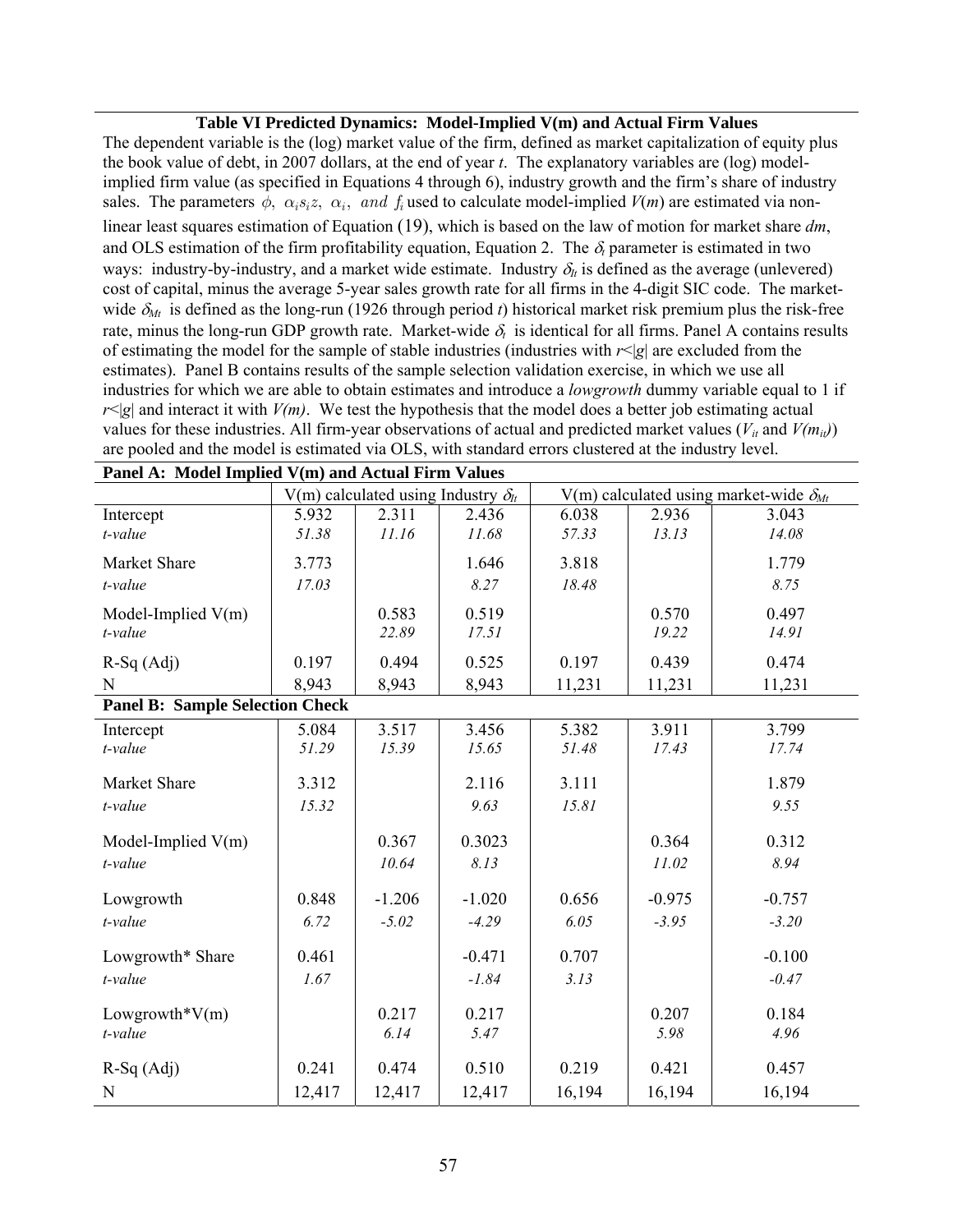**Table VI Predicted Dynamics: Model-Implied V(m) and Actual Firm Values**

The dependent variable is the (log) market value of the firm, defined as market capitalization of equity plus the book value of debt, in 2007 dollars, at the end of year *t*. The explanatory variables are (log) model-implied firm value (as specified in Equations 4 through 6), industry growth and the firm's share of industry sales. The parameters $\phi,\ \alpha_i s_i z,\ \alpha_i,\ and\ f_i$ used to calculate model-implied $V(m)$ are estimated via non-linear least squares estimation of Equation (19), which is based on the law of motion for market share *dm*, and OLS estimation of the firm profitability equation, Equation 2. The $\delta_t$ parameter is estimated in two ways: industry-by-industry, and a market wide estimate. Industry $\delta_{It}$ is defined as the average (unlevered) cost of capital, minus the average 5-year sales growth rate for all firms in the 4-digit SIC code. The market-wide $\delta_{Mt}$ is defined as the long-run (1926 through period *t*) historical market risk premium plus the risk-free rate, minus the long-run GDP growth rate. Market-wide $\delta_t$ is identical for all firms. Panel A contains results of estimating the model for the sample of stable industries (industries with $r<|g|$ are excluded from the estimates). Panel B contains results of the sample selection validation exercise, in which we use all industries for which we are able to obtain estimates and introduce a *lowgrowth* dummy variable equal to 1 if $r<|g|$ and interact it with *V(m)*. We test the hypothesis that the model does a better job estimating actual values for these industries. All firm-year observations of actual and predicted market values ($V_{it}$ and $V(m_{it})$) are pooled and the model is estimated via OLS, with standard errors clustered at the industry level.

**Panel A: Model Implied V(m) and Actual Firm Values**

| | V(m) calculated using Industry $\delta_{It}$ | | | V(m) calculated using market-wide $\delta_{Mt}$ | | |
|---|---|---|---|---|---|---|
| Intercept | 5.932 | 2.311 | 2.436 | 6.038 | 2.936 | 3.043 |
| *t-value* | *51.38* | *11.16* | *11.68* | *57.33* | *13.13* | *14.08* |
| Market Share | 3.773 | | 1.646 | 3.818 | | 1.779 |
| *t-value* | *17.03* | | *8.27* | *18.48* | | *8.75* |
| Model-Implied V(m) | | 0.583 | 0.519 | | 0.570 | 0.497 |
| *t-value* | | *22.89* | *17.51* | | *19.22* | *14.91* |
| R-Sq (Adj) | 0.197 | 0.494 | 0.525 | 0.197 | 0.439 | 0.474 |
| N | 8,943 | 8,943 | 8,943 | 11,231 | 11,231 | 11,231 |

**Panel B: Sample Selection Check**

| | | | | | | |
|---|---|---|---|---|---|---|
| Intercept | 5.084 | 3.517 | 3.456 | 5.382 | 3.911 | 3.799 |
| *t-value* | *51.29* | *15.39* | *15.65* | *51.48* | *17.43* | *17.74* |
| Market Share | 3.312 | | 2.116 | 3.111 | | 1.879 |
| *t-value* | *15.32* | | *9.63* | *15.81* | | *9.55* |
| Model-Implied V(m) | | 0.367 | 0.3023 | | 0.364 | 0.312 |
| *t-value* | | *10.64* | *8.13* | | *11.02* | *8.94* |
| Lowgrowth | 0.848 | -1.206 | -1.020 | 0.656 | -0.975 | -0.757 |
| *t-value* | *6.72* | *-5.02* | *-4.29* | *6.05* | *-3.95* | *-3.20* |
| Lowgrowth* Share | 0.461 | | -0.471 | 0.707 | | -0.100 |
| *t-value* | *1.67* | | *-1.84* | *3.13* | | *-0.47* |
| Lowgrowth*V(m) | | 0.217 | 0.217 | | 0.207 | 0.184 |
| *t-value* | | *6.14* | *5.47* | | *5.98* | *4.96* |
| R-Sq (Adj) | 0.241 | 0.474 | 0.510 | 0.219 | 0.421 | 0.457 |
| N | 12,417 | 12,417 | 12,417 | 16,194 | 16,194 | 16,194 |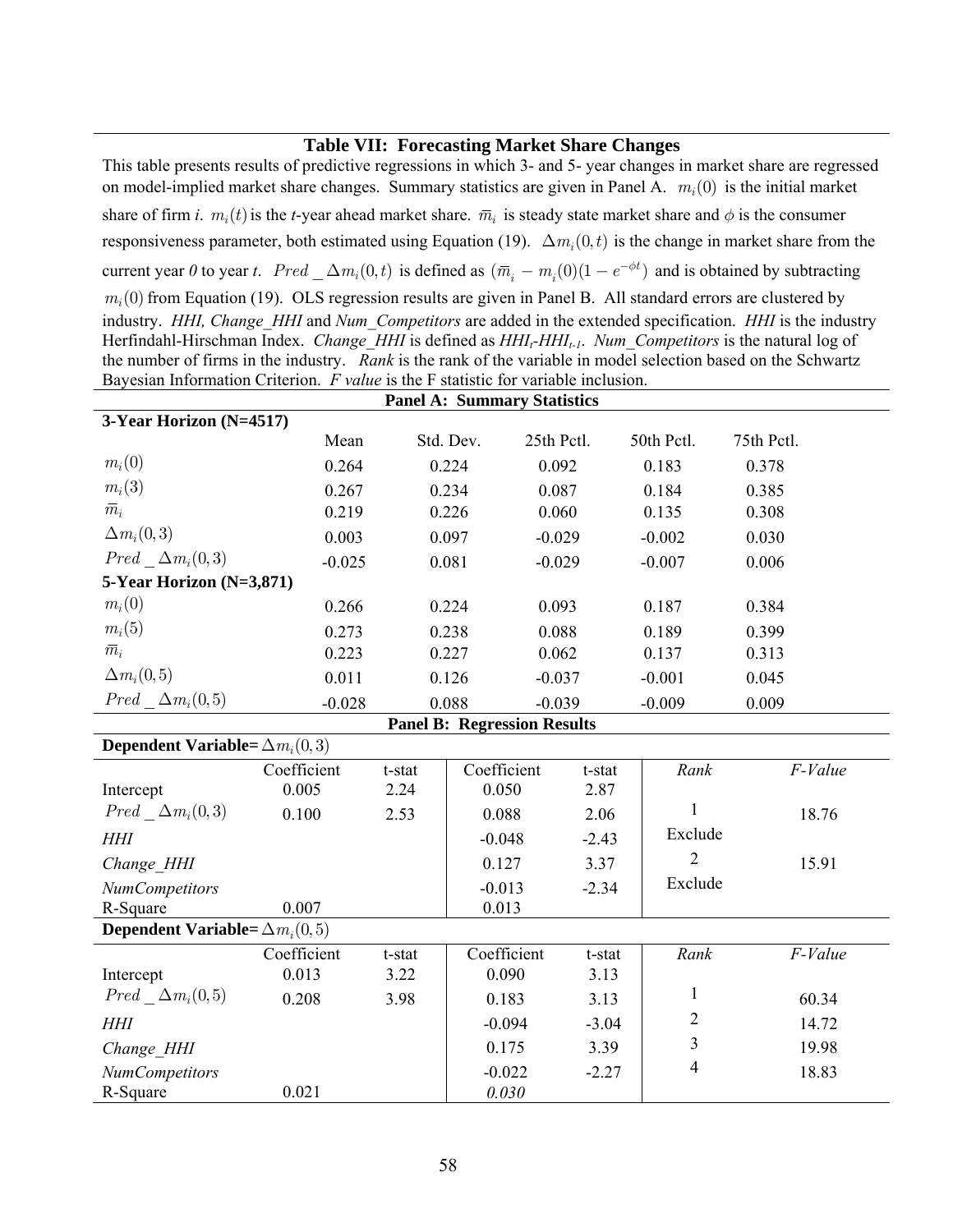### Table VII: Forecasting Market Share Changes

This table presents results of predictive regressions in which 3- and 5- year changes in market share are regressed on model-implied market share changes. Summary statistics are given in Panel A. $m_i(0)$ is the initial market share of firm *i*. $m_i(t)$ is the *t*-year ahead market share. $\bar{m}_i$ is steady state market share and $\phi$ is the consumer responsiveness parameter, both estimated using Equation (19). $\Delta m_i(0,t)$ is the change in market share from the current year *0* to year *t*. $Pred\_\Delta m_i(0,t)$ is defined as $(\bar{m}_i - m_i(0)(1-e^{-\phi t})$ and is obtained by subtracting $m_i(0)$ from Equation (19). OLS regression results are given in Panel B. All standard errors are clustered by industry. *HHI, Change_HHI* and *Num_Competitors* are added in the extended specification. *HHI* is the industry Herfindahl-Hirschman Index. *Change_HHI* is defined as $HHI_t$-$HHI_{t-1}$. *Num_Competitors* is the natural log of the number of firms in the industry. *Rank* is the rank of the variable in model selection based on the Schwartz Bayesian Information Criterion. *F value* is the F statistic for variable inclusion.

**Panel A: Summary Statistics**

| | Mean | Std. Dev. | 25th Pctl. | 50th Pctl. | 75th Pctl. |
|---|---|---|---|---|---|
| **3-Year Horizon (N=4517)** | | | | | |
| $m_i(0)$ | 0.264 | 0.224 | 0.092 | 0.183 | 0.378 |
| $m_i(3)$ | 0.267 | 0.234 | 0.087 | 0.184 | 0.385 |
| $\bar{m}_i$ | 0.219 | 0.226 | 0.060 | 0.135 | 0.308 |
| $\Delta m_i(0,3)$ | 0.003 | 0.097 | -0.029 | -0.002 | 0.030 |
| $Pred\_\Delta m_i(0,3)$ | -0.025 | 0.081 | -0.029 | -0.007 | 0.006 |
| **5-Year Horizon (N=3,871)** | | | | | |
| $m_i(0)$ | 0.266 | 0.224 | 0.093 | 0.187 | 0.384 |
| $m_i(5)$ | 0.273 | 0.238 | 0.088 | 0.189 | 0.399 |
| $\bar{m}_i$ | 0.223 | 0.227 | 0.062 | 0.137 | 0.313 |
| $\Delta m_i(0,5)$ | 0.011 | 0.126 | -0.037 | -0.001 | 0.045 |
| $Pred\_\Delta m_i(0,5)$ | -0.028 | 0.088 | -0.039 | -0.009 | 0.009 |

**Panel B: Regression Results**

**Dependent Variable=** $\Delta m_i(0,3)$

| | Coefficient | t-stat | Coefficient | t-stat | *Rank* | *F-Value* |
|---|---|---|---|---|---|---|
| Intercept | 0.005 | 2.24 | 0.050 | 2.87 | | |
| $Pred\_\Delta m_i(0,3)$ | 0.100 | 2.53 | 0.088 | 2.06 | 1 | 18.76 |
| *HHI* | | | -0.048 | -2.43 | Exclude | |
| *Change_HHI* | | | 0.127 | 3.37 | 2 | 15.91 |
| *NumCompetitors* | | | -0.013 | -2.34 | Exclude | |
| R-Square | 0.007 | | 0.013 | | | |

**Dependent Variable=** $\Delta m_i(0,5)$

| | Coefficient | t-stat | Coefficient | t-stat | *Rank* | *F-Value* |
|---|---|---|---|---|---|---|
| Intercept | 0.013 | 3.22 | 0.090 | 3.13 | | |
| $Pred\_\Delta m_i(0,5)$ | 0.208 | 3.98 | 0.183 | 3.13 | 1 | 60.34 |
| *HHI* | | | -0.094 | -3.04 | 2 | 14.72 |
| *Change_HHI* | | | 0.175 | 3.39 | 3 | 19.98 |
| *NumCompetitors* | | | -0.022 | -2.27 | 4 | 18.83 |
| R-Square | 0.021 | | *0.030* | | | |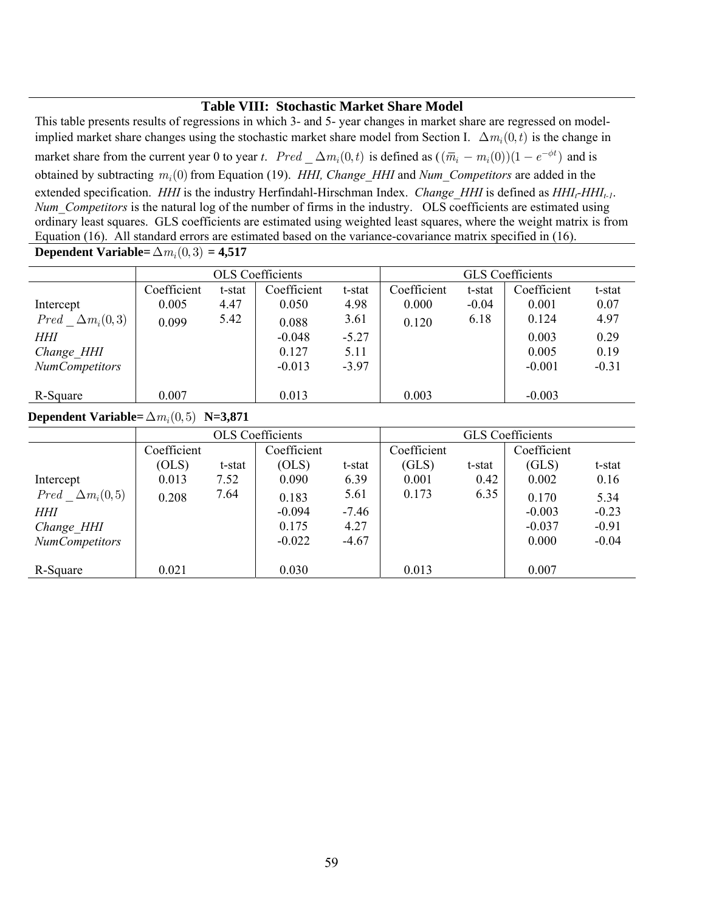# Table VIII: Stochastic Market Share Model

This table presents results of regressions in which 3- and 5- year changes in market share are regressed on model-implied market share changes using the stochastic market share model from Section I. $\Delta m_i(0,t)$ is the change in market share from the current year 0 to year *t*. $Pred\_\Delta m_i(0,t)$ is defined as $((\overline{m}_i - m_i(0))(1-e^{-\phi t})$ and is obtained by subtracting $m_i(0)$ from Equation (19). *HHI, Change_HHI* and *Num_Competitors* are added in the extended specification. *HHI* is the industry Herfindahl-Hirschman Index. *Change_HHI* is defined as $HHI_t$-$HHI_{t-1}$. *Num_Competitors* is the natural log of the number of firms in the industry. OLS coefficients are estimated using ordinary least squares. GLS coefficients are estimated using weighted least squares, where the weight matrix is from Equation (16). All standard errors are estimated based on the variance-covariance matrix specified in (16).

**Dependent Variable=** $\Delta m_i(0,3)$ **= 4,517**

| | OLS Coefficients | | | | GLS Coefficients | | | |
|---|---|---|---|---|---|---|---|---|
| | Coefficient | t-stat | Coefficient | t-stat | Coefficient | t-stat | Coefficient | t-stat |
| Intercept | 0.005 | 4.47 | 0.050 | 4.98 | 0.000 | -0.04 | 0.001 | 0.07 |
| $Pred\_\Delta m_i(0,3)$ | 0.099 | 5.42 | 0.088 | 3.61 | 0.120 | 6.18 | 0.124 | 4.97 |
| *HHI* | | | -0.048 | -5.27 | | | 0.003 | 0.29 |
| *Change_HHI* | | | 0.127 | 5.11 | | | 0.005 | 0.19 |
| *NumCompetitors* | | | -0.013 | -3.97 | | | -0.001 | -0.31 |
| R-Square | 0.007 | | 0.013 | | 0.003 | | -0.003 | |

**Dependent Variable=** $\Delta m_i(0,5)$ **N=3,871**

| | OLS Coefficients | | | | GLS Coefficients | | | |
|---|---|---|---|---|---|---|---|---|
| | Coefficient (OLS) | t-stat | Coefficient (OLS) | t-stat | Coefficient (GLS) | t-stat | Coefficient (GLS) | t-stat |
| Intercept | 0.013 | 7.52 | 0.090 | 6.39 | 0.001 | 0.42 | 0.002 | 0.16 |
| $Pred\_\Delta m_i(0,5)$ | 0.208 | 7.64 | 0.183 | 5.61 | 0.173 | 6.35 | 0.170 | 5.34 |
| *HHI* | | | -0.094 | -7.46 | | | -0.003 | -0.23 |
| *Change_HHI* | | | 0.175 | 4.27 | | | -0.037 | -0.91 |
| *NumCompetitors* | | | -0.022 | -4.67 | | | 0.000 | -0.04 |
| R-Square | 0.021 | | 0.030 | | 0.013 | | 0.007 | |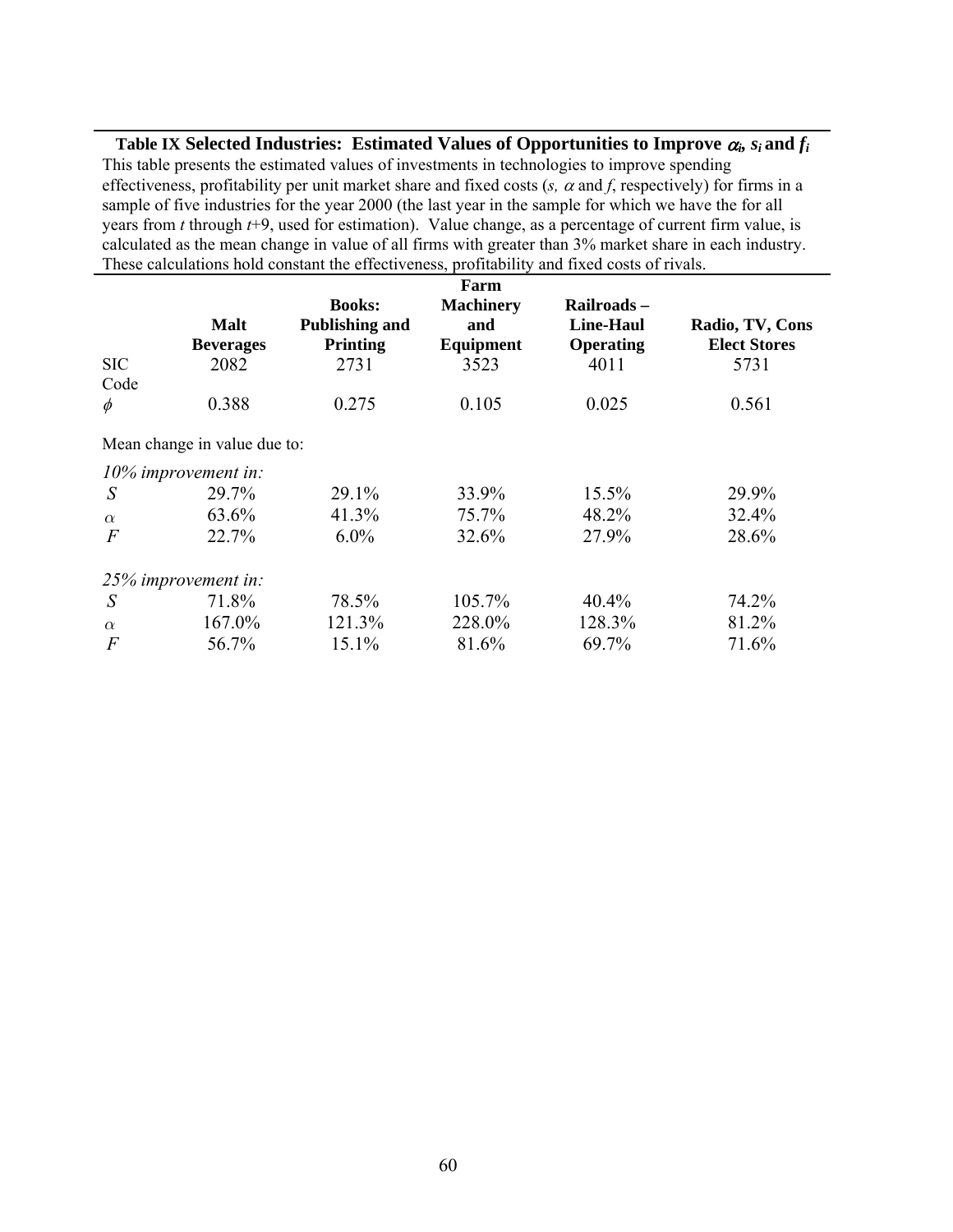**Table IX Selected Industries: Estimated Values of Opportunities to Improve $\alpha_i$, $s_i$ and $f_i$**

This table presents the estimated values of investments in technologies to improve spending effectiveness, profitability per unit market share and fixed costs ($s$, $\alpha$ and $f$, respectively) for firms in a sample of five industries for the year 2000 (the last year in the sample for which we have the for all years from $t$ through $t$+9, used for estimation). Value change, as a percentage of current firm value, is calculated as the mean change in value of all firms with greater than 3% market share in each industry. These calculations hold constant the effectiveness, profitability and fixed costs of rivals.

| | **Malt Beverages** | **Books: Publishing and Printing** | **Farm Machinery and Equipment** | **Railroads – Line-Haul Operating** | **Radio, TV, Cons Elect Stores** |
|---|---|---|---|---|---|
| SIC Code | 2082 | 2731 | 3523 | 4011 | 5731 |
| $\phi$ | 0.388 | 0.275 | 0.105 | 0.025 | 0.561 |
| Mean change in value due to: | | | | | |
| *10% improvement in:* | | | | | |
| $S$ | 29.7% | 29.1% | 33.9% | 15.5% | 29.9% |
| $\alpha$ | 63.6% | 41.3% | 75.7% | 48.2% | 32.4% |
| $F$ | 22.7% | 6.0% | 32.6% | 27.9% | 28.6% |
| *25% improvement in:* | | | | | |
| $S$ | 71.8% | 78.5% | 105.7% | 40.4% | 74.2% |
| $\alpha$ | 167.0% | 121.3% | 228.0% | 128.3% | 81.2% |
| $F$ | 56.7% | 15.1% | 81.6% | 69.7% | 71.6% |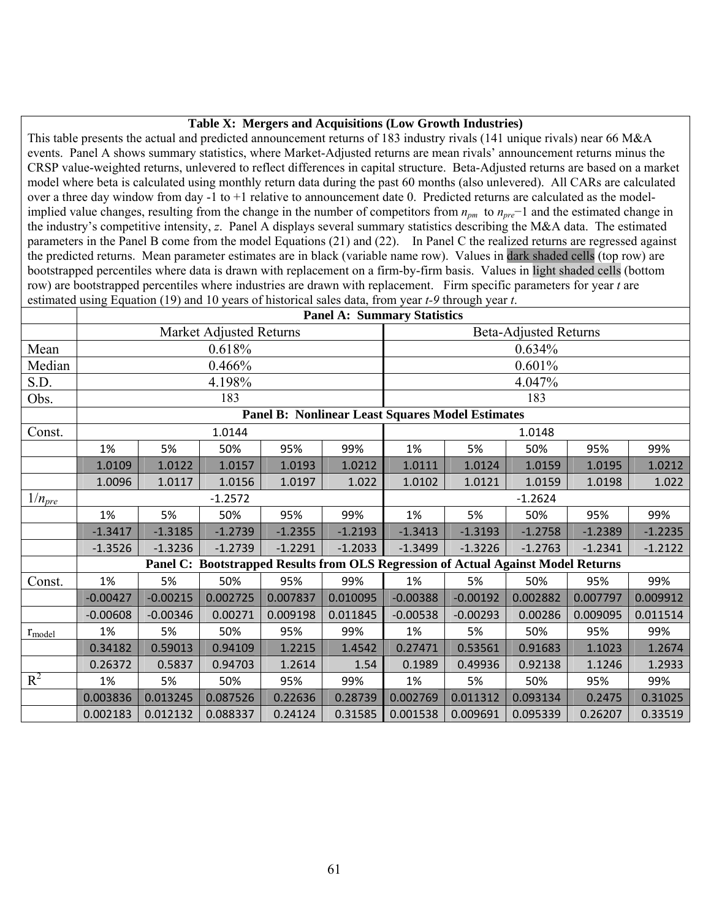**Table X: Mergers and Acquisitions (Low Growth Industries)**

This table presents the actual and predicted announcement returns of 183 industry rivals (141 unique rivals) near 66 M&A events. Panel A shows summary statistics, where Market-Adjusted returns are mean rivals' announcement returns minus the CRSP value-weighted returns, unlevered to reflect differences in capital structure. Beta-Adjusted returns are based on a market model where beta is calculated using monthly return data during the past 60 months (also unlevered). All CARs are calculated over a three day window from day -1 to +1 relative to announcement date 0. Predicted returns are calculated as the model-implied value changes, resulting from the change in the number of competitors from $n_{pm}$ to $n_{pre}-1$ and the estimated change in the industry's competitive intensity, $z$. Panel A displays several summary statistics describing the M&A data. The estimated parameters in the Panel B come from the model Equations (21) and (22). In Panel C the realized returns are regressed against the predicted returns. Mean parameter estimates are in black (variable name row). Values in dark shaded cells (top row) are bootstrapped percentiles where data is drawn with replacement on a firm-by-firm basis. Values in light shaded cells (bottom row) are bootstrapped percentiles where industries are drawn with replacement. Firm specific parameters for year $t$ are estimated using Equation (19) and 10 years of historical sales data, from year $t$-9 through year $t$.

| | Panel A: Summary Statistics | | | | | | | | | |
|---|---|---|---|---|---|---|---|---|---|---|
| | Market Adjusted Returns | | | | | Beta-Adjusted Returns | | | | |
| Mean | 0.618% | | | | | 0.634% | | | | |
| Median | 0.466% | | | | | 0.601% | | | | |
| S.D. | 4.198% | | | | | 4.047% | | | | |
| Obs. | 183 | | | | | 183 | | | | |
| | **Panel B: Nonlinear Least Squares Model Estimates** | | | | | | | | | |
| Const. | 1.0144 | | | | | 1.0148 | | | | |
| | 1% | 5% | 50% | 95% | 99% | 1% | 5% | 50% | 95% | 99% |
| | 1.0109 | 1.0122 | 1.0157 | 1.0193 | 1.0212 | 1.0111 | 1.0124 | 1.0159 | 1.0195 | 1.0212 |
| | 1.0096 | 1.0117 | 1.0156 | 1.0197 | 1.022 | 1.0102 | 1.0121 | 1.0159 | 1.0198 | 1.022 |
| $1/n_{pre}$ | -1.2572 | | | | | -1.2624 | | | | |
| | 1% | 5% | 50% | 95% | 99% | 1% | 5% | 50% | 95% | 99% |
| | -1.3417 | -1.3185 | -1.2739 | -1.2355 | -1.2193 | -1.3413 | -1.3193 | -1.2758 | -1.2389 | -1.2235 |
| | -1.3526 | -1.3236 | -1.2739 | -1.2291 | -1.2033 | -1.3499 | -1.3226 | -1.2763 | -1.2341 | -1.2122 |
| | **Panel C: Bootstrapped Results from OLS Regression of Actual Against Model Returns** | | | | | | | | | |
| Const. | 1% | 5% | 50% | 95% | 99% | 1% | 5% | 50% | 95% | 99% |
| | -0.00427 | -0.00215 | 0.002725 | 0.007837 | 0.010095 | -0.00388 | -0.00192 | 0.002882 | 0.007797 | 0.009912 |
| | -0.00608 | -0.00346 | 0.00271 | 0.009198 | 0.011845 | -0.00538 | -0.00293 | 0.00286 | 0.009095 | 0.011514 |
| $r_{model}$ | 1% | 5% | 50% | 95% | 99% | 1% | 5% | 50% | 95% | 99% |
| | 0.34182 | 0.59013 | 0.94109 | 1.2215 | 1.4542 | 0.27471 | 0.53561 | 0.91683 | 1.1023 | 1.2674 |
| | 0.26372 | 0.5837 | 0.94703 | 1.2614 | 1.54 | 0.1989 | 0.49936 | 0.92138 | 1.1246 | 1.2933 |
| $R^2$ | 1% | 5% | 50% | 95% | 99% | 1% | 5% | 50% | 95% | 99% |
| | 0.003836 | 0.013245 | 0.087526 | 0.22636 | 0.28739 | 0.002769 | 0.011312 | 0.093134 | 0.2475 | 0.31025 |
| | 0.002183 | 0.012132 | 0.088337 | 0.24124 | 0.31585 | 0.001538 | 0.009691 | 0.095339 | 0.26207 | 0.33519 |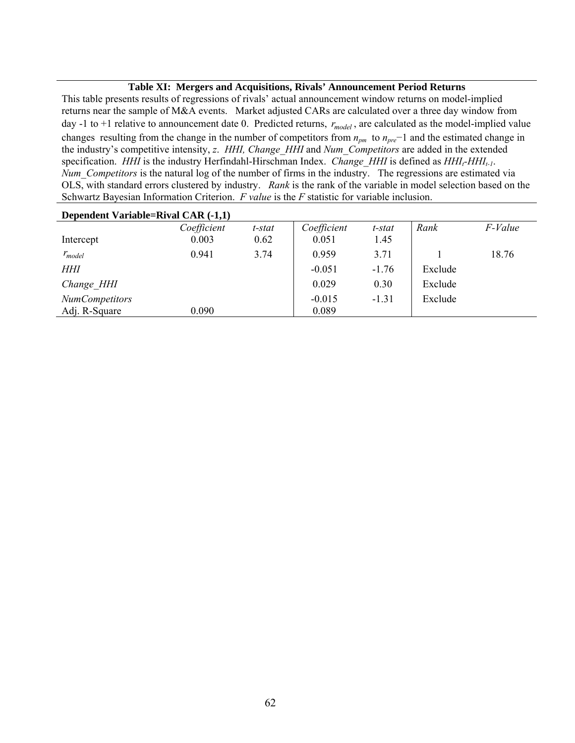**Table XI: Mergers and Acquisitions, Rivals' Announcement Period Returns**

This table presents results of regressions of rivals' actual announcement window returns on model-implied returns near the sample of M&A events. Market adjusted CARs are calculated over a three day window from day -1 to +1 relative to announcement date 0. Predicted returns, $r_{model}$, are calculated as the model-implied value changes resulting from the change in the number of competitors from $n_{pm}$ to $n_{pre}-1$ and the estimated change in the industry's competitive intensity, $z$. *HHI, Change_HHI* and *Num_Competitors* are added in the extended specification. *HHI* is the industry Herfindahl-Hirschman Index. *Change_HHI* is defined as $HHI_t$-$HHI_{t-1}$. *Num_Competitors* is the natural log of the number of firms in the industry. The regressions are estimated via OLS, with standard errors clustered by industry. *Rank* is the rank of the variable in model selection based on the Schwartz Bayesian Information Criterion. *F value* is the *F* statistic for variable inclusion.

**Dependent Variable=Rival CAR (-1,1)**

| | *Coefficient* | *t-stat* | *Coefficient* | *t-stat* | *Rank* | *F-Value* |
|---|---|---|---|---|---|---|
| Intercept | 0.003 | 0.62 | 0.051 | 1.45 | | |
| $r_{model}$ | 0.941 | 3.74 | 0.959 | 3.71 | 1 | 18.76 |
| *HHI* | | | -0.051 | -1.76 | Exclude | |
| *Change_HHI* | | | 0.029 | 0.30 | Exclude | |
| *NumCompetitors* | | | -0.015 | -1.31 | Exclude | |
| Adj. R-Square | 0.090 | | 0.089 | | | |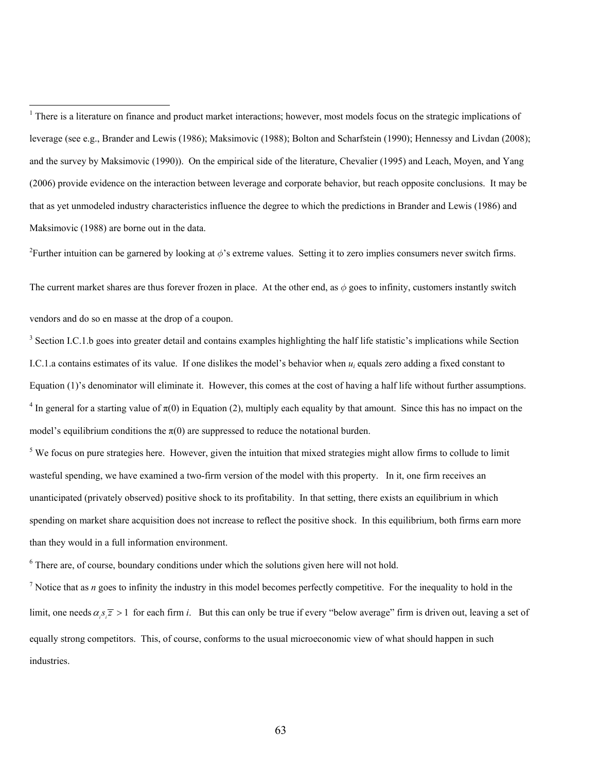[1] There is a literature on finance and product market interactions; however, most models focus on the strategic implications of leverage (see e.g., Brander and Lewis (1986); Maksimovic (1988); Bolton and Scharfstein (1990); Hennessy and Livdan (2008); and the survey by Maksimovic (1990)). On the empirical side of the literature, Chevalier (1995) and Leach, Moyen, and Yang (2006) provide evidence on the interaction between leverage and corporate behavior, but reach opposite conclusions. It may be that as yet unmodeled industry characteristics influence the degree to which the predictions in Brander and Lewis (1986) and Maksimovic (1988) are borne out in the data.

[2] Further intuition can be garnered by looking at $\phi$'s extreme values. Setting it to zero implies consumers never switch firms. The current market shares are thus forever frozen in place. At the other end, as $\phi$ goes to infinity, customers instantly switch vendors and do so en masse at the drop of a coupon.

[3] Section I.C.1.b goes into greater detail and contains examples highlighting the half life statistic's implications while Section I.C.1.a contains estimates of its value. If one dislikes the model's behavior when $u_i$ equals zero adding a fixed constant to Equation (1)'s denominator will eliminate it. However, this comes at the cost of having a half life without further assumptions.

[4] In general for a starting value of $\pi(0)$ in Equation (2), multiply each equality by that amount. Since this has no impact on the model's equilibrium conditions the $\pi(0)$ are suppressed to reduce the notational burden.

[5] We focus on pure strategies here. However, given the intuition that mixed strategies might allow firms to collude to limit wasteful spending, we have examined a two-firm version of the model with this property. In it, one firm receives an unanticipated (privately observed) positive shock to its profitability. In that setting, there exists an equilibrium in which spending on market share acquisition does not increase to reflect the positive shock. In this equilibrium, both firms earn more than they would in a full information environment.

[6] There are, of course, boundary conditions under which the solutions given here will not hold.

[7] Notice that as $n$ goes to infinity the industry in this model becomes perfectly competitive. For the inequality to hold in the limit, one needs $\alpha_i s_i \bar{z} > 1$ for each firm $i$. But this can only be true if every "below average" firm is driven out, leaving a set of equally strong competitors. This, of course, conforms to the usual microeconomic view of what should happen in such industries.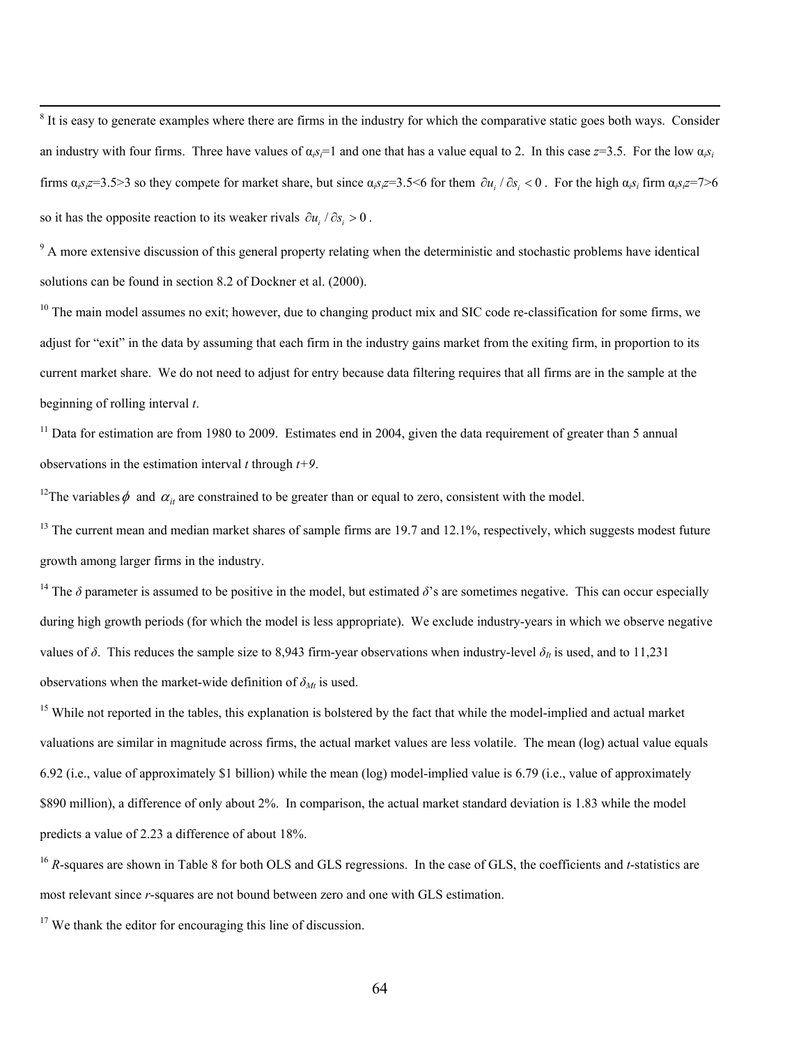[8] It is easy to generate examples where there are firms in the industry for which the comparative static goes both ways. Consider an industry with four firms. Three have values of $\alpha_i s_i$=1 and one that has a value equal to 2. In this case $z$=3.5. For the low $\alpha_i s_i$ firms $\alpha_i s_i z$=3.5>3 so they compete for market share, but since $\alpha_i s_i z$=3.5<6 for them $\partial u_i / \partial s_i < 0$. For the high $\alpha_i s_i$ firm $\alpha_i s_i z$=7>6 so it has the opposite reaction to its weaker rivals $\partial u_i / \partial s_i > 0$.

[9] A more extensive discussion of this general property relating when the deterministic and stochastic problems have identical solutions can be found in section 8.2 of Dockner et al. (2000).

[10] The main model assumes no exit; however, due to changing product mix and SIC code re-classification for some firms, we adjust for "exit" in the data by assuming that each firm in the industry gains market from the exiting firm, in proportion to its current market share. We do not need to adjust for entry because data filtering requires that all firms are in the sample at the beginning of rolling interval $t$.

[11] Data for estimation are from 1980 to 2009. Estimates end in 2004, given the data requirement of greater than 5 annual observations in the estimation interval $t$ through $t+9$.

[12] The variables $\phi$ and $\alpha_{it}$ are constrained to be greater than or equal to zero, consistent with the model.

[13] The current mean and median market shares of sample firms are 19.7 and 12.1%, respectively, which suggests modest future growth among larger firms in the industry.

[14] The $\delta$ parameter is assumed to be positive in the model, but estimated $\delta$'s are sometimes negative. This can occur especially during high growth periods (for which the model is less appropriate). We exclude industry-years in which we observe negative values of $\delta$. This reduces the sample size to 8,943 firm-year observations when industry-level $\delta_{It}$ is used, and to 11,231 observations when the market-wide definition of $\delta_{Mt}$ is used.

[15] While not reported in the tables, this explanation is bolstered by the fact that while the model-implied and actual market valuations are similar in magnitude across firms, the actual market values are less volatile. The mean (log) actual value equals 6.92 (i.e., value of approximately $1 billion) while the mean (log) model-implied value is 6.79 (i.e., value of approximately $890 million), a difference of only about 2%. In comparison, the actual market standard deviation is 1.83 while the model predicts a value of 2.23 a difference of about 18%.

[16] $R$-squares are shown in Table 8 for both OLS and GLS regressions. In the case of GLS, the coefficients and $t$-statistics are most relevant since $r$-squares are not bound between zero and one with GLS estimation.

[17] We thank the editor for encouraging this line of discussion.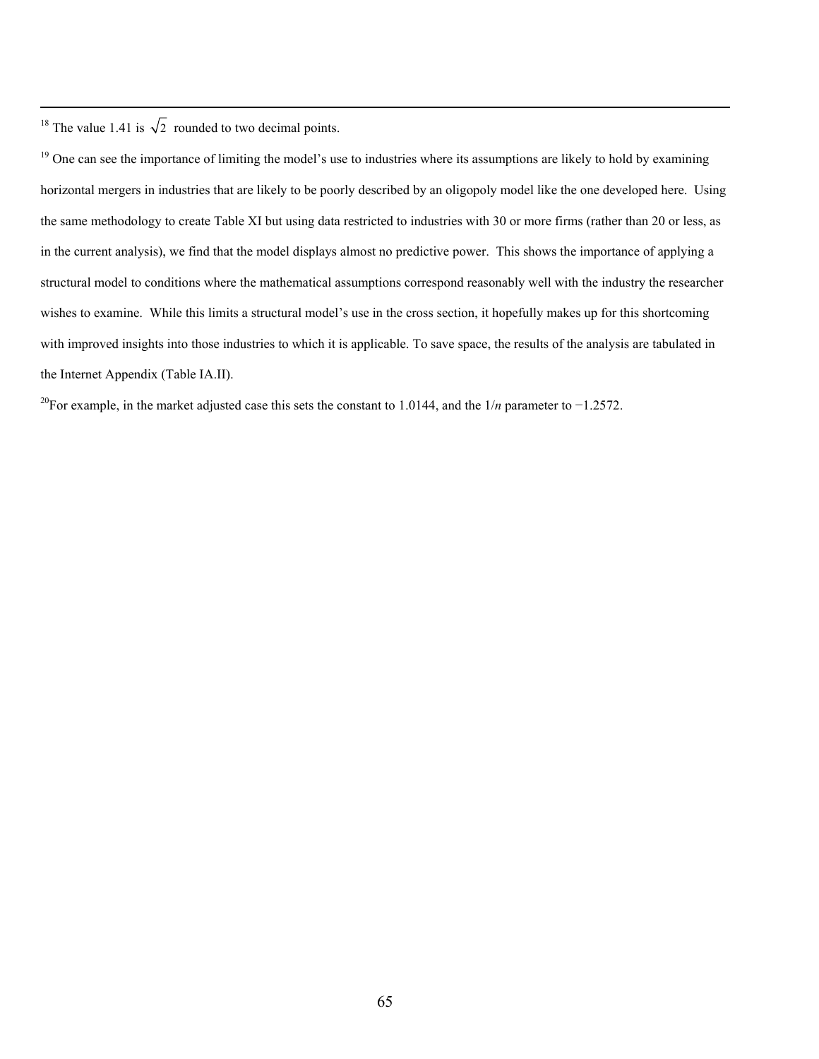[18] The value 1.41 is $\sqrt{2}$ rounded to two decimal points.

[19] One can see the importance of limiting the model's use to industries where its assumptions are likely to hold by examining horizontal mergers in industries that are likely to be poorly described by an oligopoly model like the one developed here. Using the same methodology to create Table XI but using data restricted to industries with 30 or more firms (rather than 20 or less, as in the current analysis), we find that the model displays almost no predictive power. This shows the importance of applying a structural model to conditions where the mathematical assumptions correspond reasonably well with the industry the researcher wishes to examine. While this limits a structural model's use in the cross section, it hopefully makes up for this shortcoming with improved insights into those industries to which it is applicable. To save space, the results of the analysis are tabulated in the Internet Appendix (Table IA.II).

[20] For example, in the market adjusted case this sets the constant to 1.0144, and the $1/n$ parameter to −1.2572.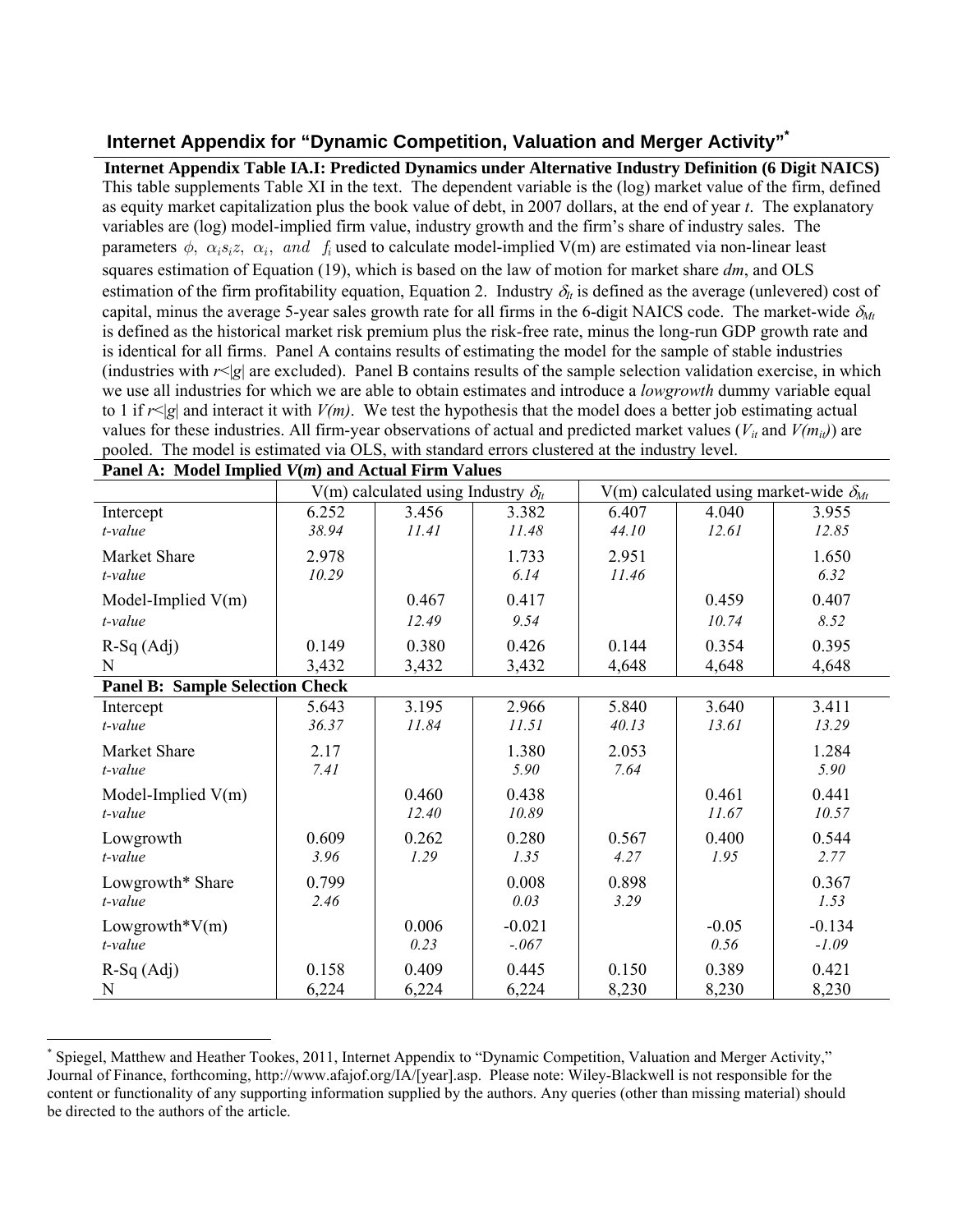## Internet Appendix for "Dynamic Competition, Valuation and Merger Activity"*

**Internet Appendix Table IA.I: Predicted Dynamics under Alternative Industry Definition (6 Digit NAICS)**
This table supplements Table XI in the text. The dependent variable is the (log) market value of the firm, defined as equity market capitalization plus the book value of debt, in 2007 dollars, at the end of year *t*. The explanatory variables are (log) model-implied firm value, industry growth and the firm's share of industry sales. The parameters $\phi,\ \alpha_i s_i z,\ \alpha_i,\ and\ \ f_i$ used to calculate model-implied V(m) are estimated via non-linear least squares estimation of Equation (19), which is based on the law of motion for market share *dm*, and OLS estimation of the firm profitability equation, Equation 2. Industry $\delta_{It}$ is defined as the average (unlevered) cost of capital, minus the average 5-year sales growth rate for all firms in the 6-digit NAICS code. The market-wide $\delta_{Mt}$ is defined as the historical market risk premium plus the risk-free rate, minus the long-run GDP growth rate and is identical for all firms. Panel A contains results of estimating the model for the sample of stable industries (industries with $r<|g|$ are excluded). Panel B contains results of the sample selection validation exercise, in which we use all industries for which we are able to obtain estimates and introduce a *lowgrowth* dummy variable equal to 1 if $r<|g|$ and interact it with *V(m)*. We test the hypothesis that the model does a better job estimating actual values for these industries. All firm-year observations of actual and predicted market values ($V_{it}$ and $V(m_{it})$) are pooled. The model is estimated via OLS, with standard errors clustered at the industry level.

| **Panel A: Model Implied *V(m)* and Actual Firm Values** | | | | | | |
|---|---|---|---|---|---|---|
| | V(m) calculated using Industry $\delta_{It}$ | | | V(m) calculated using market-wide $\delta_{Mt}$ | | |
| Intercept | 6.252 | 3.456 | 3.382 | 6.407 | 4.040 | 3.955 |
| *t-value* | *38.94* | *11.41* | *11.48* | *44.10* | *12.61* | *12.85* |
| Market Share | 2.978 | | 1.733 | 2.951 | | 1.650 |
| *t-value* | *10.29* | | *6.14* | *11.46* | | *6.32* |
| Model-Implied V(m) | | 0.467 | 0.417 | | 0.459 | 0.407 |
| *t-value* | | *12.49* | *9.54* | | *10.74* | *8.52* |
| R-Sq (Adj) | 0.149 | 0.380 | 0.426 | 0.144 | 0.354 | 0.395 |
| N | 3,432 | 3,432 | 3,432 | 4,648 | 4,648 | 4,648 |
| **Panel B: Sample Selection Check** | | | | | | |
| Intercept | 5.643 | 3.195 | 2.966 | 5.840 | 3.640 | 3.411 |
| *t-value* | *36.37* | *11.84* | *11.51* | *40.13* | *13.61* | *13.29* |
| Market Share | 2.17 | | 1.380 | 2.053 | | 1.284 |
| *t-value* | *7.41* | | *5.90* | *7.64* | | *5.90* |
| Model-Implied V(m) | | 0.460 | 0.438 | | 0.461 | 0.441 |
| *t-value* | | *12.40* | *10.89* | | *11.67* | *10.57* |
| Lowgrowth | 0.609 | 0.262 | 0.280 | 0.567 | 0.400 | 0.544 |
| *t-value* | *3.96* | *1.29* | *1.35* | *4.27* | *1.95* | *2.77* |
| Lowgrowth* Share | 0.799 | | 0.008 | 0.898 | | 0.367 |
| *t-value* | *2.46* | | *0.03* | *3.29* | | *1.53* |
| Lowgrowth*V(m) | | 0.006 | -0.021 | | -0.05 | -0.134 |
| *t-value* | | *0.23* | *-.067* | | *0.56* | *-1.09* |
| R-Sq (Adj) | 0.158 | 0.409 | 0.445 | 0.150 | 0.389 | 0.421 |
| N | 6,224 | 6,224 | 6,224 | 8,230 | 8,230 | 8,230 |

* Spiegel, Matthew and Heather Tookes, 2011, Internet Appendix to "Dynamic Competition, Valuation and Merger Activity," Journal of Finance, forthcoming, http://www.afajof.org/IA/[year].asp. Please note: Wiley-Blackwell is not responsible for the content or functionality of any supporting information supplied by the authors. Any queries (other than missing material) should be directed to the authors of the article.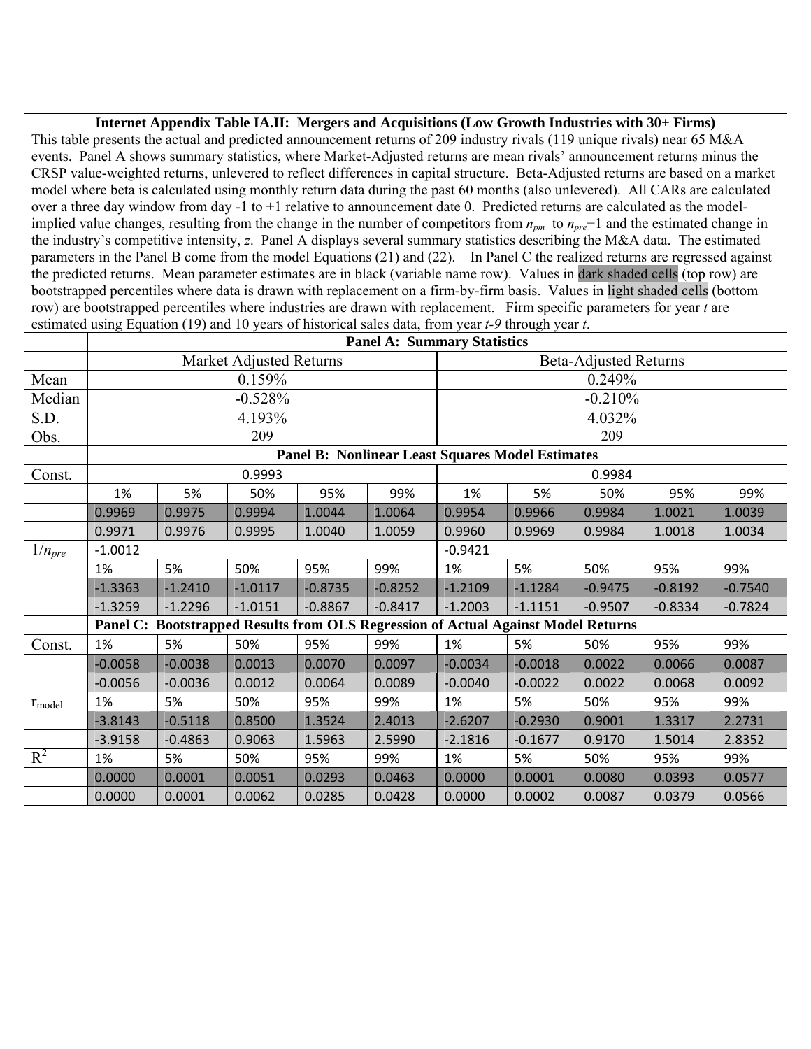**Internet Appendix Table IA.II: Mergers and Acquisitions (Low Growth Industries with 30+ Firms)**

This table presents the actual and predicted announcement returns of 209 industry rivals (119 unique rivals) near 65 M&A events. Panel A shows summary statistics, where Market-Adjusted returns are mean rivals' announcement returns minus the CRSP value-weighted returns, unlevered to reflect differences in capital structure. Beta-Adjusted returns are based on a market model where beta is calculated using monthly return data during the past 60 months (also unlevered). All CARs are calculated over a three day window from day -1 to +1 relative to announcement date 0. Predicted returns are calculated as the model-implied value changes, resulting from the change in the number of competitors from $n_{pm}$ to $n_{pre}-1$ and the estimated change in the industry's competitive intensity, $z$. Panel A displays several summary statistics describing the M&A data. The estimated parameters in the Panel B come from the model Equations (21) and (22). In Panel C the realized returns are regressed against the predicted returns. Mean parameter estimates are in black (variable name row). Values in dark shaded cells (top row) are bootstrapped percentiles where data is drawn with replacement on a firm-by-firm basis. Values in light shaded cells (bottom row) are bootstrapped percentiles where industries are drawn with replacement. Firm specific parameters for year $t$ are estimated using Equation (19) and 10 years of historical sales data, from year $t$-9 through year $t$.

| | **Panel A: Summary Statistics** | | | | | | | | | |
|---|---|---|---|---|---|---|---|---|---|---|
| | Market Adjusted Returns | | | | | Beta-Adjusted Returns | | | | |
| Mean | 0.159% | | | | | 0.249% | | | | |
| Median | -0.528% | | | | | -0.210% | | | | |
| S.D. | 4.193% | | | | | 4.032% | | | | |
| Obs. | 209 | | | | | 209 | | | | |
| | **Panel B: Nonlinear Least Squares Model Estimates** | | | | | | | | | |
| Const. | 0.9993 | | | | | 0.9984 | | | | |
| | 1% | 5% | 50% | 95% | 99% | 1% | 5% | 50% | 95% | 99% |
| | 0.9969 | 0.9975 | 0.9994 | 1.0044 | 1.0064 | 0.9954 | 0.9966 | 0.9984 | 1.0021 | 1.0039 |
| | 0.9971 | 0.9976 | 0.9995 | 1.0040 | 1.0059 | 0.9960 | 0.9969 | 0.9984 | 1.0018 | 1.0034 |
| $1/n_{pre}$ | -1.0012 | | | | | -0.9421 | | | | |
| | 1% | 5% | 50% | 95% | 99% | 1% | 5% | 50% | 95% | 99% |
| | -1.3363 | -1.2410 | -1.0117 | -0.8735 | -0.8252 | -1.2109 | -1.1284 | -0.9475 | -0.8192 | -0.7540 |
| | -1.3259 | -1.2296 | -1.0151 | -0.8867 | -0.8417 | -1.2003 | -1.1151 | -0.9507 | -0.8334 | -0.7824 |
| | **Panel C: Bootstrapped Results from OLS Regression of Actual Against Model Returns** | | | | | | | | | |
| Const. | 1% | 5% | 50% | 95% | 99% | 1% | 5% | 50% | 95% | 99% |
| | -0.0058 | -0.0038 | 0.0013 | 0.0070 | 0.0097 | -0.0034 | -0.0018 | 0.0022 | 0.0066 | 0.0087 |
| | -0.0056 | -0.0036 | 0.0012 | 0.0064 | 0.0089 | -0.0040 | -0.0022 | 0.0022 | 0.0068 | 0.0092 |
| $r_{model}$ | 1% | 5% | 50% | 95% | 99% | 1% | 5% | 50% | 95% | 99% |
| | -3.8143 | -0.5118 | 0.8500 | 1.3524 | 2.4013 | -2.6207 | -0.2930 | 0.9001 | 1.3317 | 2.2731 |
| | -3.9158 | -0.4863 | 0.9063 | 1.5963 | 2.5990 | -2.1816 | -0.1677 | 0.9170 | 1.5014 | 2.8352 |
| $R^2$ | 1% | 5% | 50% | 95% | 99% | 1% | 5% | 50% | 95% | 99% |
| | 0.0000 | 0.0001 | 0.0051 | 0.0293 | 0.0463 | 0.0000 | 0.0001 | 0.0080 | 0.0393 | 0.0577 |
| | 0.0000 | 0.0001 | 0.0062 | 0.0285 | 0.0428 | 0.0000 | 0.0002 | 0.0087 | 0.0379 | 0.0566 |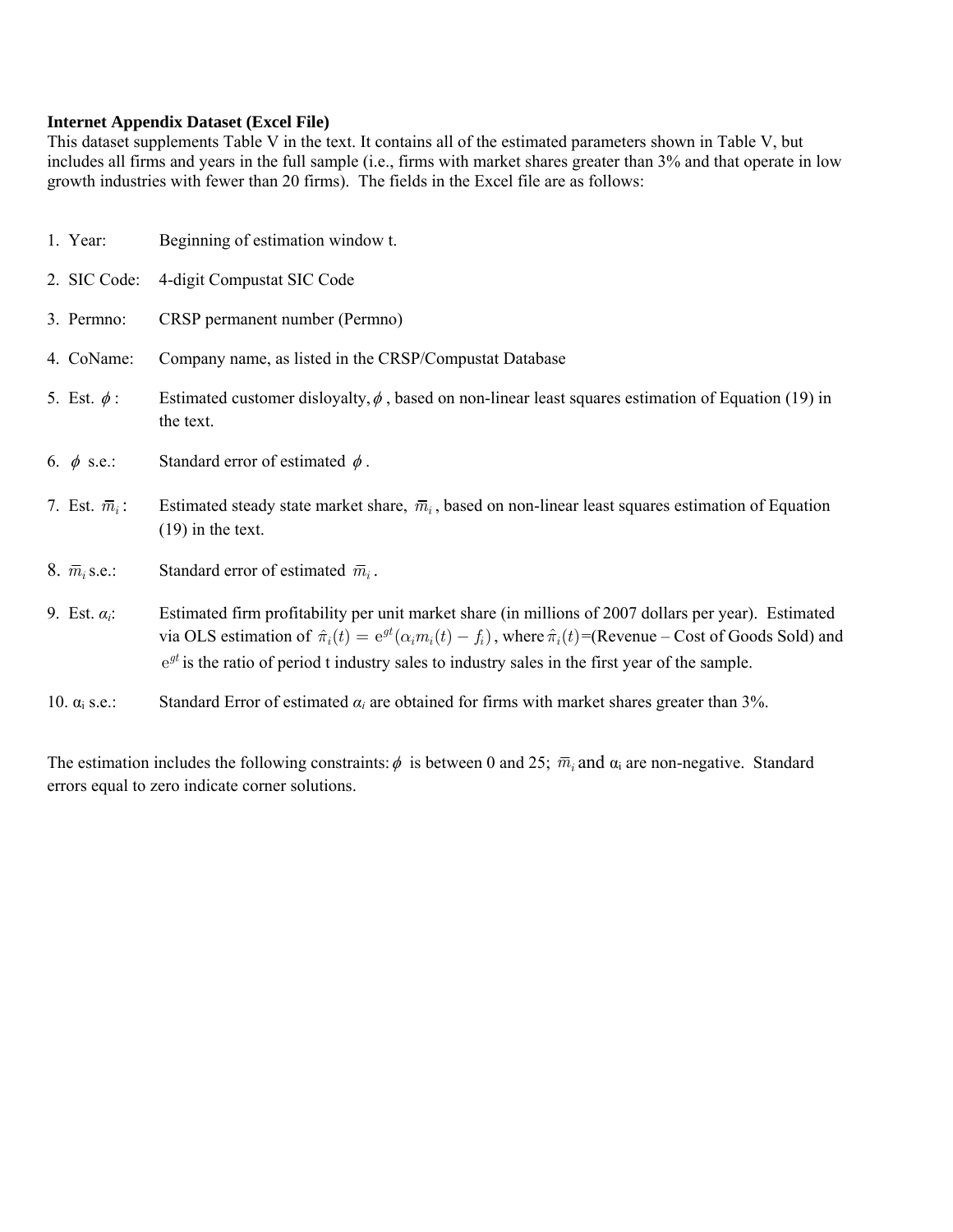**Internet Appendix Dataset (Excel File)**

This dataset supplements Table V in the text. It contains all of the estimated parameters shown in Table V, but includes all firms and years in the full sample (i.e., firms with market shares greater than 3% and that operate in low growth industries with fewer than 20 firms). The fields in the Excel file are as follows:

1. Year: Beginning of estimation window t.
2. SIC Code: 4-digit Compustat SIC Code
3. Permno: CRSP permanent number (Permno)
4. CoName: Company name, as listed in the CRSP/Compustat Database
5. Est. $\phi$: Estimated customer disloyalty, $\phi$, based on non-linear least squares estimation of Equation (19) in the text.
6. $\phi$ s.e.: Standard error of estimated $\phi$.
7. Est. $\overline{m}_i$: Estimated steady state market share, $\overline{m}_i$, based on non-linear least squares estimation of Equation (19) in the text.
8. $\overline{m}_i$ s.e.: Standard error of estimated $\overline{m}_i$.
9. Est. $\alpha_i$: Estimated firm profitability per unit market share (in millions of 2007 dollars per year). Estimated via OLS estimation of $\hat{\pi}_i(t) = \mathrm{e}^{gt}(\alpha_i m_i(t) - f_i)$, where $\hat{\pi}_i(t)$=(Revenue – Cost of Goods Sold) and $\mathrm{e}^{gt}$ is the ratio of period t industry sales to industry sales in the first year of the sample.
10. $\alpha_i$ s.e.: Standard Error of estimated $\alpha_i$ are obtained for firms with market shares greater than 3%.

The estimation includes the following constraints: $\phi$ is between 0 and 25; $\overline{m}_i$ and $\alpha_i$ are non-negative. Standard errors equal to zero indicate corner solutions.